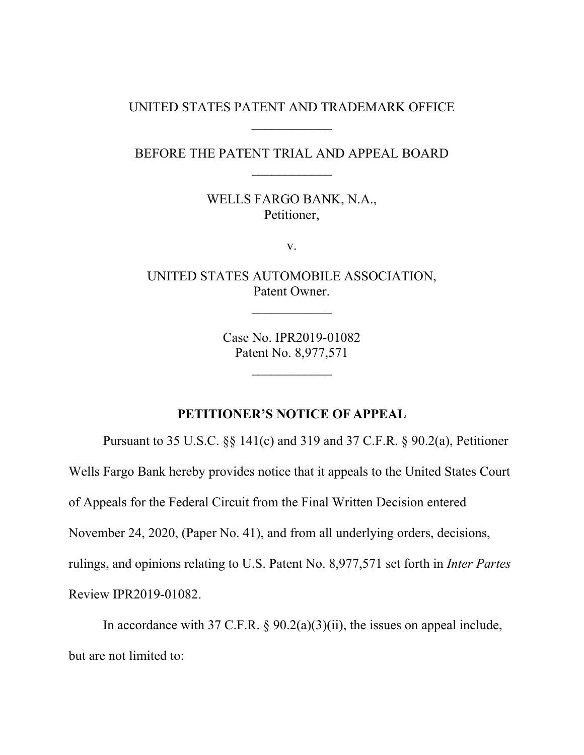UNITED STATES PATENT AND TRADEMARK OFFICE

____________

BEFORE THE PATENT TRIAL AND APPEAL BOARD

____________

WELLS FARGO BANK, N.A.,
Petitioner,

v.

UNITED STATES AUTOMOBILE ASSOCIATION,
Patent Owner.

____________

Case No. IPR2019-01082
Patent No. 8,977,571

____________

**PETITIONER'S NOTICE OF APPEAL**

Pursuant to 35 U.S.C. §§ 141(c) and 319 and 37 C.F.R. § 90.2(a), Petitioner Wells Fargo Bank hereby provides notice that it appeals to the United States Court of Appeals for the Federal Circuit from the Final Written Decision entered November 24, 2020, (Paper No. 41), and from all underlying orders, decisions, rulings, and opinions relating to U.S. Patent No. 8,977,571 set forth in *Inter Partes* Review IPR2019-01082.

In accordance with 37 C.F.R. § 90.2(a)(3)(ii), the issues on appeal include, but are not limited to: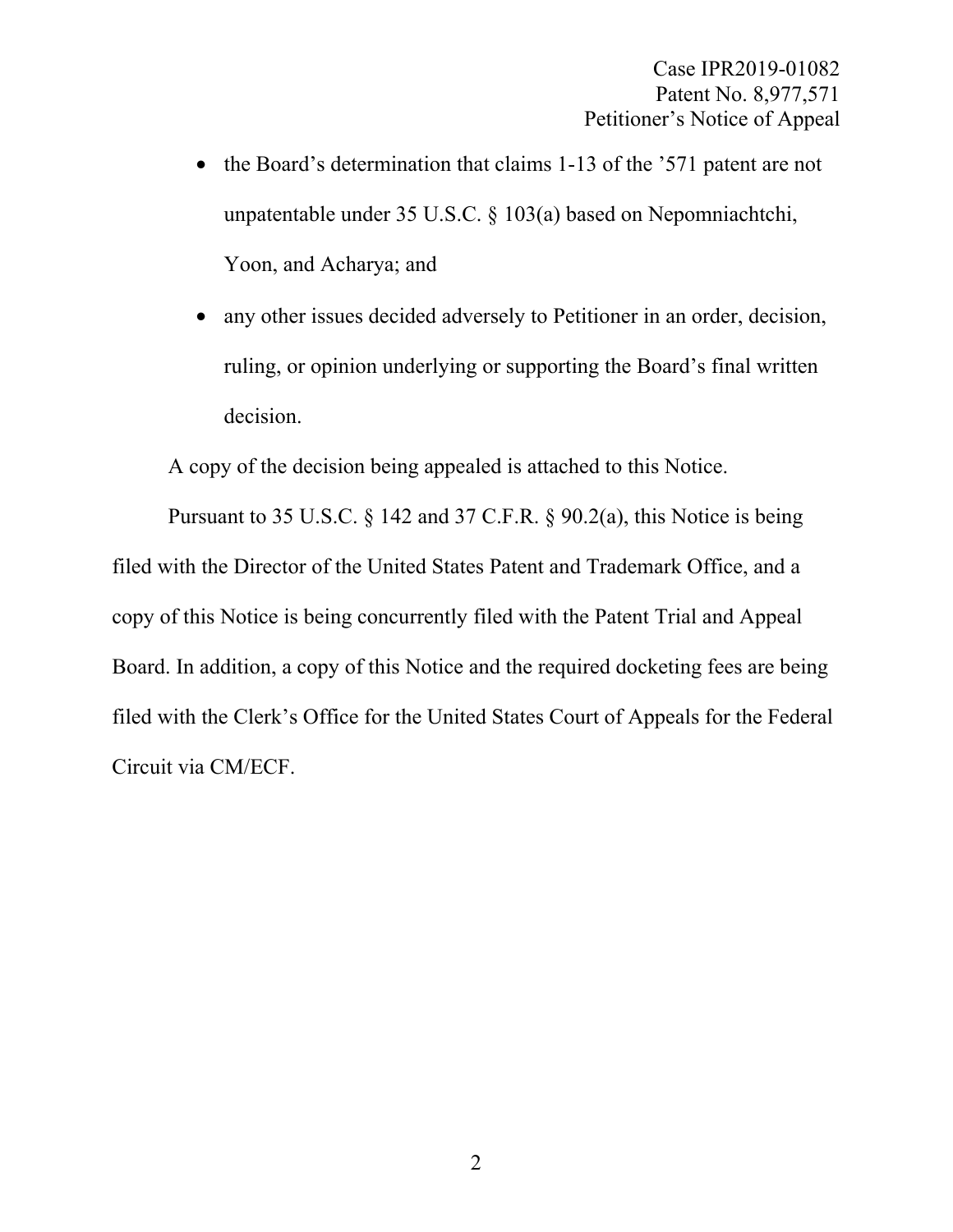- the Board's determination that claims 1-13 of the '571 patent are not unpatentable under 35 U.S.C. § 103(a) based on Nepomniachtchi, Yoon, and Acharya; and
- any other issues decided adversely to Petitioner in an order, decision, ruling, or opinion underlying or supporting the Board's final written decision.

A copy of the decision being appealed is attached to this Notice.

Pursuant to 35 U.S.C. § 142 and 37 C.F.R. § 90.2(a), this Notice is being filed with the Director of the United States Patent and Trademark Office, and a copy of this Notice is being concurrently filed with the Patent Trial and Appeal Board. In addition, a copy of this Notice and the required docketing fees are being filed with the Clerk's Office for the United States Court of Appeals for the Federal Circuit via CM/ECF.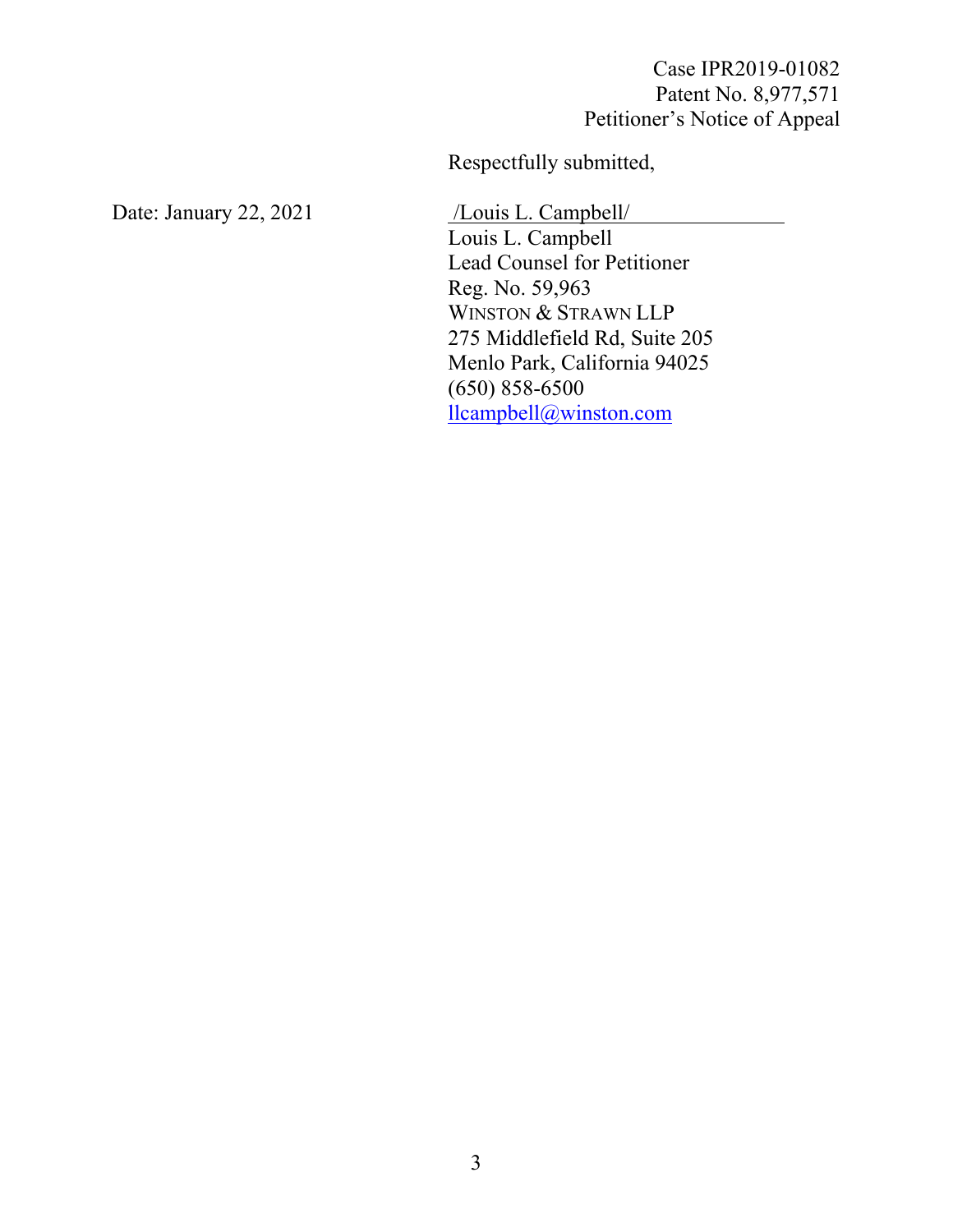Respectfully submitted,

Date: January 22, 2021

/Louis L. Campbell/

Louis L. Campbell
Lead Counsel for Petitioner
Reg. No. 59,963
WINSTON & STRAWN LLP
275 Middlefield Rd, Suite 205
Menlo Park, California 94025
(650) 858-6500
llcampbell@winston.com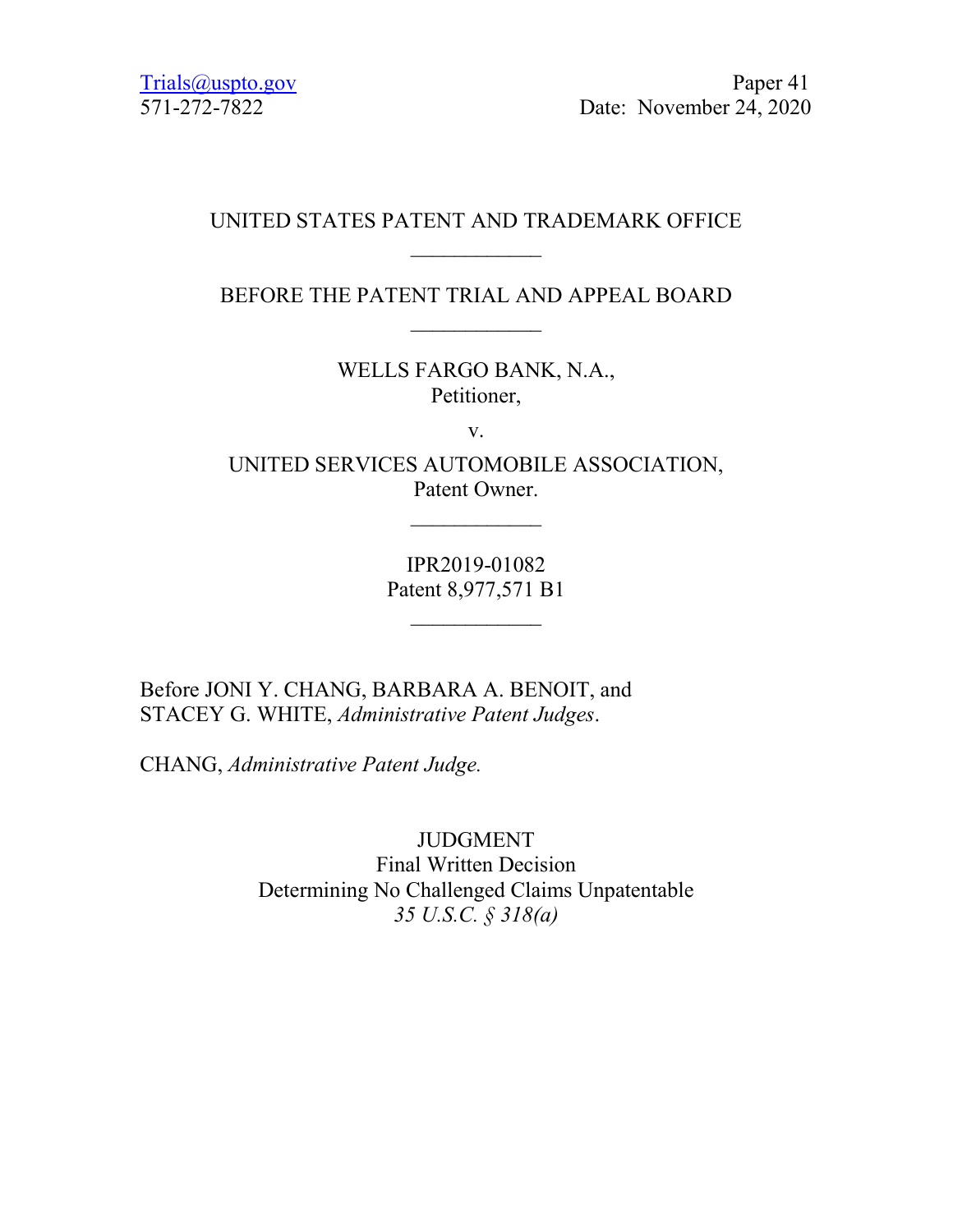Trials@uspto.gov
571-272-7822

Paper 41
Date: November 24, 2020

UNITED STATES PATENT AND TRADEMARK OFFICE

---

BEFORE THE PATENT TRIAL AND APPEAL BOARD

---

WELLS FARGO BANK, N.A.,
Petitioner,

v.

UNITED SERVICES AUTOMOBILE ASSOCIATION,
Patent Owner.

---

IPR2019-01082
Patent 8,977,571 B1

---

Before JONI Y. CHANG, BARBARA A. BENOIT, and STACEY G. WHITE, *Administrative Patent Judges*.

CHANG, *Administrative Patent Judge.*

JUDGMENT
Final Written Decision
Determining No Challenged Claims Unpatentable
*35 U.S.C. § 318(a)*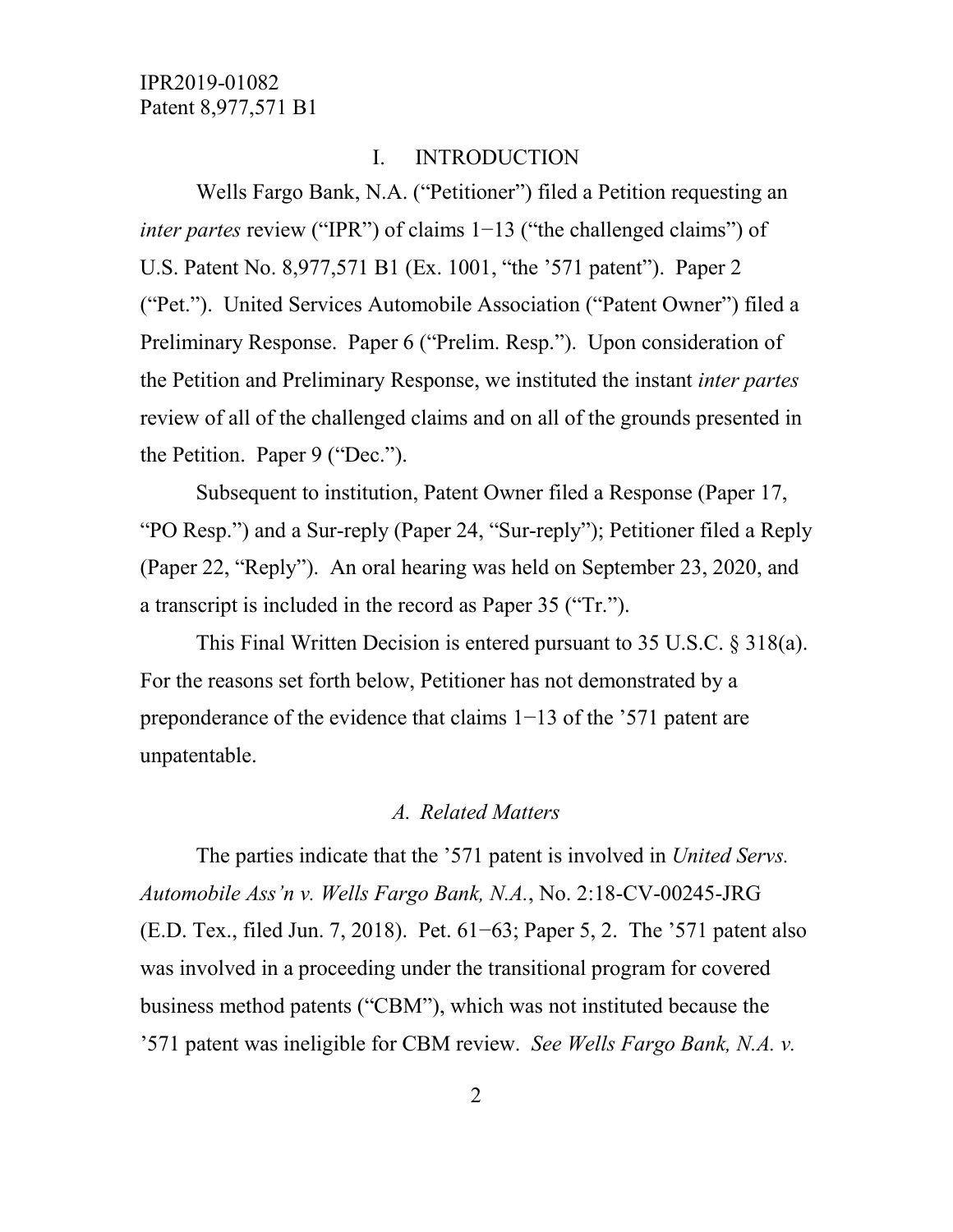## I. INTRODUCTION

Wells Fargo Bank, N.A. ("Petitioner") filed a Petition requesting an *inter partes* review ("IPR") of claims 1−13 ("the challenged claims") of U.S. Patent No. 8,977,571 B1 (Ex. 1001, "the '571 patent"). Paper 2 ("Pet."). United Services Automobile Association ("Patent Owner") filed a Preliminary Response. Paper 6 ("Prelim. Resp."). Upon consideration of the Petition and Preliminary Response, we instituted the instant *inter partes* review of all of the challenged claims and on all of the grounds presented in the Petition. Paper 9 ("Dec.").

Subsequent to institution, Patent Owner filed a Response (Paper 17, "PO Resp.") and a Sur-reply (Paper 24, "Sur-reply"); Petitioner filed a Reply (Paper 22, "Reply"). An oral hearing was held on September 23, 2020, and a transcript is included in the record as Paper 35 ("Tr.").

This Final Written Decision is entered pursuant to 35 U.S.C. § 318(a). For the reasons set forth below, Petitioner has not demonstrated by a preponderance of the evidence that claims 1−13 of the '571 patent are unpatentable.

### *A. Related Matters*

The parties indicate that the '571 patent is involved in *United Servs. Automobile Ass'n v. Wells Fargo Bank, N.A.*, No. 2:18-CV-00245-JRG (E.D. Tex., filed Jun. 7, 2018). Pet. 61−63; Paper 5, 2. The '571 patent also was involved in a proceeding under the transitional program for covered business method patents ("CBM"), which was not instituted because the '571 patent was ineligible for CBM review. *See Wells Fargo Bank, N.A. v.*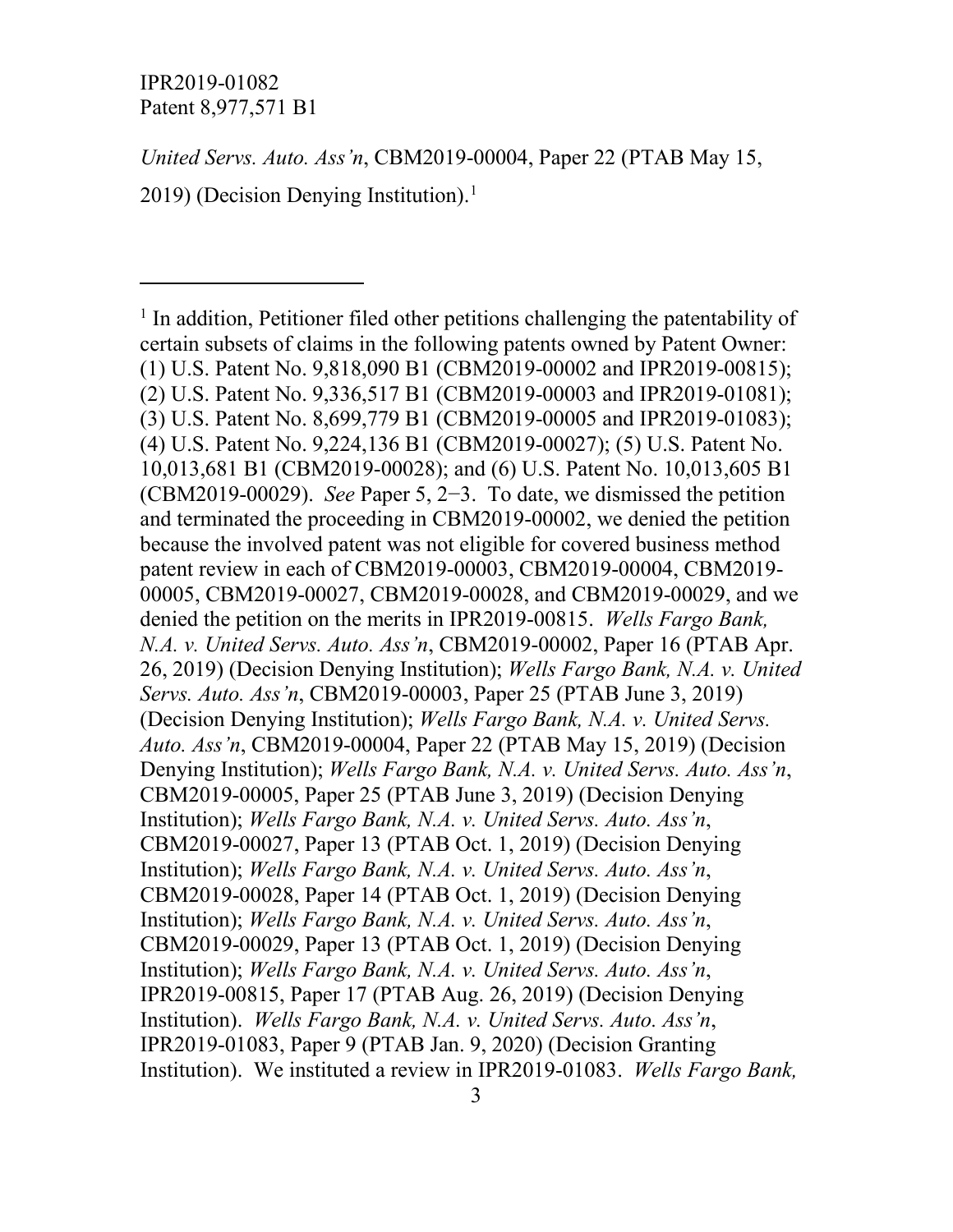*United Servs. Auto. Ass'n*, CBM2019-00004, Paper 22 (PTAB May 15, 2019) (Decision Denying Institution).[1]

---

[1] In addition, Petitioner filed other petitions challenging the patentability of certain subsets of claims in the following patents owned by Patent Owner: (1) U.S. Patent No. 9,818,090 B1 (CBM2019-00002 and IPR2019-00815); (2) U.S. Patent No. 9,336,517 B1 (CBM2019-00003 and IPR2019-01081); (3) U.S. Patent No. 8,699,779 B1 (CBM2019-00005 and IPR2019-01083); (4) U.S. Patent No. 9,224,136 B1 (CBM2019-00027); (5) U.S. Patent No. 10,013,681 B1 (CBM2019-00028); and (6) U.S. Patent No. 10,013,605 B1 (CBM2019-00029). *See* Paper 5, 2−3. To date, we dismissed the petition and terminated the proceeding in CBM2019-00002, we denied the petition because the involved patent was not eligible for covered business method patent review in each of CBM2019-00003, CBM2019-00004, CBM2019-00005, CBM2019-00027, CBM2019-00028, and CBM2019-00029, and we denied the petition on the merits in IPR2019-00815. *Wells Fargo Bank, N.A. v. United Servs. Auto. Ass'n*, CBM2019-00002, Paper 16 (PTAB Apr. 26, 2019) (Decision Denying Institution); *Wells Fargo Bank, N.A. v. United Servs. Auto. Ass'n*, CBM2019-00003, Paper 25 (PTAB June 3, 2019) (Decision Denying Institution); *Wells Fargo Bank, N.A. v. United Servs. Auto. Ass'n*, CBM2019-00004, Paper 22 (PTAB May 15, 2019) (Decision Denying Institution); *Wells Fargo Bank, N.A. v. United Servs. Auto. Ass'n*, CBM2019-00005, Paper 25 (PTAB June 3, 2019) (Decision Denying Institution); *Wells Fargo Bank, N.A. v. United Servs. Auto. Ass'n*, CBM2019-00027, Paper 13 (PTAB Oct. 1, 2019) (Decision Denying Institution); *Wells Fargo Bank, N.A. v. United Servs. Auto. Ass'n*, CBM2019-00028, Paper 14 (PTAB Oct. 1, 2019) (Decision Denying Institution); *Wells Fargo Bank, N.A. v. United Servs. Auto. Ass'n*, CBM2019-00029, Paper 13 (PTAB Oct. 1, 2019) (Decision Denying Institution); *Wells Fargo Bank, N.A. v. United Servs. Auto. Ass'n*, IPR2019-00815, Paper 17 (PTAB Aug. 26, 2019) (Decision Denying Institution). *Wells Fargo Bank, N.A. v. United Servs. Auto. Ass'n*, IPR2019-01083, Paper 9 (PTAB Jan. 9, 2020) (Decision Granting Institution). We instituted a review in IPR2019-01083. *Wells Fargo Bank,*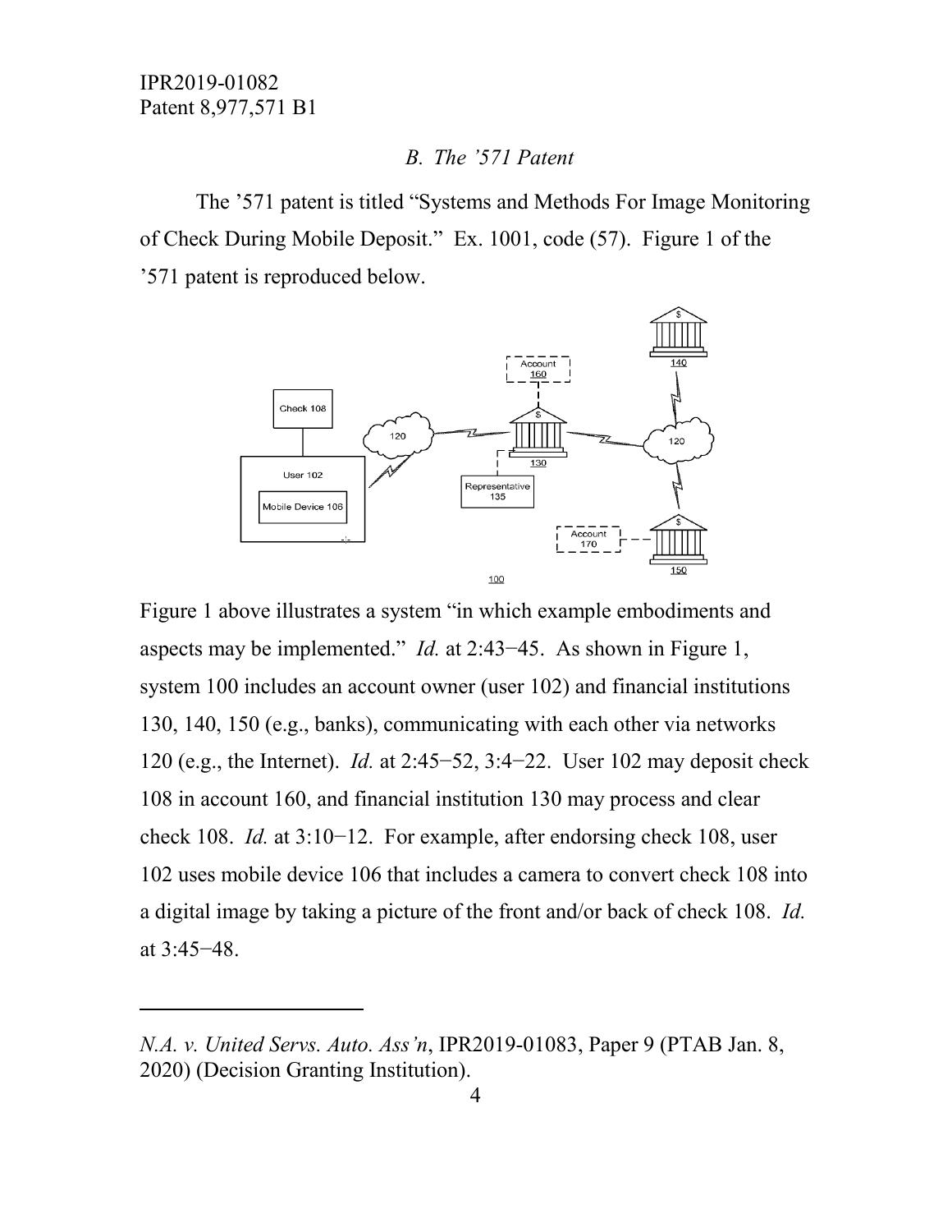### *B. The '571 Patent*

The '571 patent is titled "Systems and Methods For Image Monitoring of Check During Mobile Deposit." Ex. 1001, code (57). Figure 1 of the '571 patent is reproduced below.

Figure 1 above illustrates a system "in which example embodiments and aspects may be implemented." *Id.* at 2:43−45. As shown in Figure 1, system 100 includes an account owner (user 102) and financial institutions 130, 140, 150 (e.g., banks), communicating with each other via networks 120 (e.g., the Internet). *Id.* at 2:45−52, 3:4−22. User 102 may deposit check 108 in account 160, and financial institution 130 may process and clear check 108. *Id.* at 3:10−12. For example, after endorsing check 108, user 102 uses mobile device 106 that includes a camera to convert check 108 into a digital image by taking a picture of the front and/or back of check 108. *Id.* at 3:45−48.

---

*N.A. v. United Servs. Auto. Ass'n*, IPR2019-01083, Paper 9 (PTAB Jan. 8, 2020) (Decision Granting Institution).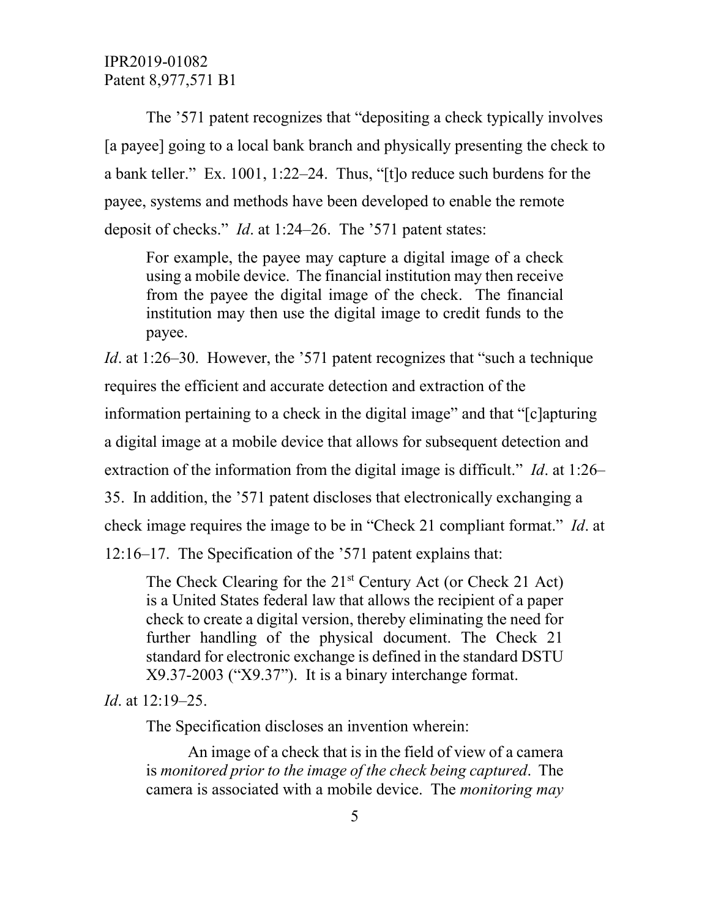The ’571 patent recognizes that “depositing a check typically involves [a payee] going to a local bank branch and physically presenting the check to a bank teller.” Ex. 1001, 1:22–24. Thus, “[t]o reduce such burdens for the payee, systems and methods have been developed to enable the remote deposit of checks.” *Id*. at 1:24–26. The ’571 patent states:

> For example, the payee may capture a digital image of a check using a mobile device. The financial institution may then receive from the payee the digital image of the check. The financial institution may then use the digital image to credit funds to the payee.

*Id*. at 1:26–30. However, the ’571 patent recognizes that “such a technique requires the efficient and accurate detection and extraction of the information pertaining to a check in the digital image” and that “[c]apturing a digital image at a mobile device that allows for subsequent detection and extraction of the information from the digital image is difficult.” *Id*. at 1:26–35. In addition, the ’571 patent discloses that electronically exchanging a check image requires the image to be in “Check 21 compliant format.” *Id*. at 12:16–17. The Specification of the ’571 patent explains that:

> The Check Clearing for the 21st Century Act (or Check 21 Act) is a United States federal law that allows the recipient of a paper check to create a digital version, thereby eliminating the need for further handling of the physical document. The Check 21 standard for electronic exchange is defined in the standard DSTU X9.37-2003 (“X9.37”). It is a binary interchange format.

*Id*. at 12:19–25.

The Specification discloses an invention wherein:

> An image of a check that is in the field of view of a camera is *monitored prior to the image of the check being captured*. The camera is associated with a mobile device. The *monitoring may*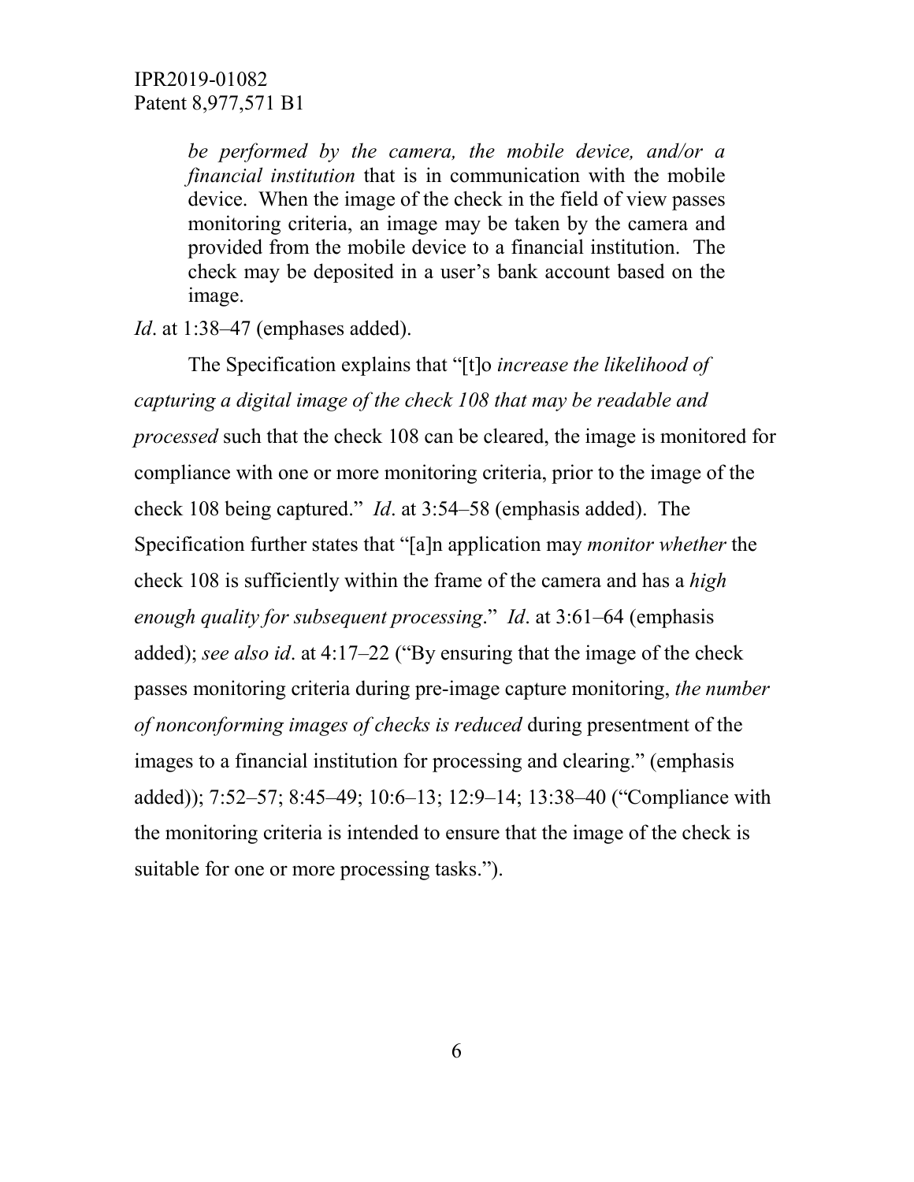> *be performed by the camera, the mobile device, and/or a financial institution* that is in communication with the mobile device. When the image of the check in the field of view passes monitoring criteria, an image may be taken by the camera and provided from the mobile device to a financial institution. The check may be deposited in a user's bank account based on the image.

*Id*. at 1:38–47 (emphases added).

The Specification explains that "[t]o *increase the likelihood of capturing a digital image of the check 108 that may be readable and processed* such that the check 108 can be cleared, the image is monitored for compliance with one or more monitoring criteria, prior to the image of the check 108 being captured." *Id*. at 3:54–58 (emphasis added). The Specification further states that "[a]n application may *monitor whether* the check 108 is sufficiently within the frame of the camera and has a *high enough quality for subsequent processing*." *Id*. at 3:61–64 (emphasis added); *see also id*. at 4:17–22 ("By ensuring that the image of the check passes monitoring criteria during pre-image capture monitoring, *the number of nonconforming images of checks is reduced* during presentment of the images to a financial institution for processing and clearing." (emphasis added)); 7:52–57; 8:45–49; 10:6–13; 12:9–14; 13:38–40 ("Compliance with the monitoring criteria is intended to ensure that the image of the check is suitable for one or more processing tasks.").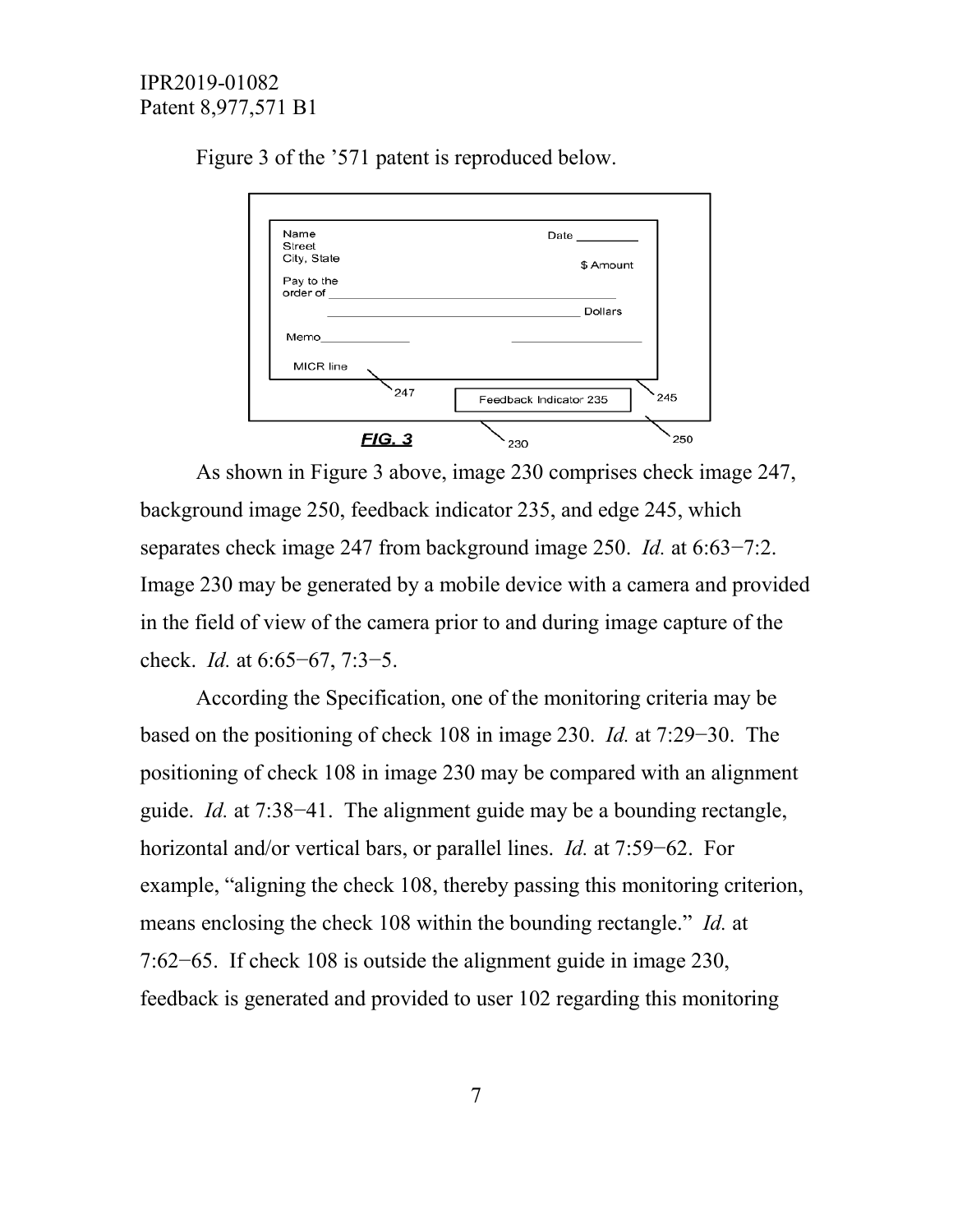Figure 3 of the ’571 patent is reproduced below.

As shown in Figure 3 above, image 230 comprises check image 247, background image 250, feedback indicator 235, and edge 245, which separates check image 247 from background image 250. *Id.* at 6:63−7:2. Image 230 may be generated by a mobile device with a camera and provided in the field of view of the camera prior to and during image capture of the check. *Id.* at 6:65−67, 7:3−5.

According the Specification, one of the monitoring criteria may be based on the positioning of check 108 in image 230. *Id.* at 7:29−30. The positioning of check 108 in image 230 may be compared with an alignment guide. *Id.* at 7:38−41. The alignment guide may be a bounding rectangle, horizontal and/or vertical bars, or parallel lines. *Id.* at 7:59−62. For example, “aligning the check 108, thereby passing this monitoring criterion, means enclosing the check 108 within the bounding rectangle.” *Id.* at 7:62−65. If check 108 is outside the alignment guide in image 230, feedback is generated and provided to user 102 regarding this monitoring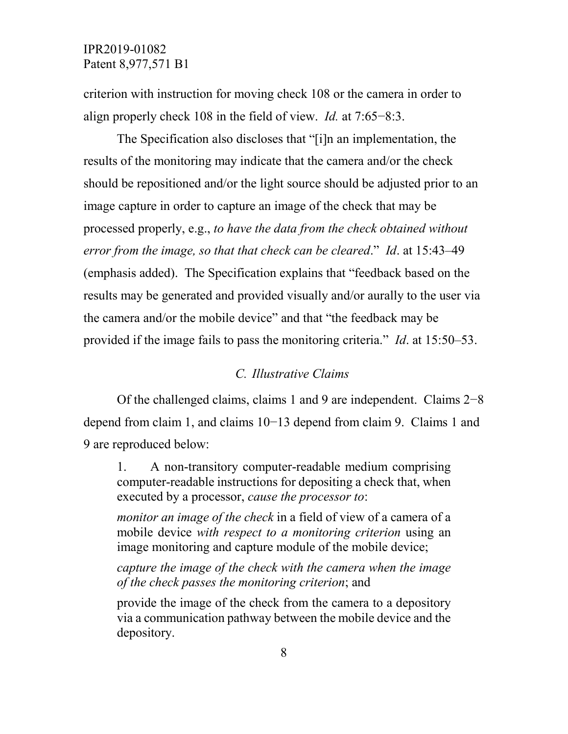criterion with instruction for moving check 108 or the camera in order to align properly check 108 in the field of view. *Id.* at 7:65−8:3.

The Specification also discloses that "[i]n an implementation, the results of the monitoring may indicate that the camera and/or the check should be repositioned and/or the light source should be adjusted prior to an image capture in order to capture an image of the check that may be processed properly, e.g., *to have the data from the check obtained without error from the image, so that that check can be cleared*." *Id*. at 15:43–49 (emphasis added). The Specification explains that "feedback based on the results may be generated and provided visually and/or aurally to the user via the camera and/or the mobile device" and that "the feedback may be provided if the image fails to pass the monitoring criteria." *Id*. at 15:50–53.

### *C. Illustrative Claims*

Of the challenged claims, claims 1 and 9 are independent. Claims 2−8 depend from claim 1, and claims 10−13 depend from claim 9. Claims 1 and 9 are reproduced below:

> 1. A non-transitory computer-readable medium comprising computer-readable instructions for depositing a check that, when executed by a processor, *cause the processor to*:
>
> *monitor an image of the check* in a field of view of a camera of a mobile device *with respect to a monitoring criterion* using an image monitoring and capture module of the mobile device;
>
> *capture the image of the check with the camera when the image of the check passes the monitoring criterion*; and
>
> provide the image of the check from the camera to a depository via a communication pathway between the mobile device and the depository.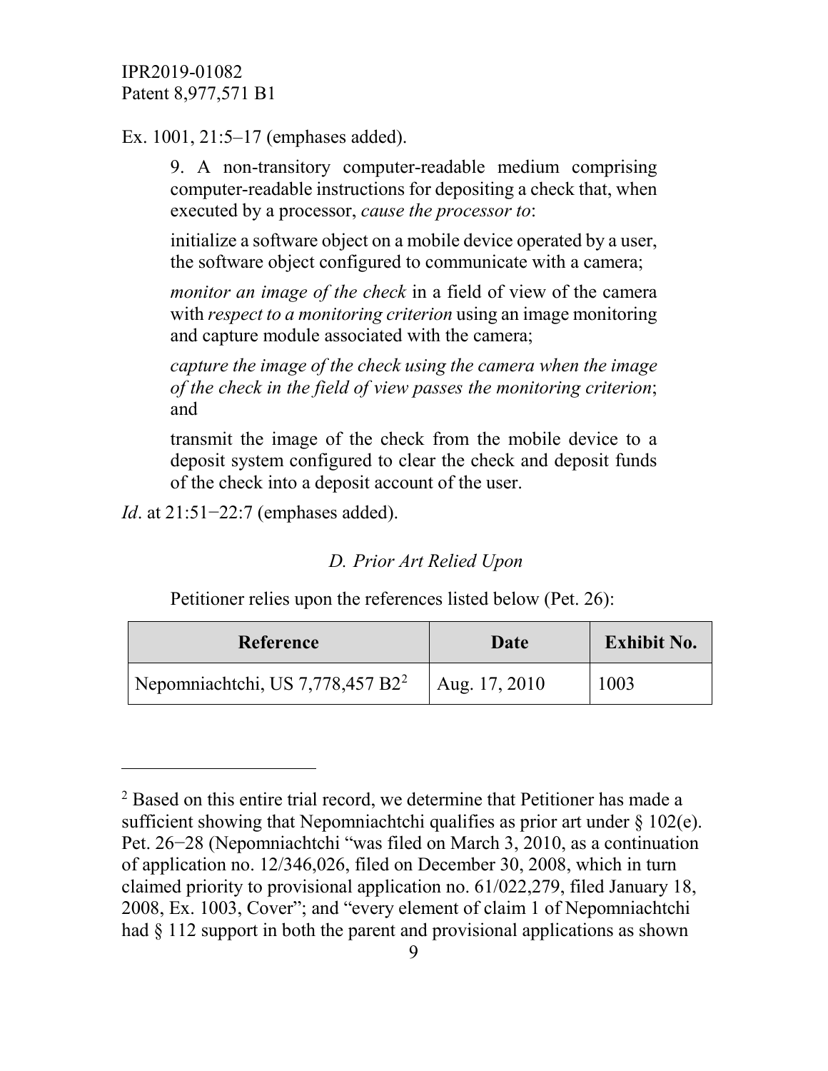Ex. 1001, 21:5–17 (emphases added).

> 9. A non-transitory computer-readable medium comprising computer-readable instructions for depositing a check that, when executed by a processor, *cause the processor to*:
>
> initialize a software object on a mobile device operated by a user, the software object configured to communicate with a camera;
>
> *monitor an image of the check* in a field of view of the camera with *respect to a monitoring criterion* using an image monitoring and capture module associated with the camera;
>
> *capture the image of the check using the camera when the image of the check in the field of view passes the monitoring criterion*; and
>
> transmit the image of the check from the mobile device to a deposit system configured to clear the check and deposit funds of the check into a deposit account of the user.

*Id*. at 21:51−22:7 (emphases added).

### *D. Prior Art Relied Upon*

Petitioner relies upon the references listed below (Pet. 26):

| Reference | Date | Exhibit No. |
|---|---|---|
| Nepomniachtchi, US 7,778,457 B2[2] | Aug. 17, 2010 | 1003 |

[2] Based on this entire trial record, we determine that Petitioner has made a sufficient showing that Nepomniachtchi qualifies as prior art under § 102(e). Pet. 26−28 (Nepomniachtchi "was filed on March 3, 2010, as a continuation of application no. 12/346,026, filed on December 30, 2008, which in turn claimed priority to provisional application no. 61/022,279, filed January 18, 2008, Ex. 1003, Cover"; and "every element of claim 1 of Nepomniachtchi had § 112 support in both the parent and provisional applications as shown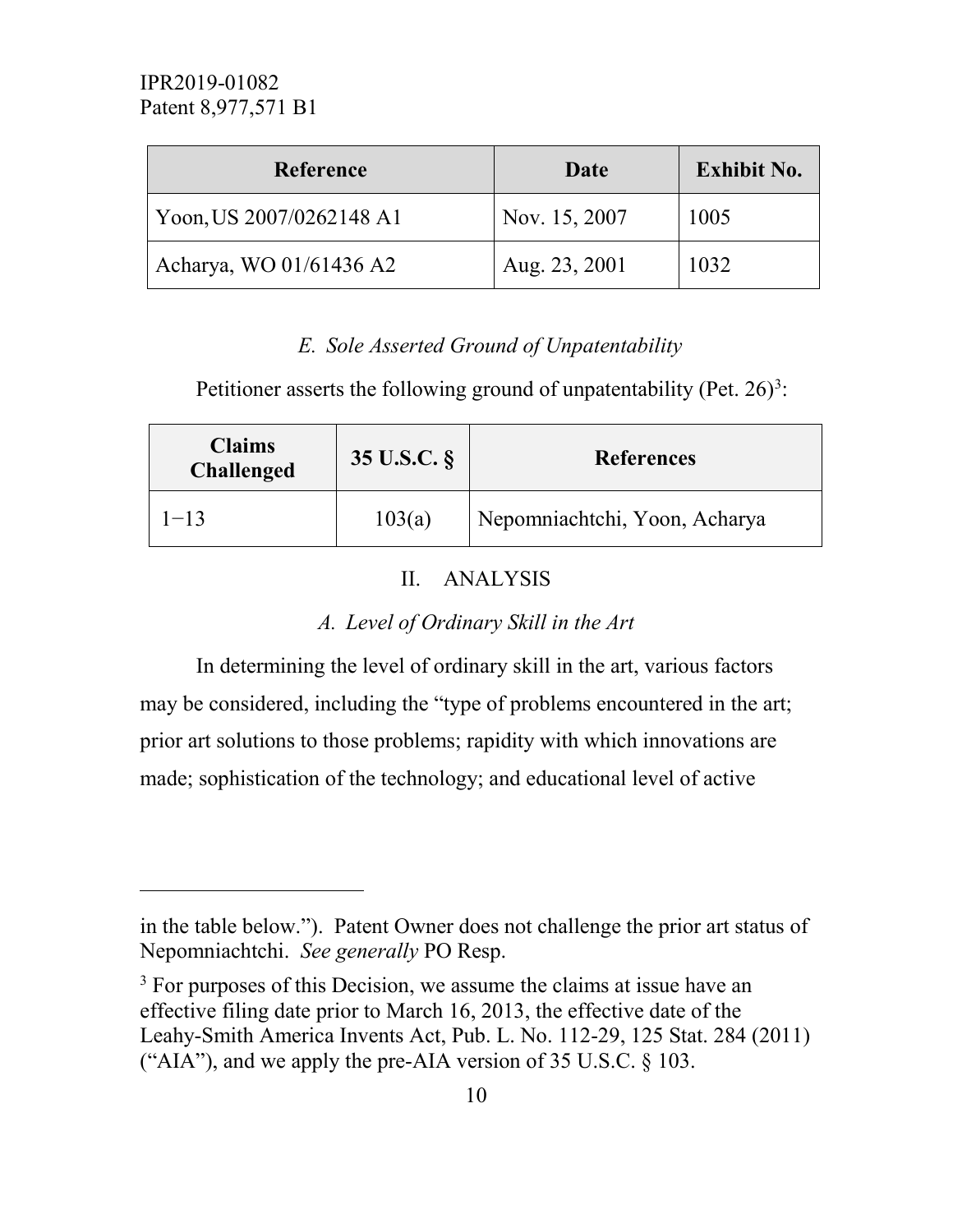| Reference | Date | Exhibit No. |
| --- | --- | --- |
| Yoon, US 2007/0262148 A1 | Nov. 15, 2007 | 1005 |
| Acharya, WO 01/61436 A2 | Aug. 23, 2001 | 1032 |

### *E. Sole Asserted Ground of Unpatentability*

Petitioner asserts the following ground of unpatentability (Pet. 26)[3]:

| Claims Challenged | 35 U.S.C. § | References |
| --- | --- | --- |
| 1−13 | 103(a) | Nepomniachtchi, Yoon, Acharya |

## II. ANALYSIS

### *A. Level of Ordinary Skill in the Art*

In determining the level of ordinary skill in the art, various factors may be considered, including the "type of problems encountered in the art; prior art solutions to those problems; rapidity with which innovations are made; sophistication of the technology; and educational level of active

---

in the table below."). Patent Owner does not challenge the prior art status of Nepomniachtchi. *See generally* PO Resp.

[3] For purposes of this Decision, we assume the claims at issue have an effective filing date prior to March 16, 2013, the effective date of the Leahy-Smith America Invents Act, Pub. L. No. 112-29, 125 Stat. 284 (2011) ("AIA"), and we apply the pre-AIA version of 35 U.S.C. § 103.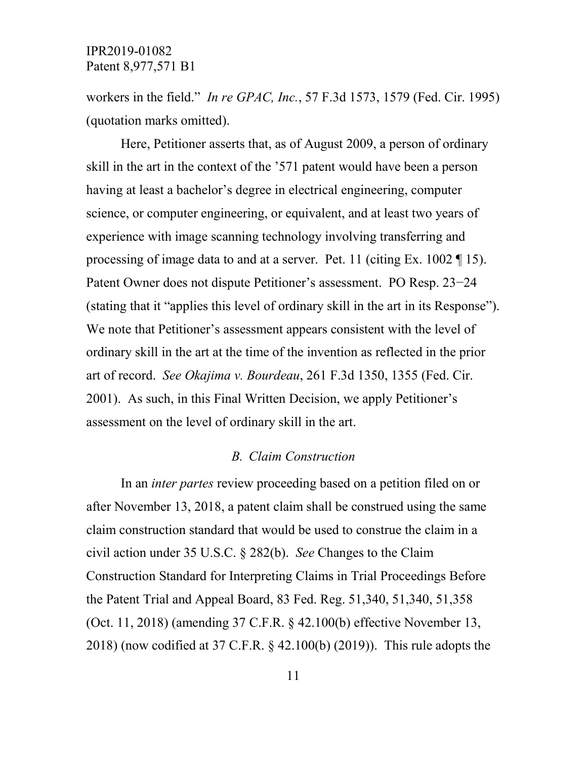workers in the field." *In re GPAC, Inc.*, 57 F.3d 1573, 1579 (Fed. Cir. 1995) (quotation marks omitted).

Here, Petitioner asserts that, as of August 2009, a person of ordinary skill in the art in the context of the '571 patent would have been a person having at least a bachelor's degree in electrical engineering, computer science, or computer engineering, or equivalent, and at least two years of experience with image scanning technology involving transferring and processing of image data to and at a server. Pet. 11 (citing Ex. 1002 ¶ 15). Patent Owner does not dispute Petitioner's assessment. PO Resp. 23−24 (stating that it "applies this level of ordinary skill in the art in its Response"). We note that Petitioner's assessment appears consistent with the level of ordinary skill in the art at the time of the invention as reflected in the prior art of record. *See Okajima v. Bourdeau*, 261 F.3d 1350, 1355 (Fed. Cir. 2001). As such, in this Final Written Decision, we apply Petitioner's assessment on the level of ordinary skill in the art.

### *B. Claim Construction*

In an *inter partes* review proceeding based on a petition filed on or after November 13, 2018, a patent claim shall be construed using the same claim construction standard that would be used to construe the claim in a civil action under 35 U.S.C. § 282(b). *See* Changes to the Claim Construction Standard for Interpreting Claims in Trial Proceedings Before the Patent Trial and Appeal Board, 83 Fed. Reg. 51,340, 51,340, 51,358 (Oct. 11, 2018) (amending 37 C.F.R. § 42.100(b) effective November 13, 2018) (now codified at 37 C.F.R. § 42.100(b) (2019)). This rule adopts the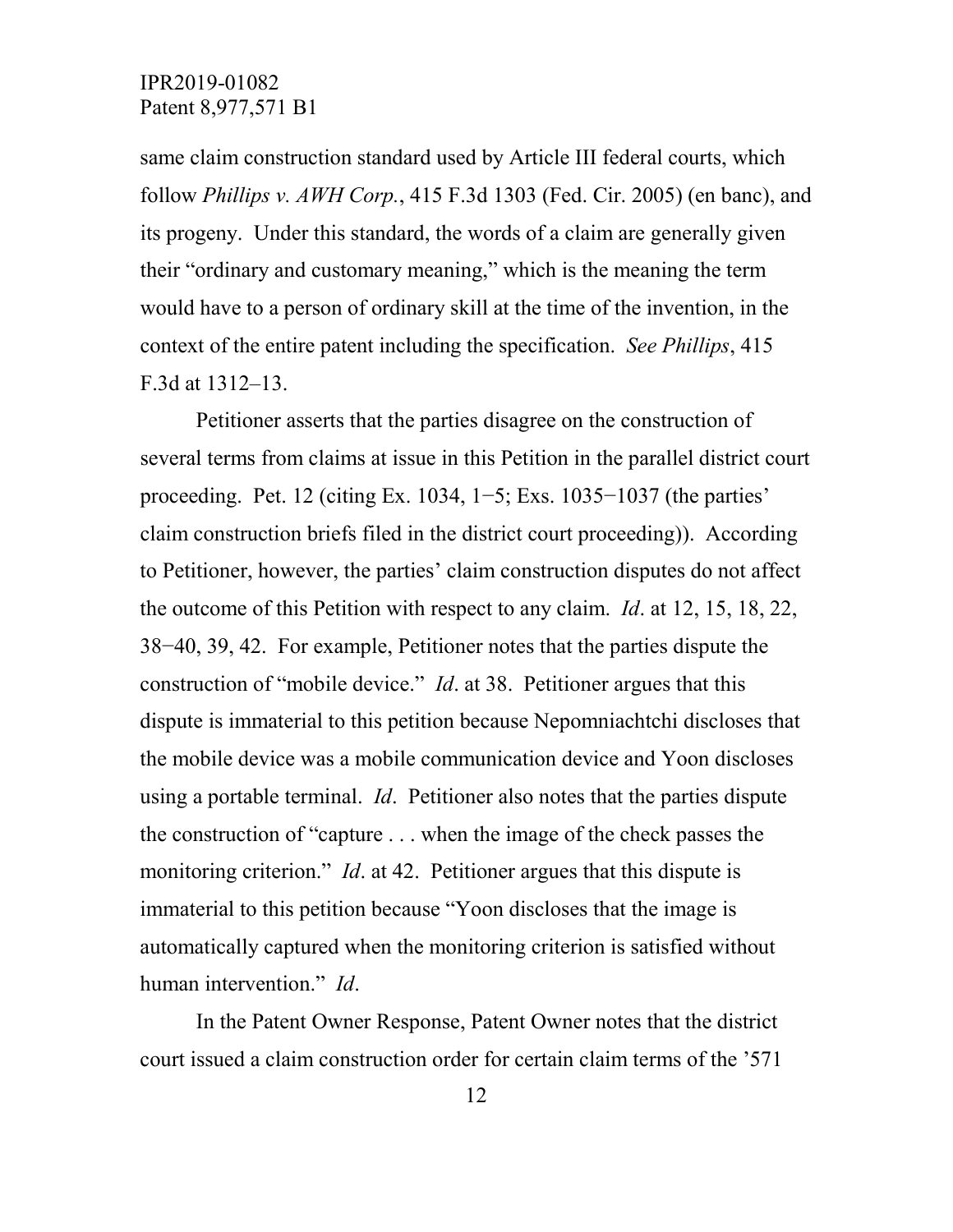same claim construction standard used by Article III federal courts, which follow *Phillips v. AWH Corp.*, 415 F.3d 1303 (Fed. Cir. 2005) (en banc), and its progeny. Under this standard, the words of a claim are generally given their "ordinary and customary meaning," which is the meaning the term would have to a person of ordinary skill at the time of the invention, in the context of the entire patent including the specification. *See Phillips*, 415 F.3d at 1312–13.

Petitioner asserts that the parties disagree on the construction of several terms from claims at issue in this Petition in the parallel district court proceeding. Pet. 12 (citing Ex. 1034, 1−5; Exs. 1035−1037 (the parties' claim construction briefs filed in the district court proceeding)). According to Petitioner, however, the parties' claim construction disputes do not affect the outcome of this Petition with respect to any claim. *Id*. at 12, 15, 18, 22, 38−40, 39, 42. For example, Petitioner notes that the parties dispute the construction of "mobile device." *Id*. at 38. Petitioner argues that this dispute is immaterial to this petition because Nepomniachtchi discloses that the mobile device was a mobile communication device and Yoon discloses using a portable terminal. *Id*. Petitioner also notes that the parties dispute the construction of "capture . . . when the image of the check passes the monitoring criterion." *Id*. at 42. Petitioner argues that this dispute is immaterial to this petition because "Yoon discloses that the image is automatically captured when the monitoring criterion is satisfied without human intervention." *Id*.

In the Patent Owner Response, Patent Owner notes that the district court issued a claim construction order for certain claim terms of the '571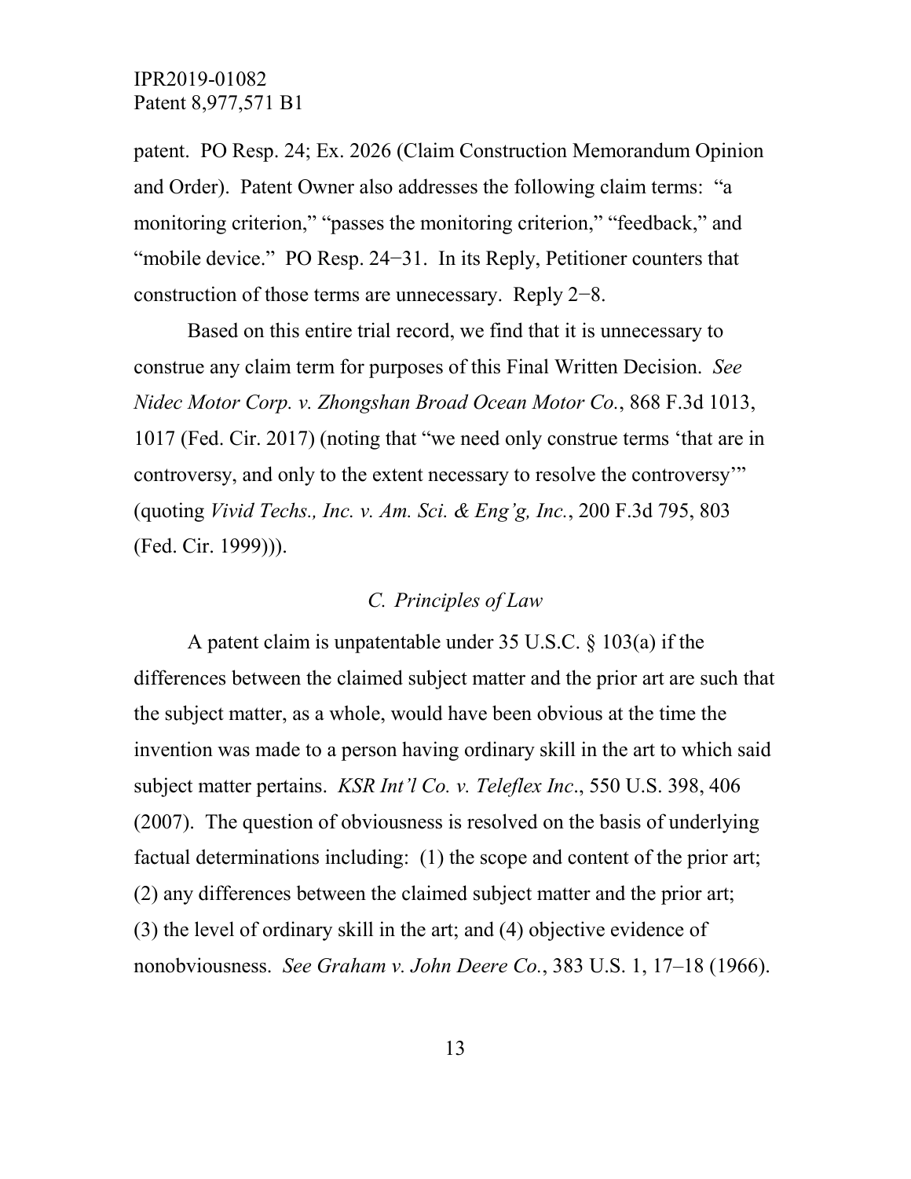patent. PO Resp. 24; Ex. 2026 (Claim Construction Memorandum Opinion and Order). Patent Owner also addresses the following claim terms: "a monitoring criterion," "passes the monitoring criterion," "feedback," and "mobile device." PO Resp. 24−31. In its Reply, Petitioner counters that construction of those terms are unnecessary. Reply 2−8.

Based on this entire trial record, we find that it is unnecessary to construe any claim term for purposes of this Final Written Decision. *See Nidec Motor Corp. v. Zhongshan Broad Ocean Motor Co.*, 868 F.3d 1013, 1017 (Fed. Cir. 2017) (noting that "we need only construe terms 'that are in controversy, and only to the extent necessary to resolve the controversy'" (quoting *Vivid Techs., Inc. v. Am. Sci. & Eng'g, Inc.*, 200 F.3d 795, 803 (Fed. Cir. 1999))).

### *C. Principles of Law*

A patent claim is unpatentable under 35 U.S.C. § 103(a) if the differences between the claimed subject matter and the prior art are such that the subject matter, as a whole, would have been obvious at the time the invention was made to a person having ordinary skill in the art to which said subject matter pertains. *KSR Int'l Co. v. Teleflex Inc*., 550 U.S. 398, 406 (2007). The question of obviousness is resolved on the basis of underlying factual determinations including: (1) the scope and content of the prior art; (2) any differences between the claimed subject matter and the prior art; (3) the level of ordinary skill in the art; and (4) objective evidence of nonobviousness. *See Graham v. John Deere Co.*, 383 U.S. 1, 17–18 (1966).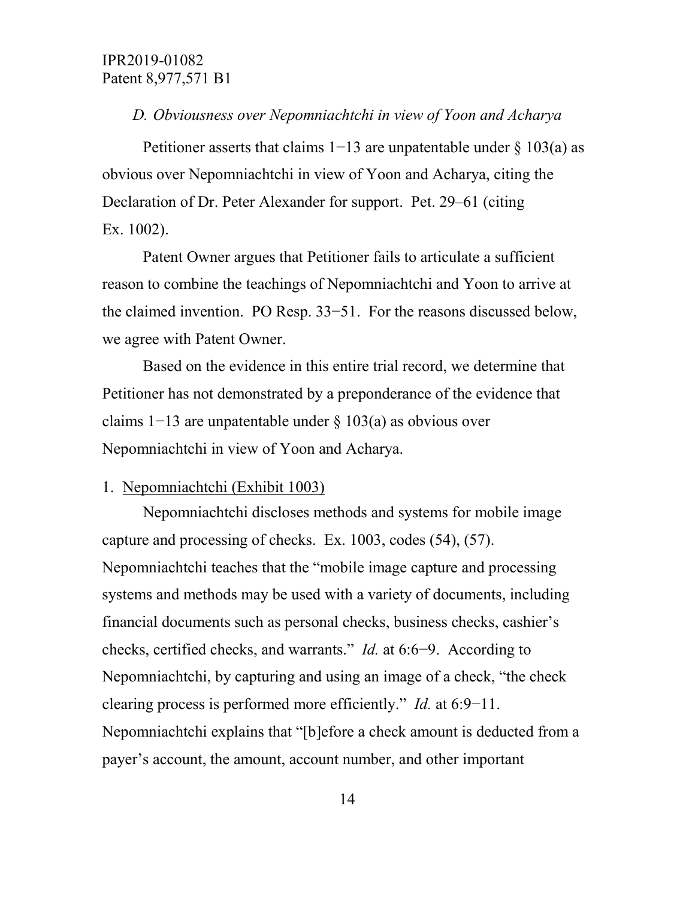*D. Obviousness over Nepomniachtchi in view of Yoon and Acharya*

Petitioner asserts that claims 1−13 are unpatentable under § 103(a) as obvious over Nepomniachtchi in view of Yoon and Acharya, citing the Declaration of Dr. Peter Alexander for support. Pet. 29–61 (citing Ex. 1002).

Patent Owner argues that Petitioner fails to articulate a sufficient reason to combine the teachings of Nepomniachtchi and Yoon to arrive at the claimed invention. PO Resp. 33−51. For the reasons discussed below, we agree with Patent Owner.

Based on the evidence in this entire trial record, we determine that Petitioner has not demonstrated by a preponderance of the evidence that claims 1−13 are unpatentable under § 103(a) as obvious over Nepomniachtchi in view of Yoon and Acharya.

1. Nepomniachtchi (Exhibit 1003)

Nepomniachtchi discloses methods and systems for mobile image capture and processing of checks. Ex. 1003, codes (54), (57). Nepomniachtchi teaches that the "mobile image capture and processing systems and methods may be used with a variety of documents, including financial documents such as personal checks, business checks, cashier's checks, certified checks, and warrants." *Id.* at 6:6−9. According to Nepomniachtchi, by capturing and using an image of a check, "the check clearing process is performed more efficiently." *Id.* at 6:9−11. Nepomniachtchi explains that "[b]efore a check amount is deducted from a payer's account, the amount, account number, and other important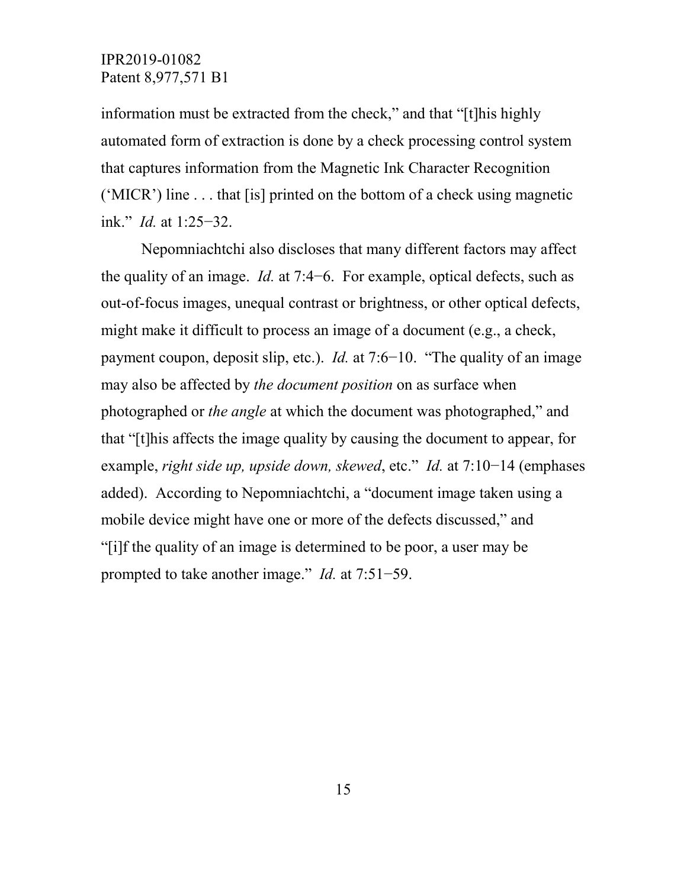information must be extracted from the check," and that "[t]his highly automated form of extraction is done by a check processing control system that captures information from the Magnetic Ink Character Recognition ('MICR') line . . . that [is] printed on the bottom of a check using magnetic ink." *Id.* at 1:25−32.

Nepomniachtchi also discloses that many different factors may affect the quality of an image. *Id.* at 7:4−6. For example, optical defects, such as out-of-focus images, unequal contrast or brightness, or other optical defects, might make it difficult to process an image of a document (e.g., a check, payment coupon, deposit slip, etc.). *Id.* at 7:6−10. "The quality of an image may also be affected by *the document position* on as surface when photographed or *the angle* at which the document was photographed," and that "[t]his affects the image quality by causing the document to appear, for example, *right side up, upside down, skewed*, etc." *Id.* at 7:10−14 (emphases added). According to Nepomniachtchi, a "document image taken using a mobile device might have one or more of the defects discussed," and "[i]f the quality of an image is determined to be poor, a user may be prompted to take another image." *Id.* at 7:51−59.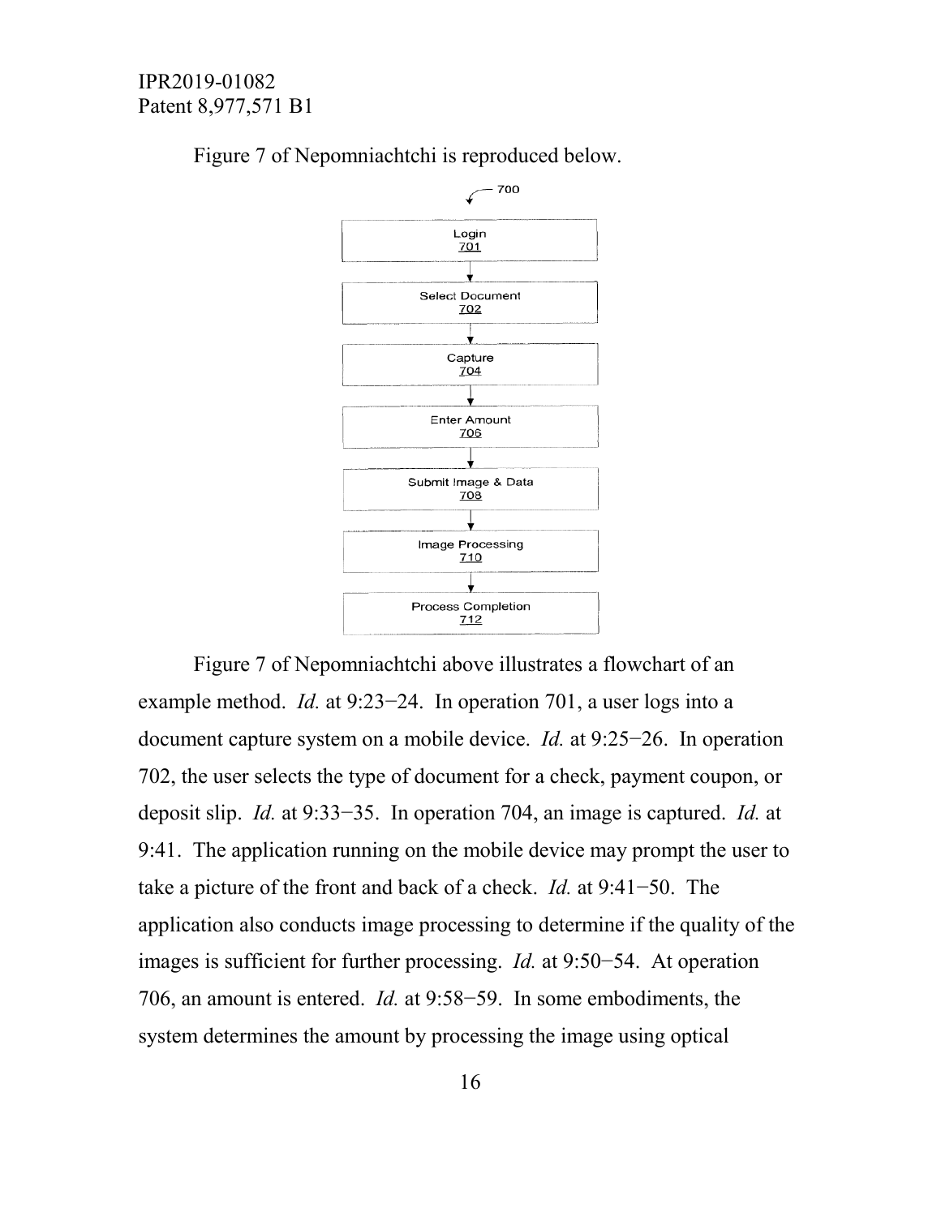Figure 7 of Nepomniachtchi is reproduced below.

Figure 7 of Nepomniachtchi above illustrates a flowchart of an example method. *Id.* at 9:23−24. In operation 701, a user logs into a document capture system on a mobile device. *Id.* at 9:25−26. In operation 702, the user selects the type of document for a check, payment coupon, or deposit slip. *Id.* at 9:33−35. In operation 704, an image is captured. *Id.* at 9:41. The application running on the mobile device may prompt the user to take a picture of the front and back of a check. *Id.* at 9:41−50. The application also conducts image processing to determine if the quality of the images is sufficient for further processing. *Id.* at 9:50−54. At operation 706, an amount is entered. *Id.* at 9:58−59. In some embodiments, the system determines the amount by processing the image using optical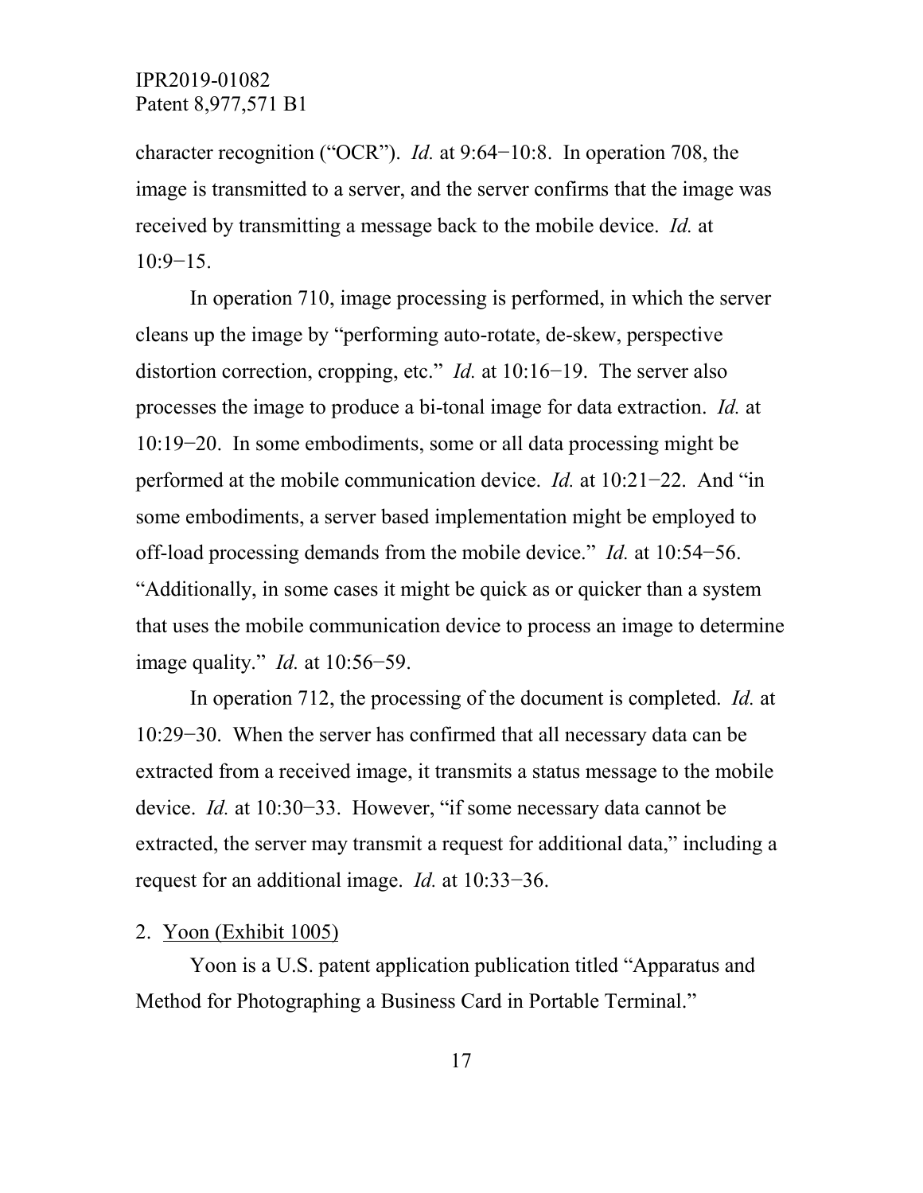character recognition ("OCR"). *Id.* at 9:64−10:8. In operation 708, the image is transmitted to a server, and the server confirms that the image was received by transmitting a message back to the mobile device. *Id.* at 10:9−15.

In operation 710, image processing is performed, in which the server cleans up the image by "performing auto-rotate, de-skew, perspective distortion correction, cropping, etc." *Id.* at 10:16−19. The server also processes the image to produce a bi-tonal image for data extraction. *Id.* at 10:19−20. In some embodiments, some or all data processing might be performed at the mobile communication device. *Id.* at 10:21−22. And "in some embodiments, a server based implementation might be employed to off-load processing demands from the mobile device." *Id.* at 10:54−56. "Additionally, in some cases it might be quick as or quicker than a system that uses the mobile communication device to process an image to determine image quality." *Id.* at 10:56−59.

In operation 712, the processing of the document is completed. *Id.* at 10:29−30. When the server has confirmed that all necessary data can be extracted from a received image, it transmits a status message to the mobile device. *Id.* at 10:30−33. However, "if some necessary data cannot be extracted, the server may transmit a request for additional data," including a request for an additional image. *Id.* at 10:33−36.

2. <u>Yoon (Exhibit 1005)</u>

Yoon is a U.S. patent application publication titled "Apparatus and Method for Photographing a Business Card in Portable Terminal."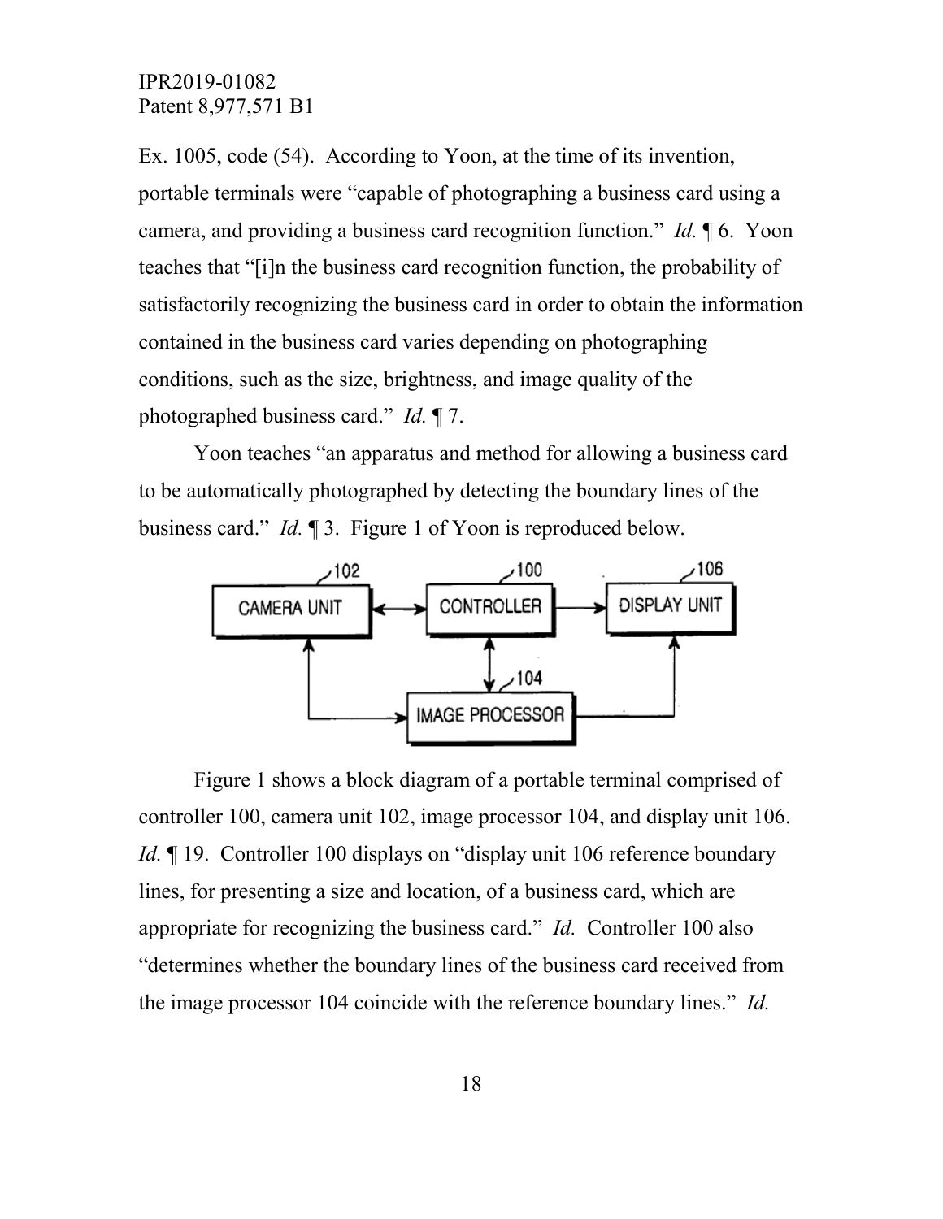Ex. 1005, code (54). According to Yoon, at the time of its invention, portable terminals were "capable of photographing a business card using a camera, and providing a business card recognition function." *Id.* ¶ 6. Yoon teaches that "[i]n the business card recognition function, the probability of satisfactorily recognizing the business card in order to obtain the information contained in the business card varies depending on photographing conditions, such as the size, brightness, and image quality of the photographed business card." *Id.* ¶ 7.

Yoon teaches "an apparatus and method for allowing a business card to be automatically photographed by detecting the boundary lines of the business card." *Id.* ¶ 3. Figure 1 of Yoon is reproduced below.

Figure 1 shows a block diagram of a portable terminal comprised of controller 100, camera unit 102, image processor 104, and display unit 106. *Id.* ¶ 19. Controller 100 displays on "display unit 106 reference boundary lines, for presenting a size and location, of a business card, which are appropriate for recognizing the business card." *Id.* Controller 100 also "determines whether the boundary lines of the business card received from the image processor 104 coincide with the reference boundary lines." *Id.*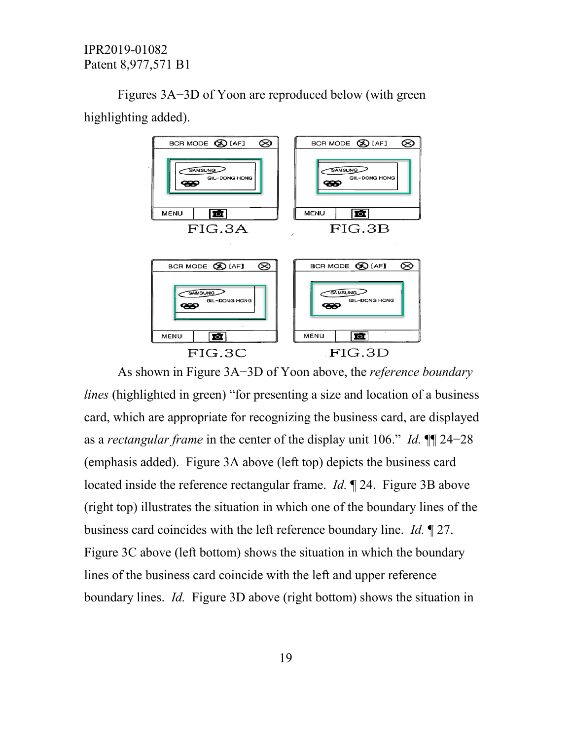Figures 3A−3D of Yoon are reproduced below (with green highlighting added).

FIG.3A

FIG.3B

FIG.3C

FIG.3D

As shown in Figure 3A−3D of Yoon above, the *reference boundary lines* (highlighted in green) "for presenting a size and location of a business card, which are appropriate for recognizing the business card, are displayed as a *rectangular frame* in the center of the display unit 106." *Id.* ¶¶ 24−28 (emphasis added). Figure 3A above (left top) depicts the business card located inside the reference rectangular frame. *Id.* ¶ 24. Figure 3B above (right top) illustrates the situation in which one of the boundary lines of the business card coincides with the left reference boundary line. *Id.* ¶ 27. Figure 3C above (left bottom) shows the situation in which the boundary lines of the business card coincide with the left and upper reference boundary lines. *Id.* Figure 3D above (right bottom) shows the situation in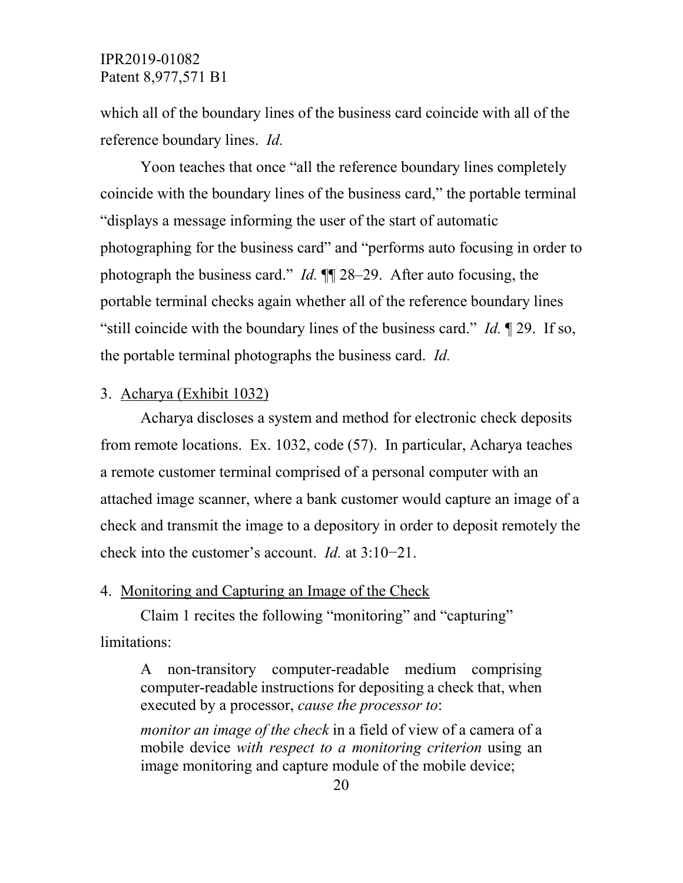which all of the boundary lines of the business card coincide with all of the reference boundary lines. *Id.*

Yoon teaches that once "all the reference boundary lines completely coincide with the boundary lines of the business card," the portable terminal "displays a message informing the user of the start of automatic photographing for the business card" and "performs auto focusing in order to photograph the business card." *Id.* ¶¶ 28–29. After auto focusing, the portable terminal checks again whether all of the reference boundary lines "still coincide with the boundary lines of the business card." *Id.* ¶ 29. If so, the portable terminal photographs the business card. *Id.*

3. Acharya (Exhibit 1032)

Acharya discloses a system and method for electronic check deposits from remote locations. Ex. 1032, code (57). In particular, Acharya teaches a remote customer terminal comprised of a personal computer with an attached image scanner, where a bank customer would capture an image of a check and transmit the image to a depository in order to deposit remotely the check into the customer's account. *Id.* at 3:10−21.

4. Monitoring and Capturing an Image of the Check

Claim 1 recites the following "monitoring" and "capturing" limitations:

> A non-transitory computer-readable medium comprising computer-readable instructions for depositing a check that, when executed by a processor, *cause the processor to*:
>
> *monitor an image of the check* in a field of view of a camera of a mobile device *with respect to a monitoring criterion* using an image monitoring and capture module of the mobile device;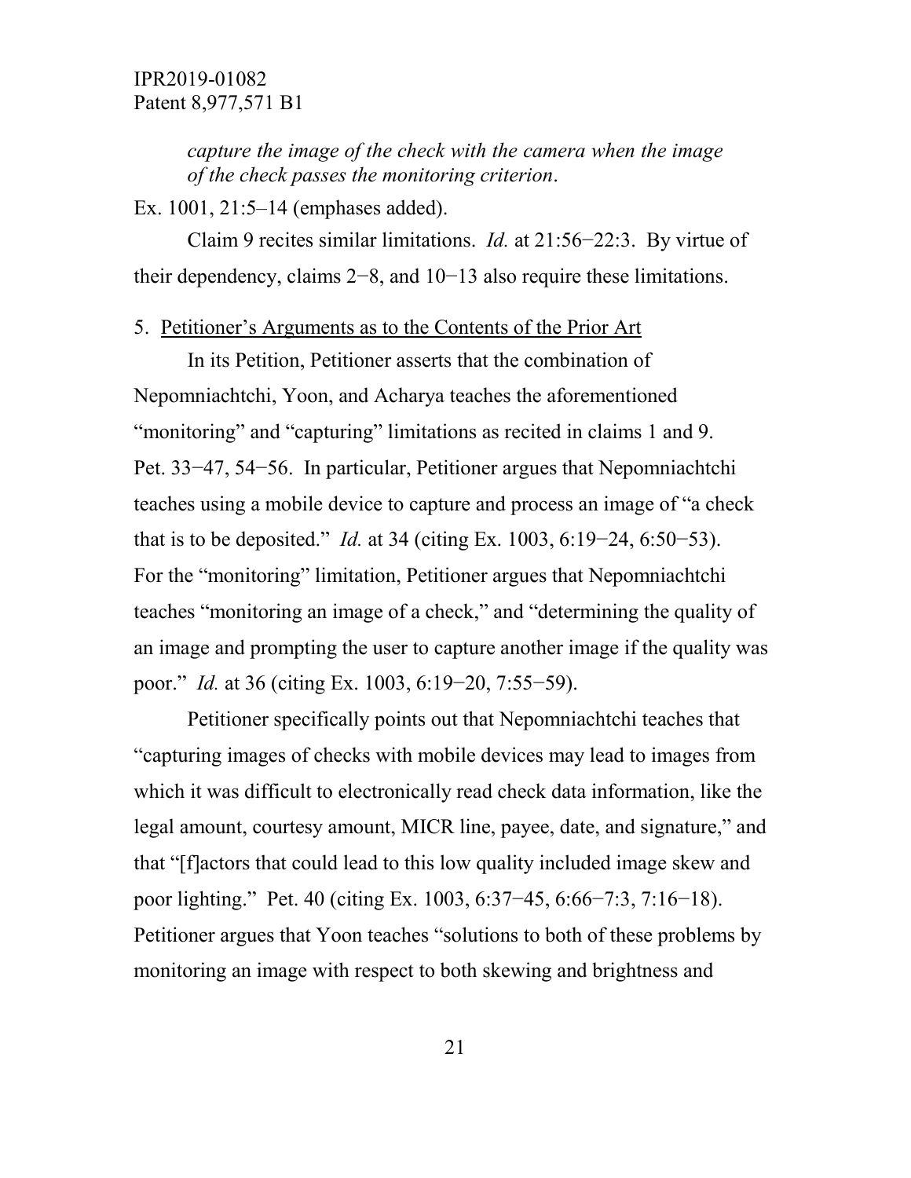> *capture the image of the check with the camera when the image of the check passes the monitoring criterion*.

Ex. 1001, 21:5–14 (emphases added).

Claim 9 recites similar limitations. *Id.* at 21:56−22:3. By virtue of their dependency, claims 2−8, and 10−13 also require these limitations.

5. Petitioner's Arguments as to the Contents of the Prior Art

In its Petition, Petitioner asserts that the combination of Nepomniachtchi, Yoon, and Acharya teaches the aforementioned "monitoring" and "capturing" limitations as recited in claims 1 and 9. Pet. 33−47, 54−56. In particular, Petitioner argues that Nepomniachtchi teaches using a mobile device to capture and process an image of "a check that is to be deposited." *Id.* at 34 (citing Ex. 1003, 6:19−24, 6:50−53). For the "monitoring" limitation, Petitioner argues that Nepomniachtchi teaches "monitoring an image of a check," and "determining the quality of an image and prompting the user to capture another image if the quality was poor." *Id.* at 36 (citing Ex. 1003, 6:19−20, 7:55−59).

Petitioner specifically points out that Nepomniachtchi teaches that "capturing images of checks with mobile devices may lead to images from which it was difficult to electronically read check data information, like the legal amount, courtesy amount, MICR line, payee, date, and signature," and that "[f]actors that could lead to this low quality included image skew and poor lighting." Pet. 40 (citing Ex. 1003, 6:37−45, 6:66−7:3, 7:16−18). Petitioner argues that Yoon teaches "solutions to both of these problems by monitoring an image with respect to both skewing and brightness and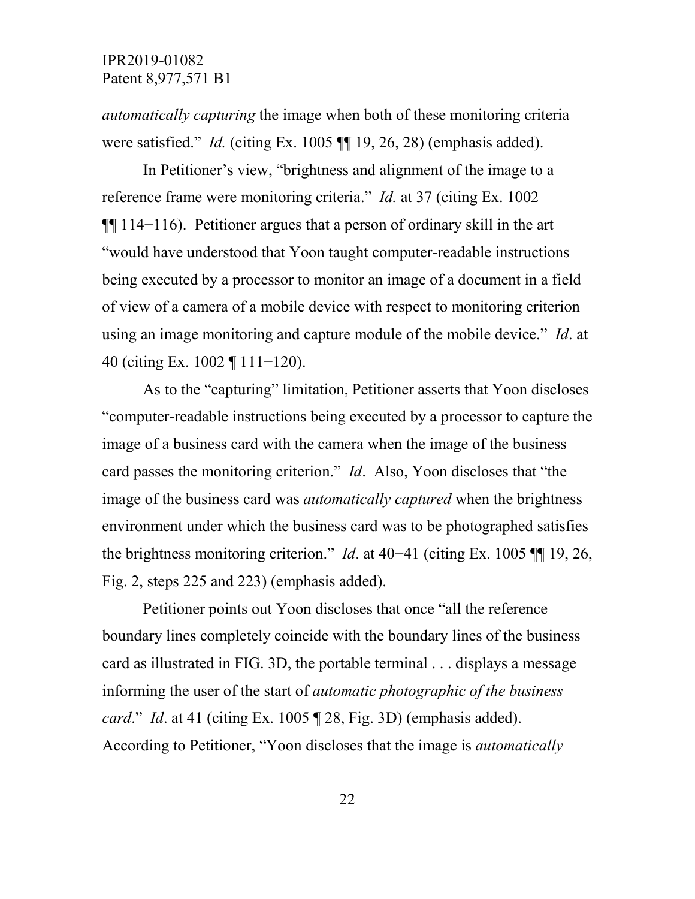*automatically capturing* the image when both of these monitoring criteria were satisfied." *Id.* (citing Ex. 1005 ¶¶ 19, 26, 28) (emphasis added).

In Petitioner's view, "brightness and alignment of the image to a reference frame were monitoring criteria." *Id.* at 37 (citing Ex. 1002 ¶¶ 114−116). Petitioner argues that a person of ordinary skill in the art "would have understood that Yoon taught computer-readable instructions being executed by a processor to monitor an image of a document in a field of view of a camera of a mobile device with respect to monitoring criterion using an image monitoring and capture module of the mobile device." *Id*. at 40 (citing Ex. 1002 ¶ 111−120).

As to the "capturing" limitation, Petitioner asserts that Yoon discloses "computer-readable instructions being executed by a processor to capture the image of a business card with the camera when the image of the business card passes the monitoring criterion." *Id*. Also, Yoon discloses that "the image of the business card was *automatically captured* when the brightness environment under which the business card was to be photographed satisfies the brightness monitoring criterion." *Id*. at 40−41 (citing Ex. 1005 ¶¶ 19, 26, Fig. 2, steps 225 and 223) (emphasis added).

Petitioner points out Yoon discloses that once "all the reference boundary lines completely coincide with the boundary lines of the business card as illustrated in FIG. 3D, the portable terminal . . . displays a message informing the user of the start of *automatic photographic of the business card*." *Id*. at 41 (citing Ex. 1005 ¶ 28, Fig. 3D) (emphasis added). According to Petitioner, "Yoon discloses that the image is *automatically*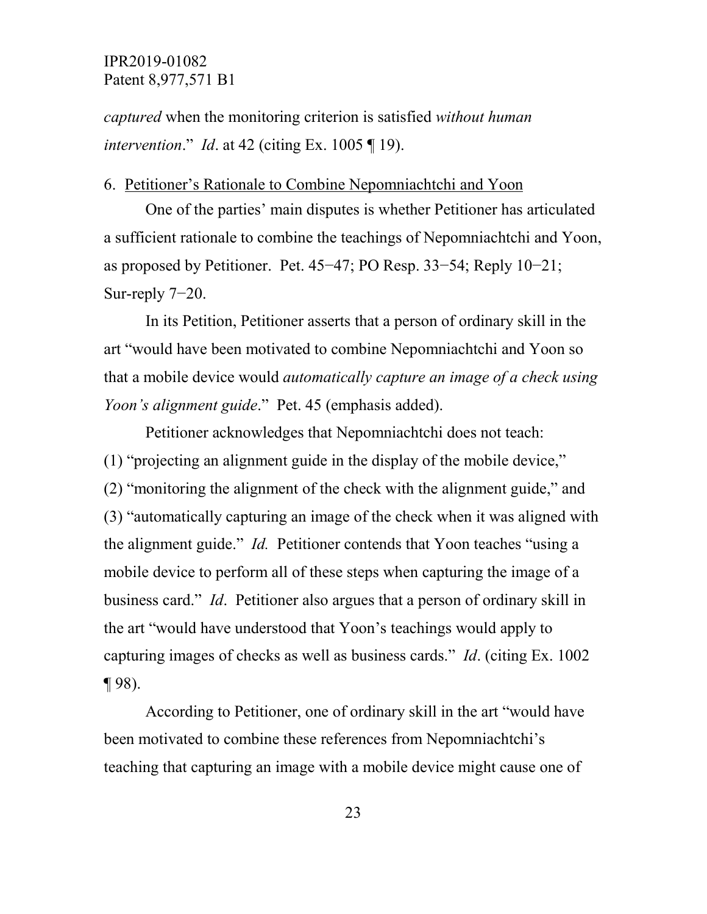*captured* when the monitoring criterion is satisfied *without human intervention*." *Id*. at 42 (citing Ex. 1005 ¶ 19).

6. Petitioner's Rationale to Combine Nepomniachtchi and Yoon

One of the parties' main disputes is whether Petitioner has articulated a sufficient rationale to combine the teachings of Nepomniachtchi and Yoon, as proposed by Petitioner. Pet. 45−47; PO Resp. 33−54; Reply 10−21; Sur-reply 7−20.

In its Petition, Petitioner asserts that a person of ordinary skill in the art "would have been motivated to combine Nepomniachtchi and Yoon so that a mobile device would *automatically capture an image of a check using Yoon's alignment guide*." Pet. 45 (emphasis added).

Petitioner acknowledges that Nepomniachtchi does not teach: (1) "projecting an alignment guide in the display of the mobile device," (2) "monitoring the alignment of the check with the alignment guide," and (3) "automatically capturing an image of the check when it was aligned with the alignment guide." *Id.* Petitioner contends that Yoon teaches "using a mobile device to perform all of these steps when capturing the image of a business card." *Id*. Petitioner also argues that a person of ordinary skill in the art "would have understood that Yoon's teachings would apply to capturing images of checks as well as business cards." *Id*. (citing Ex. 1002 ¶ 98).

According to Petitioner, one of ordinary skill in the art "would have been motivated to combine these references from Nepomniachtchi's teaching that capturing an image with a mobile device might cause one of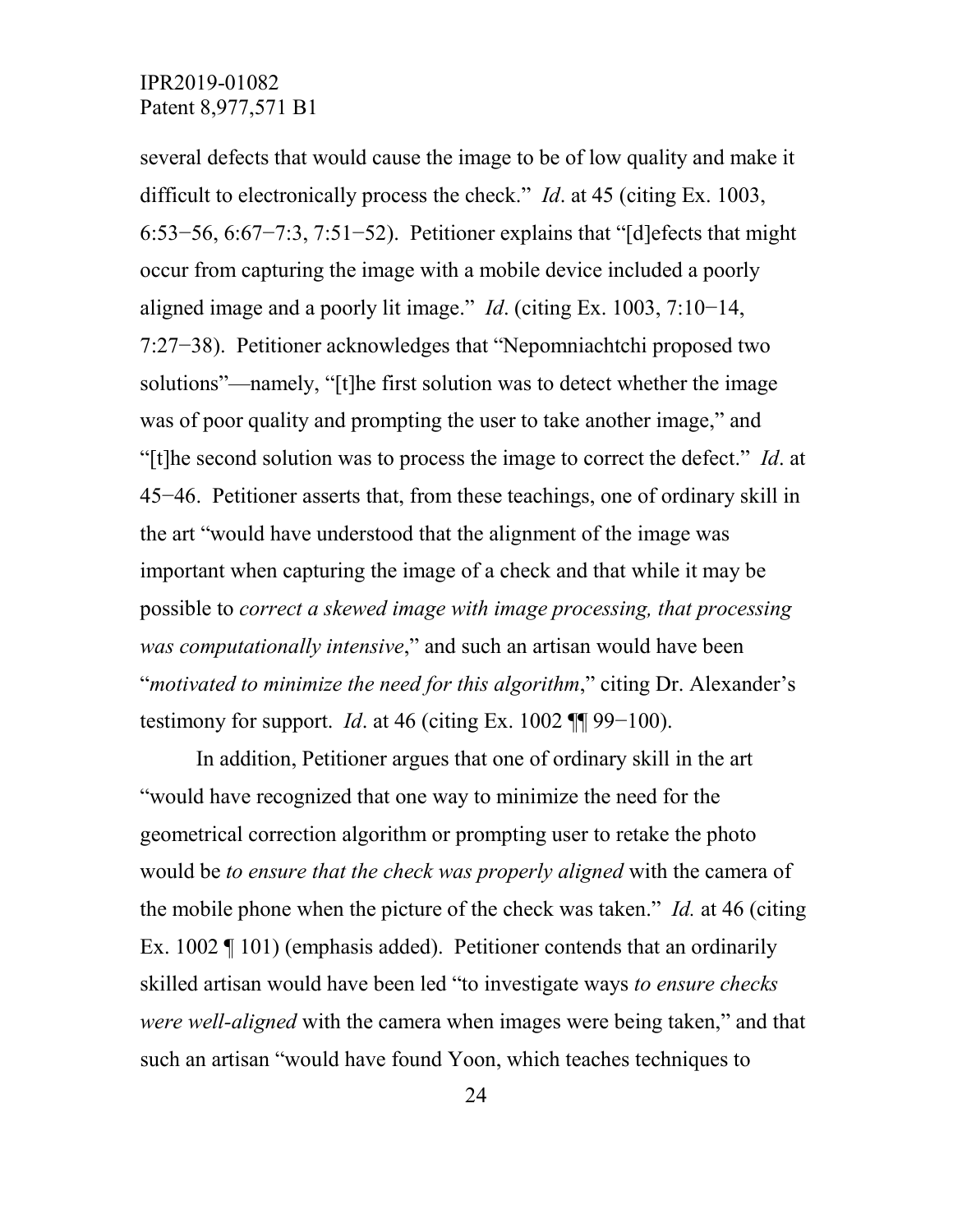several defects that would cause the image to be of low quality and make it difficult to electronically process the check." *Id*. at 45 (citing Ex. 1003, 6:53−56, 6:67−7:3, 7:51−52). Petitioner explains that "[d]efects that might occur from capturing the image with a mobile device included a poorly aligned image and a poorly lit image." *Id*. (citing Ex. 1003, 7:10−14, 7:27−38). Petitioner acknowledges that "Nepomniachtchi proposed two solutions"—namely, "[t]he first solution was to detect whether the image was of poor quality and prompting the user to take another image," and "[t]he second solution was to process the image to correct the defect." *Id*. at 45−46. Petitioner asserts that, from these teachings, one of ordinary skill in the art "would have understood that the alignment of the image was important when capturing the image of a check and that while it may be possible to *correct a skewed image with image processing, that processing was computationally intensive*," and such an artisan would have been "*motivated to minimize the need for this algorithm*," citing Dr. Alexander's testimony for support. *Id*. at 46 (citing Ex. 1002 ¶¶ 99−100).

In addition, Petitioner argues that one of ordinary skill in the art "would have recognized that one way to minimize the need for the geometrical correction algorithm or prompting user to retake the photo would be *to ensure that the check was properly aligned* with the camera of the mobile phone when the picture of the check was taken." *Id.* at 46 (citing Ex. 1002 ¶ 101) (emphasis added). Petitioner contends that an ordinarily skilled artisan would have been led "to investigate ways *to ensure checks were well-aligned* with the camera when images were being taken," and that such an artisan "would have found Yoon, which teaches techniques to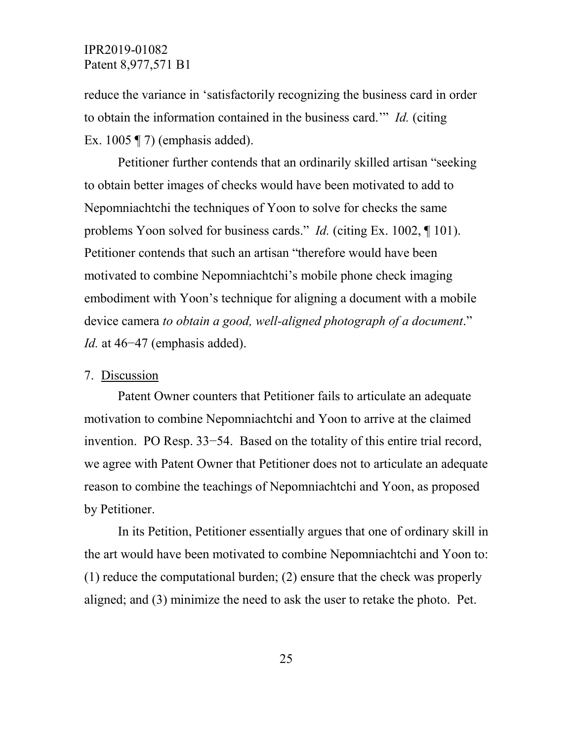reduce the variance in 'satisfactorily recognizing the business card in order to obtain the information contained in the business card.'" *Id.* (citing Ex. 1005 ¶ 7) (emphasis added).

Petitioner further contends that an ordinarily skilled artisan "seeking to obtain better images of checks would have been motivated to add to Nepomniachtchi the techniques of Yoon to solve for checks the same problems Yoon solved for business cards." *Id.* (citing Ex. 1002, ¶ 101). Petitioner contends that such an artisan "therefore would have been motivated to combine Nepomniachtchi's mobile phone check imaging embodiment with Yoon's technique for aligning a document with a mobile device camera *to obtain a good, well-aligned photograph of a document*." *Id.* at 46−47 (emphasis added).

7. <u>Discussion</u>

Patent Owner counters that Petitioner fails to articulate an adequate motivation to combine Nepomniachtchi and Yoon to arrive at the claimed invention. PO Resp. 33−54. Based on the totality of this entire trial record, we agree with Patent Owner that Petitioner does not to articulate an adequate reason to combine the teachings of Nepomniachtchi and Yoon, as proposed by Petitioner.

In its Petition, Petitioner essentially argues that one of ordinary skill in the art would have been motivated to combine Nepomniachtchi and Yoon to: (1) reduce the computational burden; (2) ensure that the check was properly aligned; and (3) minimize the need to ask the user to retake the photo. Pet.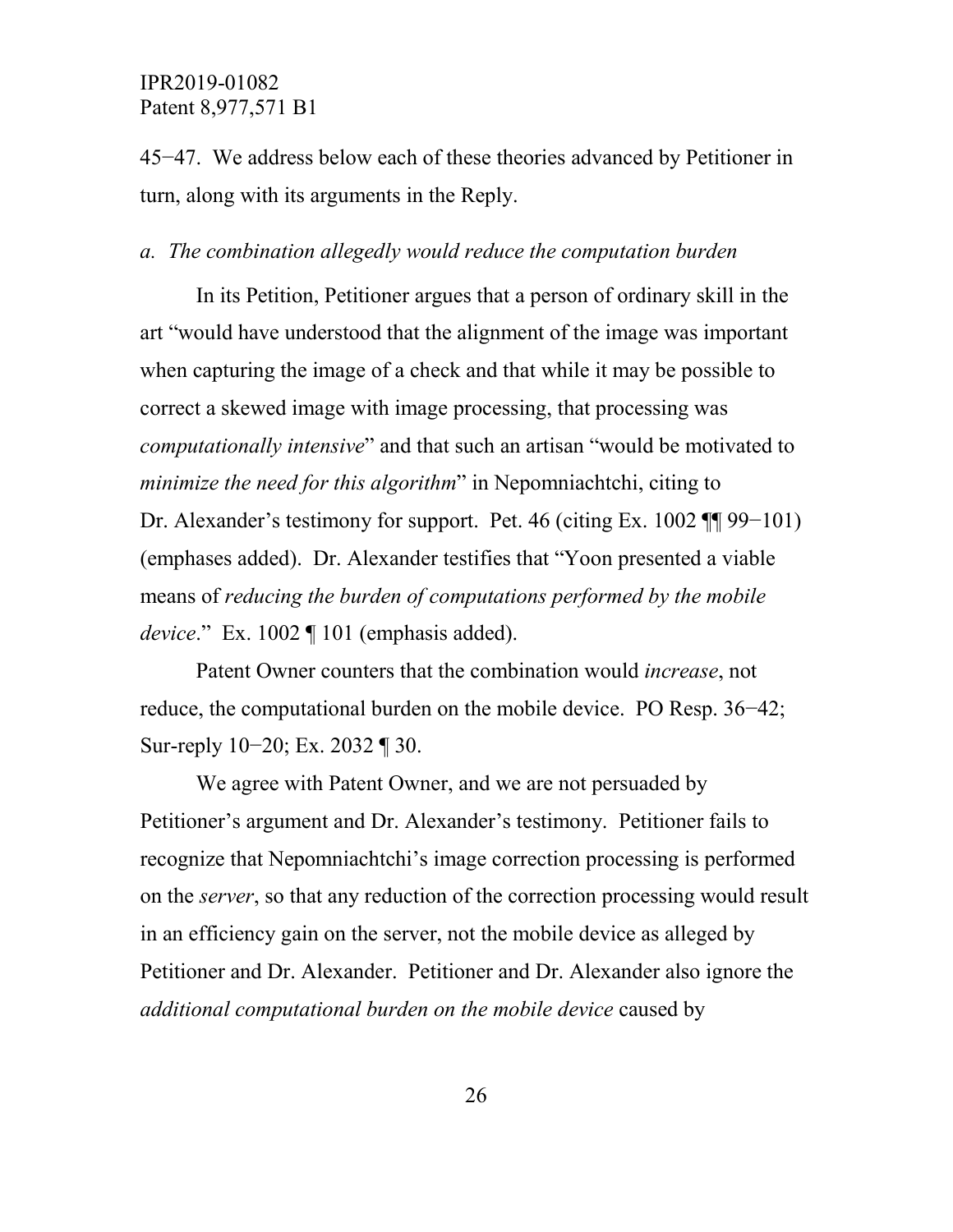45−47. We address below each of these theories advanced by Petitioner in turn, along with its arguments in the Reply.

*a. The combination allegedly would reduce the computation burden*

In its Petition, Petitioner argues that a person of ordinary skill in the art "would have understood that the alignment of the image was important when capturing the image of a check and that while it may be possible to correct a skewed image with image processing, that processing was *computationally intensive*" and that such an artisan "would be motivated to *minimize the need for this algorithm*" in Nepomniachtchi, citing to Dr. Alexander's testimony for support. Pet. 46 (citing Ex. 1002 ¶¶ 99−101) (emphases added). Dr. Alexander testifies that "Yoon presented a viable means of *reducing the burden of computations performed by the mobile device*." Ex. 1002 ¶ 101 (emphasis added).

Patent Owner counters that the combination would *increase*, not reduce, the computational burden on the mobile device. PO Resp. 36−42; Sur-reply 10−20; Ex. 2032 ¶ 30.

We agree with Patent Owner, and we are not persuaded by Petitioner's argument and Dr. Alexander's testimony. Petitioner fails to recognize that Nepomniachtchi's image correction processing is performed on the *server*, so that any reduction of the correction processing would result in an efficiency gain on the server, not the mobile device as alleged by Petitioner and Dr. Alexander. Petitioner and Dr. Alexander also ignore the *additional computational burden on the mobile device* caused by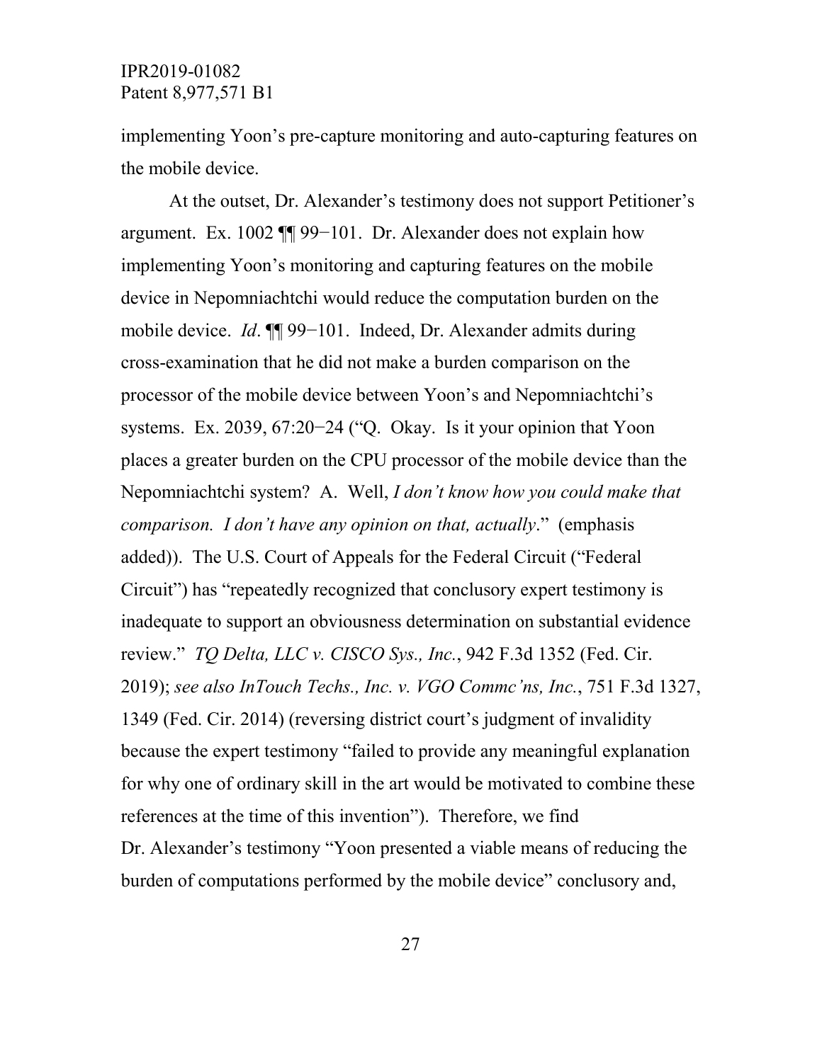implementing Yoon's pre-capture monitoring and auto-capturing features on the mobile device.

At the outset, Dr. Alexander's testimony does not support Petitioner's argument. Ex. 1002 ¶¶ 99−101. Dr. Alexander does not explain how implementing Yoon's monitoring and capturing features on the mobile device in Nepomniachtchi would reduce the computation burden on the mobile device. *Id*. ¶¶ 99−101. Indeed, Dr. Alexander admits during cross-examination that he did not make a burden comparison on the processor of the mobile device between Yoon's and Nepomniachtchi's systems. Ex. 2039, 67:20−24 ("Q. Okay. Is it your opinion that Yoon places a greater burden on the CPU processor of the mobile device than the Nepomniachtchi system? A. Well, *I don't know how you could make that comparison. I don't have any opinion on that, actually*." (emphasis added)). The U.S. Court of Appeals for the Federal Circuit ("Federal Circuit") has "repeatedly recognized that conclusory expert testimony is inadequate to support an obviousness determination on substantial evidence review." *TQ Delta, LLC v. CISCO Sys., Inc.*, 942 F.3d 1352 (Fed. Cir. 2019); *see also InTouch Techs., Inc. v. VGO Commc'ns, Inc.*, 751 F.3d 1327, 1349 (Fed. Cir. 2014) (reversing district court's judgment of invalidity because the expert testimony "failed to provide any meaningful explanation for why one of ordinary skill in the art would be motivated to combine these references at the time of this invention"). Therefore, we find Dr. Alexander's testimony "Yoon presented a viable means of reducing the burden of computations performed by the mobile device" conclusory and,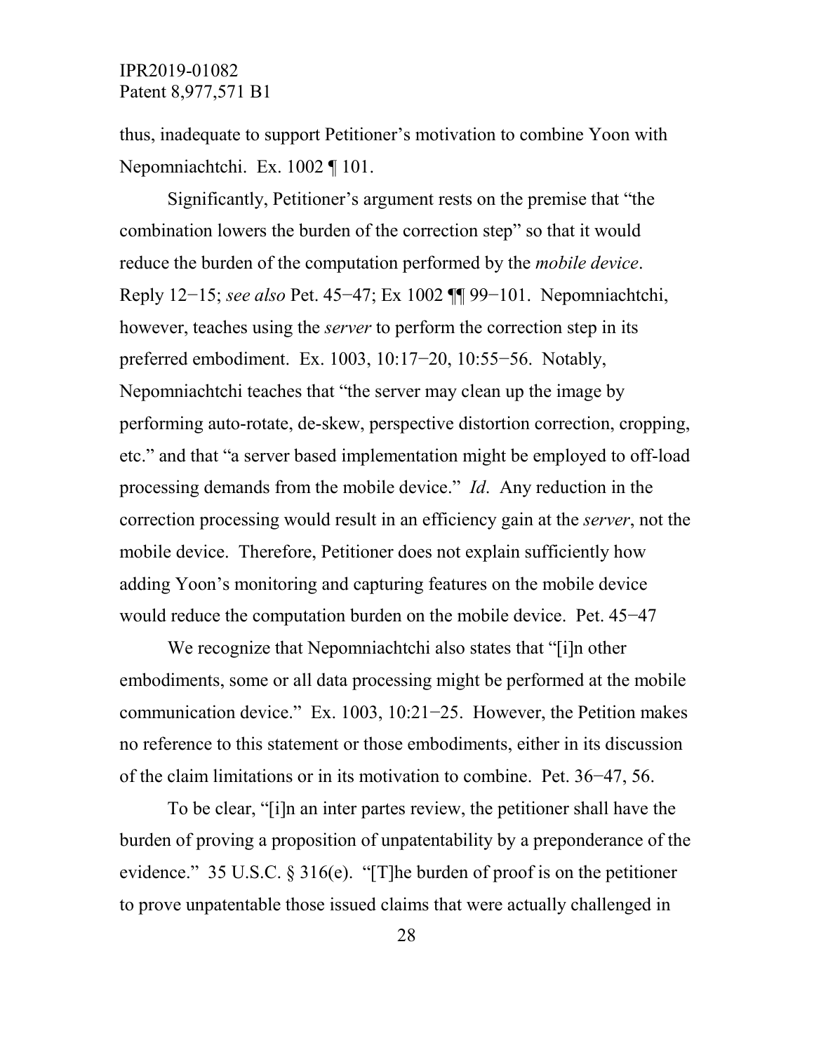thus, inadequate to support Petitioner's motivation to combine Yoon with Nepomniachtchi. Ex. 1002 ¶ 101.

Significantly, Petitioner's argument rests on the premise that "the combination lowers the burden of the correction step" so that it would reduce the burden of the computation performed by the *mobile device*. Reply 12−15; *see also* Pet. 45−47; Ex 1002 ¶¶ 99−101. Nepomniachtchi, however, teaches using the *server* to perform the correction step in its preferred embodiment. Ex. 1003, 10:17−20, 10:55−56. Notably, Nepomniachtchi teaches that "the server may clean up the image by performing auto-rotate, de-skew, perspective distortion correction, cropping, etc." and that "a server based implementation might be employed to off-load processing demands from the mobile device." *Id*. Any reduction in the correction processing would result in an efficiency gain at the *server*, not the mobile device. Therefore, Petitioner does not explain sufficiently how adding Yoon's monitoring and capturing features on the mobile device would reduce the computation burden on the mobile device. Pet. 45−47

We recognize that Nepomniachtchi also states that "[i]n other embodiments, some or all data processing might be performed at the mobile communication device." Ex. 1003, 10:21−25. However, the Petition makes no reference to this statement or those embodiments, either in its discussion of the claim limitations or in its motivation to combine. Pet. 36−47, 56.

To be clear, "[i]n an inter partes review, the petitioner shall have the burden of proving a proposition of unpatentability by a preponderance of the evidence." 35 U.S.C. § 316(e). "[T]he burden of proof is on the petitioner to prove unpatentable those issued claims that were actually challenged in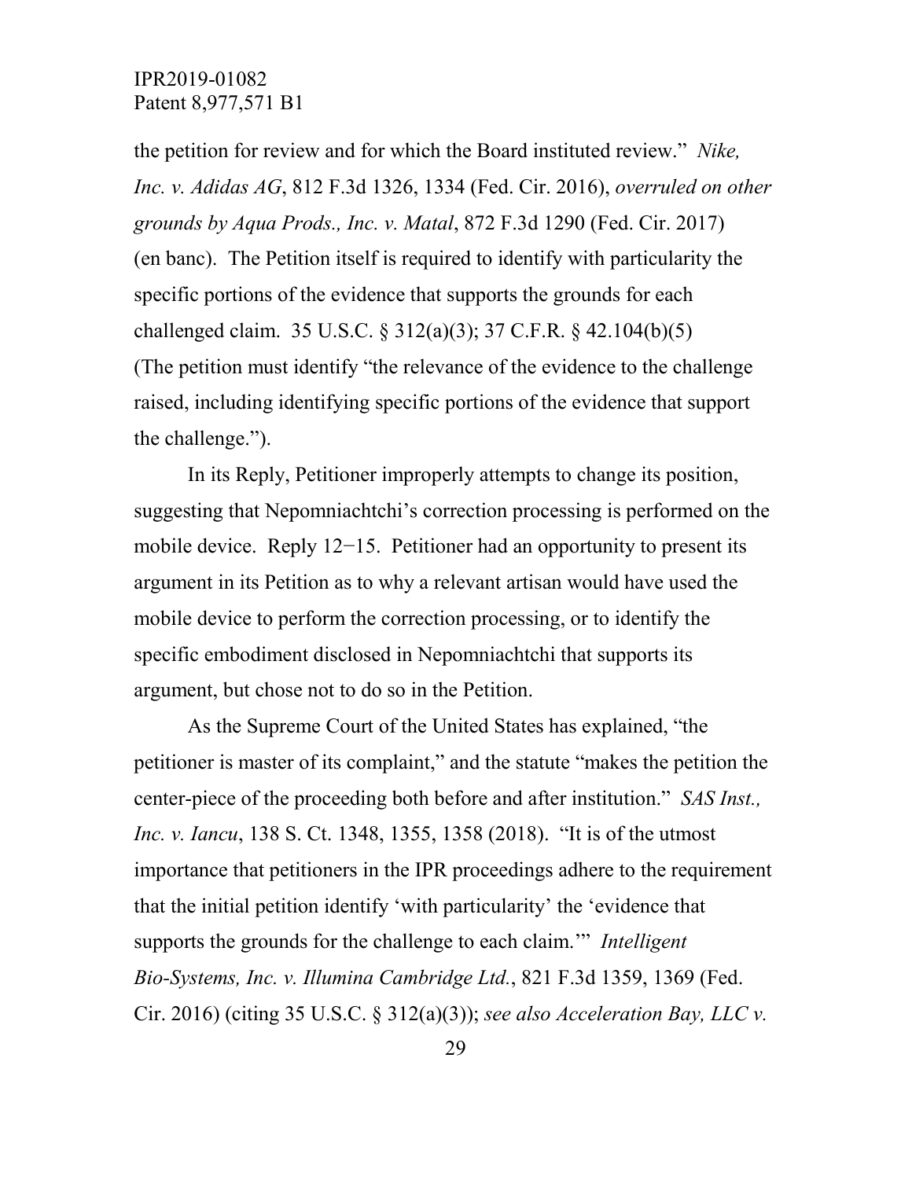the petition for review and for which the Board instituted review." *Nike, Inc. v. Adidas AG*, 812 F.3d 1326, 1334 (Fed. Cir. 2016), *overruled on other grounds by Aqua Prods., Inc. v. Matal*, 872 F.3d 1290 (Fed. Cir. 2017) (en banc). The Petition itself is required to identify with particularity the specific portions of the evidence that supports the grounds for each challenged claim. 35 U.S.C. § 312(a)(3); 37 C.F.R. § 42.104(b)(5) (The petition must identify "the relevance of the evidence to the challenge raised, including identifying specific portions of the evidence that support the challenge.").

In its Reply, Petitioner improperly attempts to change its position, suggesting that Nepomniachtchi's correction processing is performed on the mobile device. Reply 12−15. Petitioner had an opportunity to present its argument in its Petition as to why a relevant artisan would have used the mobile device to perform the correction processing, or to identify the specific embodiment disclosed in Nepomniachtchi that supports its argument, but chose not to do so in the Petition.

As the Supreme Court of the United States has explained, "the petitioner is master of its complaint," and the statute "makes the petition the center-piece of the proceeding both before and after institution." *SAS Inst., Inc. v. Iancu*, 138 S. Ct. 1348, 1355, 1358 (2018). "It is of the utmost importance that petitioners in the IPR proceedings adhere to the requirement that the initial petition identify 'with particularity' the 'evidence that supports the grounds for the challenge to each claim.'" *Intelligent Bio-Systems, Inc. v. Illumina Cambridge Ltd.*, 821 F.3d 1359, 1369 (Fed. Cir. 2016) (citing 35 U.S.C. § 312(a)(3)); *see also Acceleration Bay, LLC v.*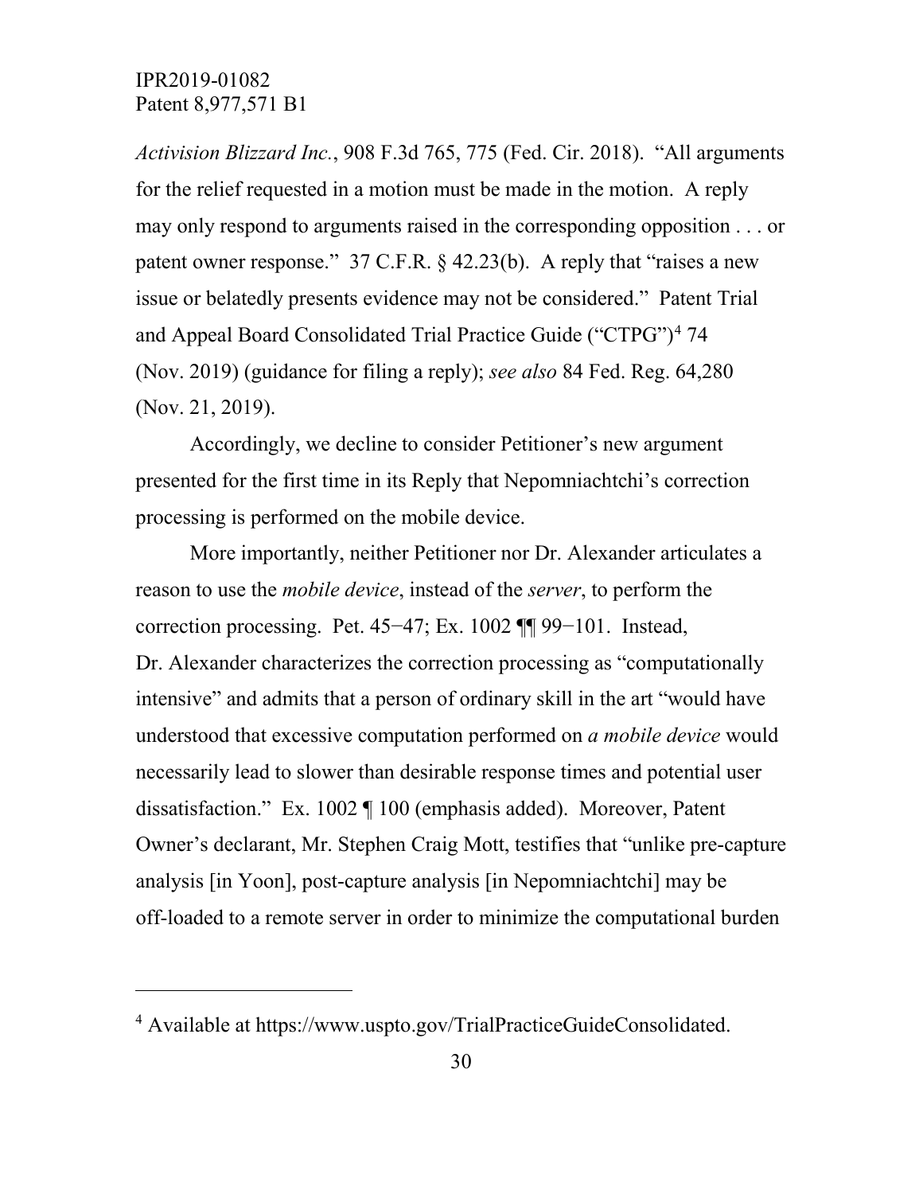*Activision Blizzard Inc.*, 908 F.3d 765, 775 (Fed. Cir. 2018). "All arguments for the relief requested in a motion must be made in the motion. A reply may only respond to arguments raised in the corresponding opposition . . . or patent owner response." 37 C.F.R. § 42.23(b). A reply that "raises a new issue or belatedly presents evidence may not be considered." Patent Trial and Appeal Board Consolidated Trial Practice Guide ("CTPG")[4] 74 (Nov. 2019) (guidance for filing a reply); *see also* 84 Fed. Reg. 64,280 (Nov. 21, 2019).

Accordingly, we decline to consider Petitioner's new argument presented for the first time in its Reply that Nepomniachtchi's correction processing is performed on the mobile device.

More importantly, neither Petitioner nor Dr. Alexander articulates a reason to use the *mobile device*, instead of the *server*, to perform the correction processing. Pet. 45−47; Ex. 1002 ¶¶ 99−101. Instead, Dr. Alexander characterizes the correction processing as "computationally intensive" and admits that a person of ordinary skill in the art "would have understood that excessive computation performed on *a mobile device* would necessarily lead to slower than desirable response times and potential user dissatisfaction." Ex. 1002 ¶ 100 (emphasis added). Moreover, Patent Owner's declarant, Mr. Stephen Craig Mott, testifies that "unlike pre-capture analysis [in Yoon], post-capture analysis [in Nepomniachtchi] may be off-loaded to a remote server in order to minimize the computational burden

---

[4] Available at https://www.uspto.gov/TrialPracticeGuideConsolidated.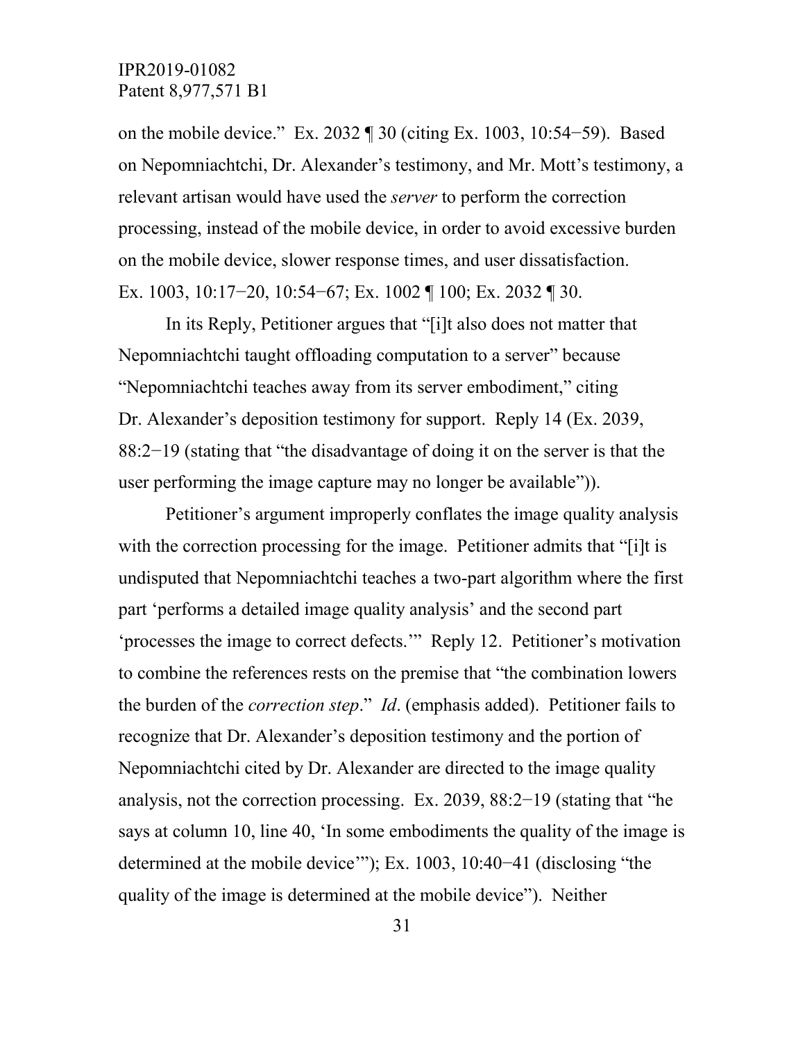on the mobile device." Ex. 2032 ¶ 30 (citing Ex. 1003, 10:54−59). Based on Nepomniachtchi, Dr. Alexander's testimony, and Mr. Mott's testimony, a relevant artisan would have used the *server* to perform the correction processing, instead of the mobile device, in order to avoid excessive burden on the mobile device, slower response times, and user dissatisfaction. Ex. 1003, 10:17−20, 10:54−67; Ex. 1002 ¶ 100; Ex. 2032 ¶ 30.

In its Reply, Petitioner argues that "[i]t also does not matter that Nepomniachtchi taught offloading computation to a server" because "Nepomniachtchi teaches away from its server embodiment," citing Dr. Alexander's deposition testimony for support. Reply 14 (Ex. 2039, 88:2−19 (stating that "the disadvantage of doing it on the server is that the user performing the image capture may no longer be available")).

Petitioner's argument improperly conflates the image quality analysis with the correction processing for the image. Petitioner admits that "[i]t is undisputed that Nepomniachtchi teaches a two-part algorithm where the first part 'performs a detailed image quality analysis' and the second part 'processes the image to correct defects.'" Reply 12. Petitioner's motivation to combine the references rests on the premise that "the combination lowers the burden of the *correction step*." *Id*. (emphasis added). Petitioner fails to recognize that Dr. Alexander's deposition testimony and the portion of Nepomniachtchi cited by Dr. Alexander are directed to the image quality analysis, not the correction processing. Ex. 2039, 88:2−19 (stating that "he says at column 10, line 40, 'In some embodiments the quality of the image is determined at the mobile device'"); Ex. 1003, 10:40−41 (disclosing "the quality of the image is determined at the mobile device"). Neither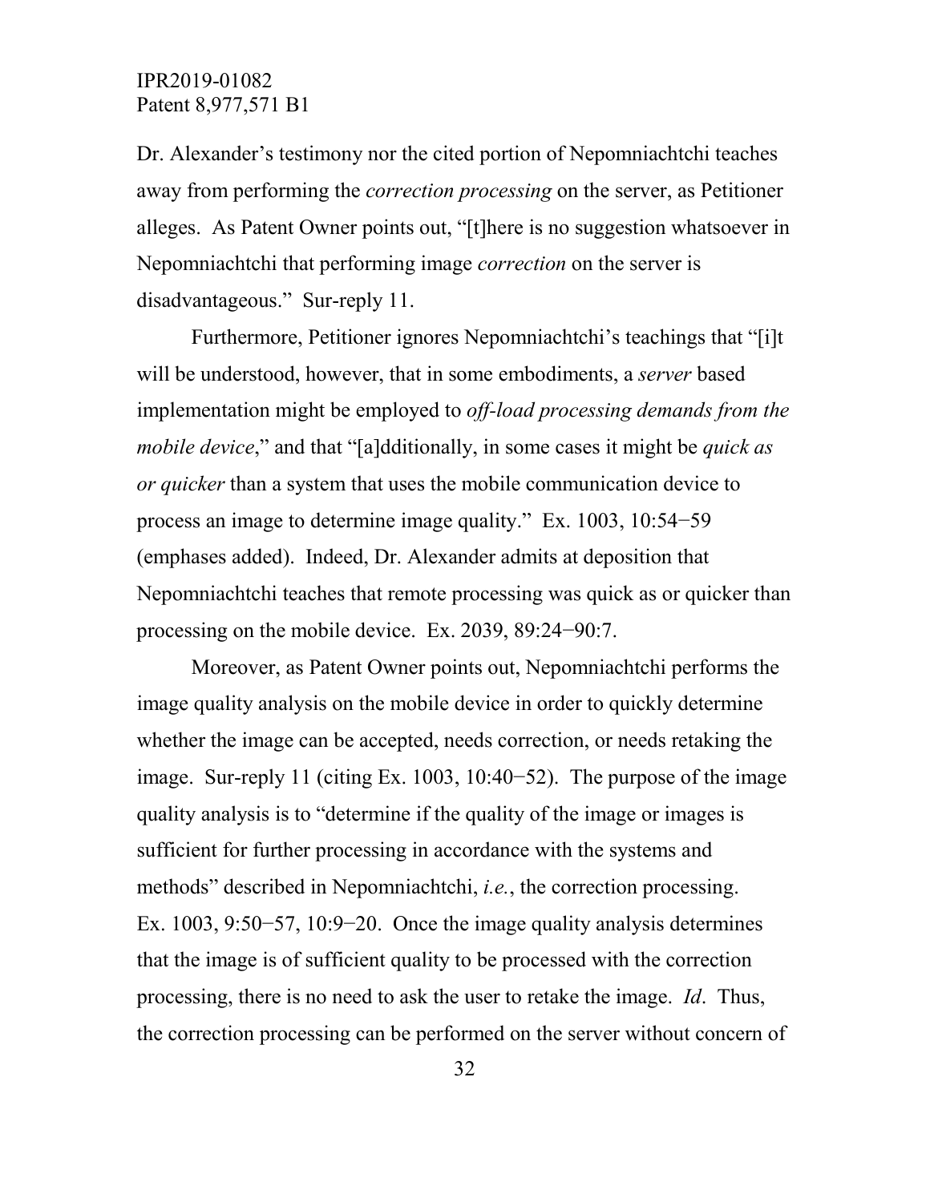Dr. Alexander's testimony nor the cited portion of Nepomniachtchi teaches away from performing the *correction processing* on the server, as Petitioner alleges. As Patent Owner points out, "[t]here is no suggestion whatsoever in Nepomniachtchi that performing image *correction* on the server is disadvantageous." Sur-reply 11.

Furthermore, Petitioner ignores Nepomniachtchi's teachings that "[i]t will be understood, however, that in some embodiments, a *server* based implementation might be employed to *off-load processing demands from the mobile device*," and that "[a]dditionally, in some cases it might be *quick as or quicker* than a system that uses the mobile communication device to process an image to determine image quality." Ex. 1003, 10:54−59 (emphases added). Indeed, Dr. Alexander admits at deposition that Nepomniachtchi teaches that remote processing was quick as or quicker than processing on the mobile device. Ex. 2039, 89:24−90:7.

Moreover, as Patent Owner points out, Nepomniachtchi performs the image quality analysis on the mobile device in order to quickly determine whether the image can be accepted, needs correction, or needs retaking the image. Sur-reply 11 (citing Ex. 1003, 10:40−52). The purpose of the image quality analysis is to "determine if the quality of the image or images is sufficient for further processing in accordance with the systems and methods" described in Nepomniachtchi, *i.e.*, the correction processing. Ex. 1003, 9:50−57, 10:9−20. Once the image quality analysis determines that the image is of sufficient quality to be processed with the correction processing, there is no need to ask the user to retake the image. *Id*. Thus, the correction processing can be performed on the server without concern of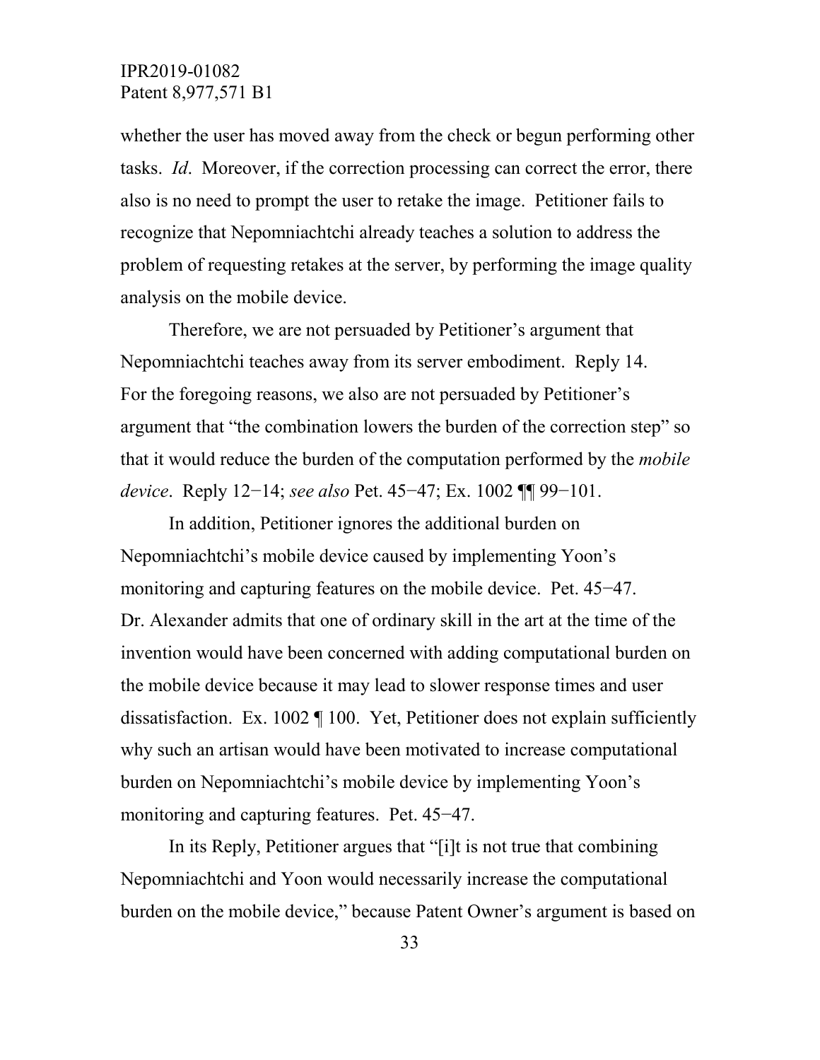whether the user has moved away from the check or begun performing other tasks. *Id*. Moreover, if the correction processing can correct the error, there also is no need to prompt the user to retake the image. Petitioner fails to recognize that Nepomniachtchi already teaches a solution to address the problem of requesting retakes at the server, by performing the image quality analysis on the mobile device.

Therefore, we are not persuaded by Petitioner's argument that Nepomniachtchi teaches away from its server embodiment. Reply 14. For the foregoing reasons, we also are not persuaded by Petitioner's argument that "the combination lowers the burden of the correction step" so that it would reduce the burden of the computation performed by the *mobile device*. Reply 12−14; *see also* Pet. 45−47; Ex. 1002 ¶¶ 99−101.

In addition, Petitioner ignores the additional burden on Nepomniachtchi's mobile device caused by implementing Yoon's monitoring and capturing features on the mobile device. Pet. 45−47. Dr. Alexander admits that one of ordinary skill in the art at the time of the invention would have been concerned with adding computational burden on the mobile device because it may lead to slower response times and user dissatisfaction. Ex. 1002 ¶ 100. Yet, Petitioner does not explain sufficiently why such an artisan would have been motivated to increase computational burden on Nepomniachtchi's mobile device by implementing Yoon's monitoring and capturing features. Pet. 45−47.

In its Reply, Petitioner argues that "[i]t is not true that combining Nepomniachtchi and Yoon would necessarily increase the computational burden on the mobile device," because Patent Owner's argument is based on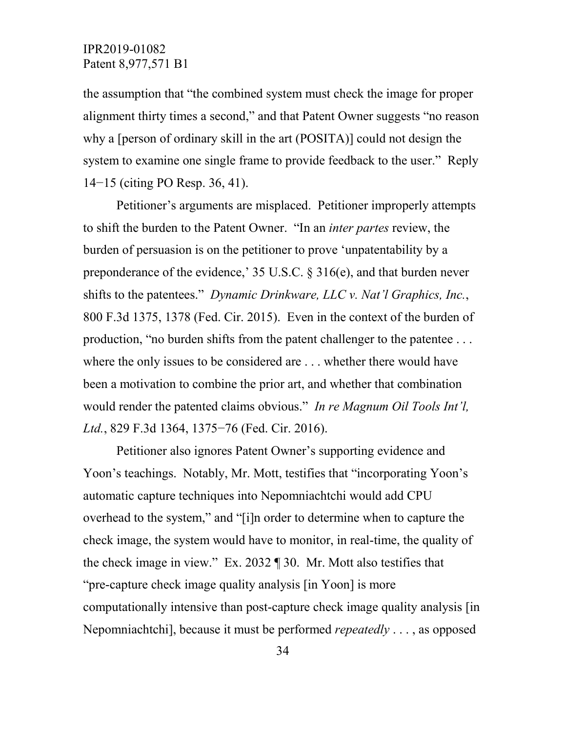the assumption that "the combined system must check the image for proper alignment thirty times a second," and that Patent Owner suggests "no reason why a [person of ordinary skill in the art (POSITA)] could not design the system to examine one single frame to provide feedback to the user." Reply 14−15 (citing PO Resp. 36, 41).

Petitioner's arguments are misplaced. Petitioner improperly attempts to shift the burden to the Patent Owner. "In an *inter partes* review, the burden of persuasion is on the petitioner to prove 'unpatentability by a preponderance of the evidence,' 35 U.S.C. § 316(e), and that burden never shifts to the patentees." *Dynamic Drinkware, LLC v. Nat'l Graphics, Inc.*, 800 F.3d 1375, 1378 (Fed. Cir. 2015). Even in the context of the burden of production, "no burden shifts from the patent challenger to the patentee . . . where the only issues to be considered are . . . whether there would have been a motivation to combine the prior art, and whether that combination would render the patented claims obvious." *In re Magnum Oil Tools Int'l, Ltd.*, 829 F.3d 1364, 1375−76 (Fed. Cir. 2016).

Petitioner also ignores Patent Owner's supporting evidence and Yoon's teachings. Notably, Mr. Mott, testifies that "incorporating Yoon's automatic capture techniques into Nepomniachtchi would add CPU overhead to the system," and "[i]n order to determine when to capture the check image, the system would have to monitor, in real-time, the quality of the check image in view." Ex. 2032 ¶ 30. Mr. Mott also testifies that "pre-capture check image quality analysis [in Yoon] is more computationally intensive than post-capture check image quality analysis [in Nepomniachtchi], because it must be performed *repeatedly* . . . , as opposed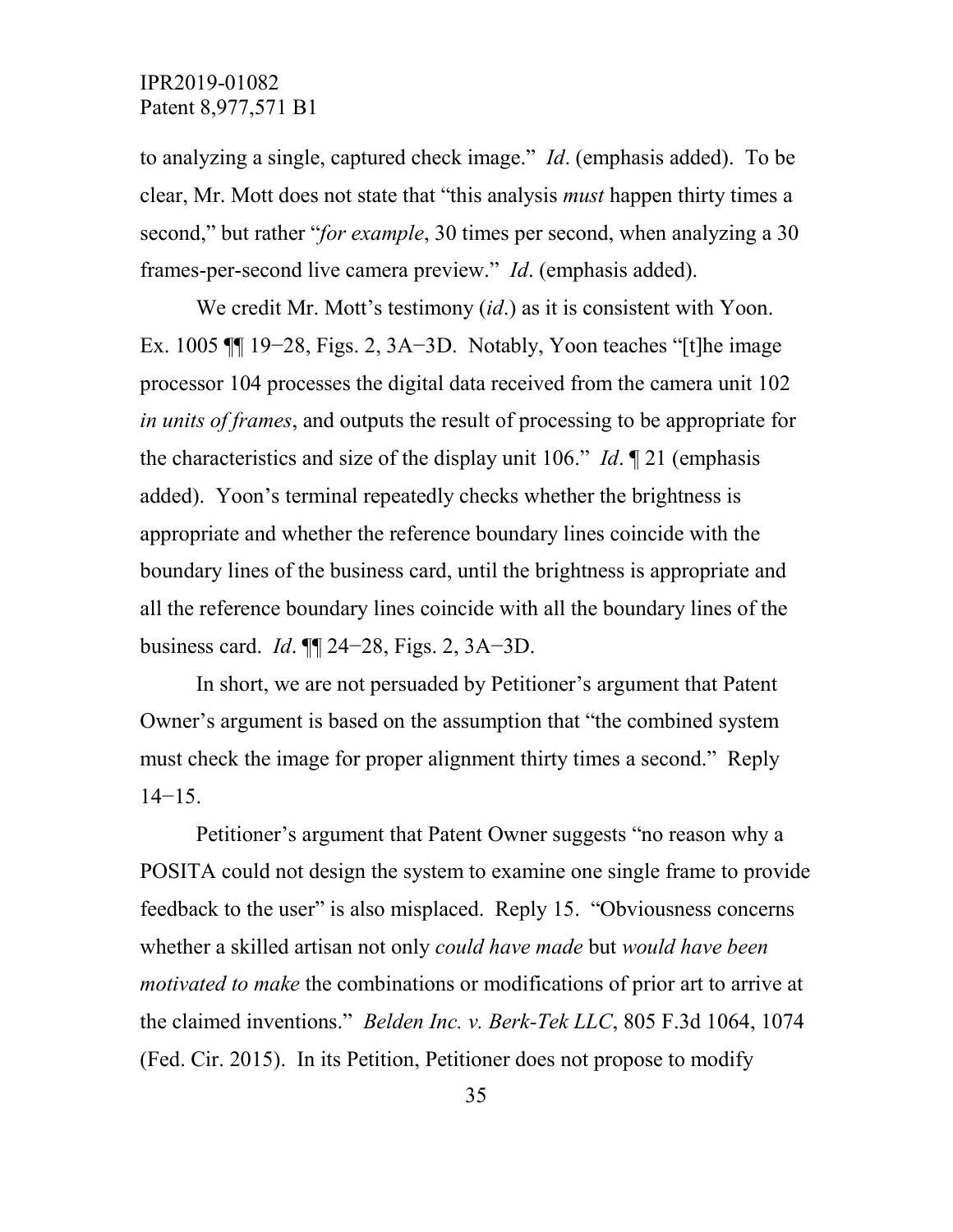to analyzing a single, captured check image." *Id*. (emphasis added). To be clear, Mr. Mott does not state that "this analysis *must* happen thirty times a second," but rather "*for example*, 30 times per second, when analyzing a 30 frames-per-second live camera preview." *Id*. (emphasis added).

We credit Mr. Mott's testimony (*id*.) as it is consistent with Yoon. Ex. 1005 ¶¶ 19−28, Figs. 2, 3A−3D. Notably, Yoon teaches "[t]he image processor 104 processes the digital data received from the camera unit 102 *in units of frames*, and outputs the result of processing to be appropriate for the characteristics and size of the display unit 106." *Id*. ¶ 21 (emphasis added). Yoon's terminal repeatedly checks whether the brightness is appropriate and whether the reference boundary lines coincide with the boundary lines of the business card, until the brightness is appropriate and all the reference boundary lines coincide with all the boundary lines of the business card. *Id*. ¶¶ 24−28, Figs. 2, 3A−3D.

In short, we are not persuaded by Petitioner's argument that Patent Owner's argument is based on the assumption that "the combined system must check the image for proper alignment thirty times a second." Reply 14−15.

Petitioner's argument that Patent Owner suggests "no reason why a POSITA could not design the system to examine one single frame to provide feedback to the user" is also misplaced. Reply 15. "Obviousness concerns whether a skilled artisan not only *could have made* but *would have been motivated to make* the combinations or modifications of prior art to arrive at the claimed inventions." *Belden Inc. v. Berk-Tek LLC*, 805 F.3d 1064, 1074 (Fed. Cir. 2015). In its Petition, Petitioner does not propose to modify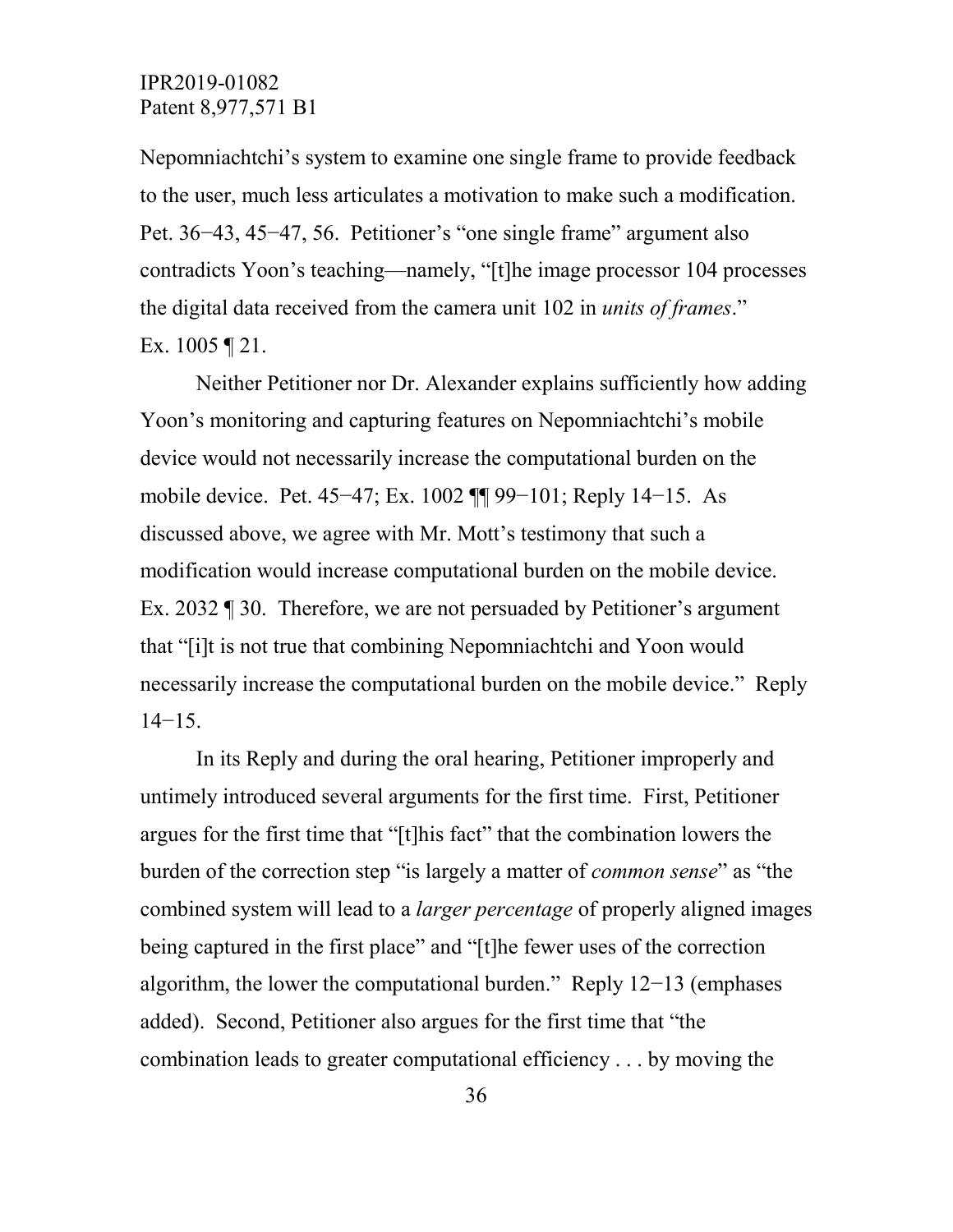Nepomniachtchi's system to examine one single frame to provide feedback to the user, much less articulates a motivation to make such a modification. Pet. 36−43, 45−47, 56. Petitioner's "one single frame" argument also contradicts Yoon's teaching—namely, "[t]he image processor 104 processes the digital data received from the camera unit 102 in *units of frames*." Ex. 1005 ¶ 21.

Neither Petitioner nor Dr. Alexander explains sufficiently how adding Yoon's monitoring and capturing features on Nepomniachtchi's mobile device would not necessarily increase the computational burden on the mobile device. Pet. 45−47; Ex. 1002 ¶¶ 99−101; Reply 14−15. As discussed above, we agree with Mr. Mott's testimony that such a modification would increase computational burden on the mobile device. Ex. 2032 ¶ 30. Therefore, we are not persuaded by Petitioner's argument that "[i]t is not true that combining Nepomniachtchi and Yoon would necessarily increase the computational burden on the mobile device." Reply 14−15.

In its Reply and during the oral hearing, Petitioner improperly and untimely introduced several arguments for the first time. First, Petitioner argues for the first time that "[t]his fact" that the combination lowers the burden of the correction step "is largely a matter of *common sense*" as "the combined system will lead to a *larger percentage* of properly aligned images being captured in the first place" and "[t]he fewer uses of the correction algorithm, the lower the computational burden." Reply 12−13 (emphases added). Second, Petitioner also argues for the first time that "the combination leads to greater computational efficiency . . . by moving the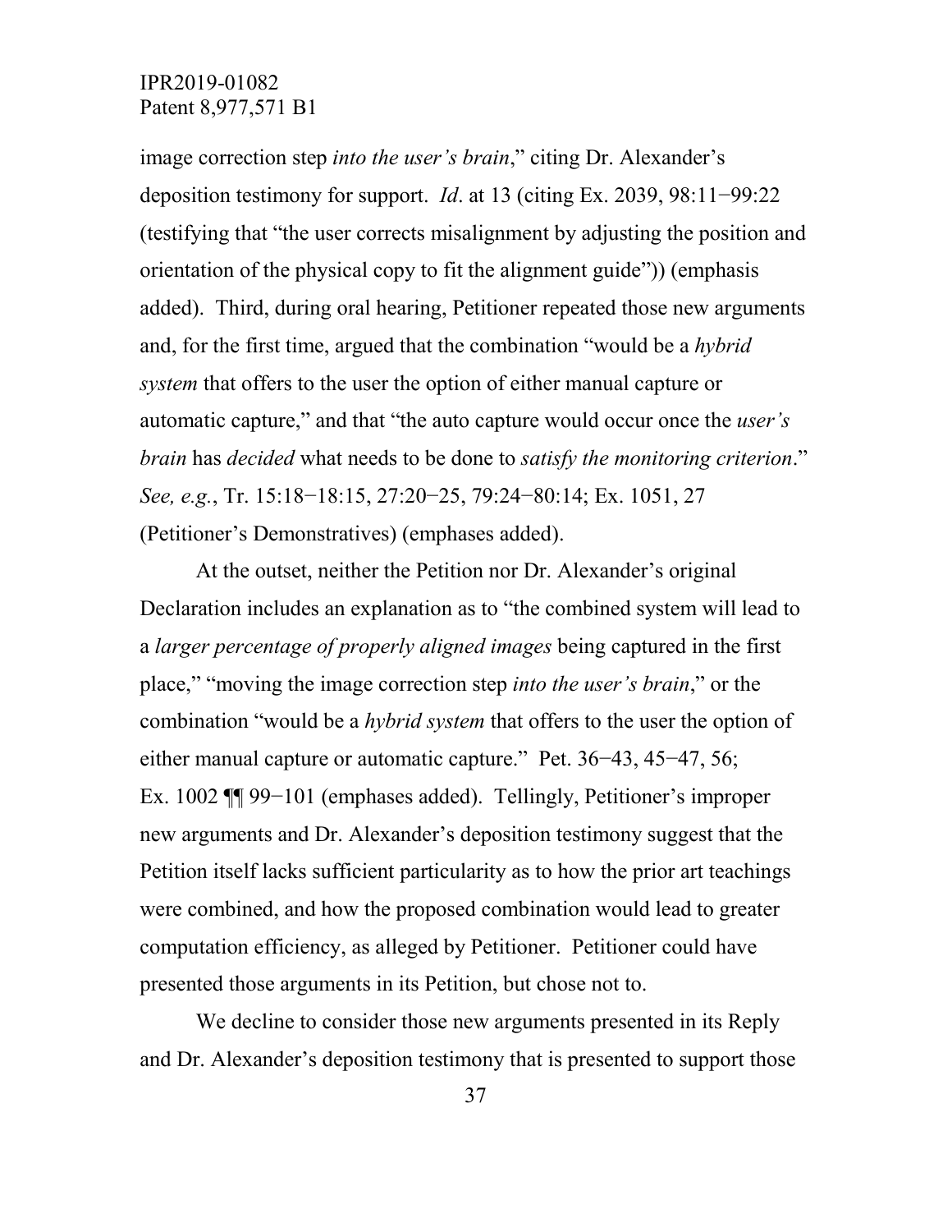image correction step *into the user's brain*," citing Dr. Alexander's deposition testimony for support. *Id*. at 13 (citing Ex. 2039, 98:11−99:22 (testifying that "the user corrects misalignment by adjusting the position and orientation of the physical copy to fit the alignment guide")) (emphasis added). Third, during oral hearing, Petitioner repeated those new arguments and, for the first time, argued that the combination "would be a *hybrid system* that offers to the user the option of either manual capture or automatic capture," and that "the auto capture would occur once the *user's brain* has *decided* what needs to be done to *satisfy the monitoring criterion*." *See, e.g.*, Tr. 15:18−18:15, 27:20−25, 79:24−80:14; Ex. 1051, 27 (Petitioner's Demonstratives) (emphases added).

At the outset, neither the Petition nor Dr. Alexander's original Declaration includes an explanation as to "the combined system will lead to a *larger percentage of properly aligned images* being captured in the first place," "moving the image correction step *into the user's brain*," or the combination "would be a *hybrid system* that offers to the user the option of either manual capture or automatic capture." Pet. 36−43, 45−47, 56; Ex. 1002 ¶¶ 99−101 (emphases added). Tellingly, Petitioner's improper new arguments and Dr. Alexander's deposition testimony suggest that the Petition itself lacks sufficient particularity as to how the prior art teachings were combined, and how the proposed combination would lead to greater computation efficiency, as alleged by Petitioner. Petitioner could have presented those arguments in its Petition, but chose not to.

We decline to consider those new arguments presented in its Reply and Dr. Alexander's deposition testimony that is presented to support those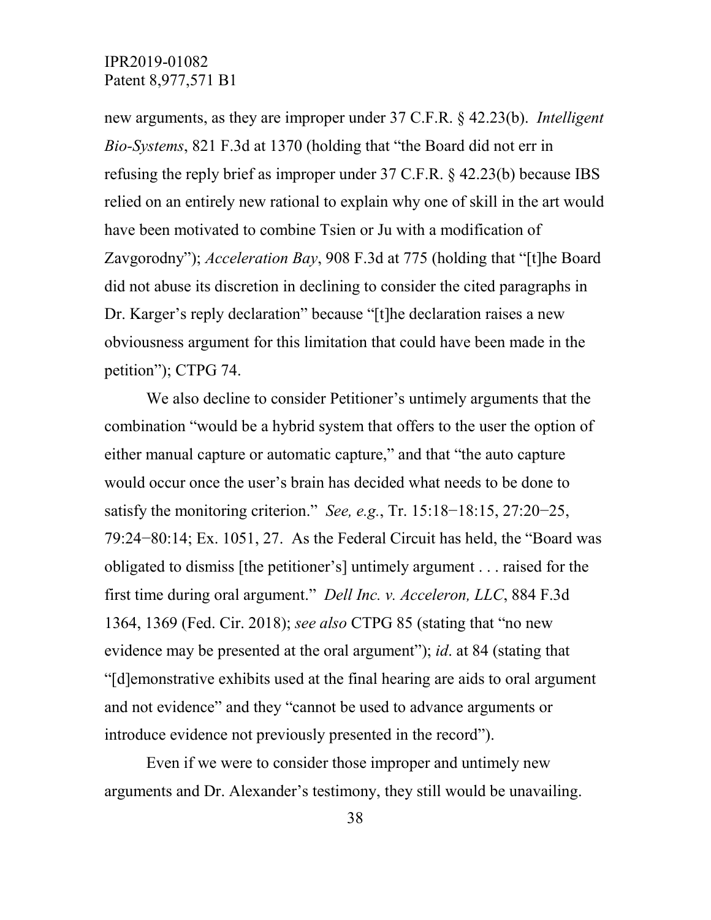new arguments, as they are improper under 37 C.F.R. § 42.23(b). *Intelligent Bio-Systems*, 821 F.3d at 1370 (holding that "the Board did not err in refusing the reply brief as improper under 37 C.F.R. § 42.23(b) because IBS relied on an entirely new rational to explain why one of skill in the art would have been motivated to combine Tsien or Ju with a modification of Zavgorodny"); *Acceleration Bay*, 908 F.3d at 775 (holding that "[t]he Board did not abuse its discretion in declining to consider the cited paragraphs in Dr. Karger's reply declaration" because "[t]he declaration raises a new obviousness argument for this limitation that could have been made in the petition"); CTPG 74.

We also decline to consider Petitioner's untimely arguments that the combination "would be a hybrid system that offers to the user the option of either manual capture or automatic capture," and that "the auto capture would occur once the user's brain has decided what needs to be done to satisfy the monitoring criterion." *See, e.g.*, Tr. 15:18−18:15, 27:20−25, 79:24−80:14; Ex. 1051, 27. As the Federal Circuit has held, the "Board was obligated to dismiss [the petitioner's] untimely argument . . . raised for the first time during oral argument." *Dell Inc. v. Acceleron, LLC*, 884 F.3d 1364, 1369 (Fed. Cir. 2018); *see also* CTPG 85 (stating that "no new evidence may be presented at the oral argument"); *id*. at 84 (stating that "[d]emonstrative exhibits used at the final hearing are aids to oral argument and not evidence" and they "cannot be used to advance arguments or introduce evidence not previously presented in the record").

Even if we were to consider those improper and untimely new arguments and Dr. Alexander's testimony, they still would be unavailing.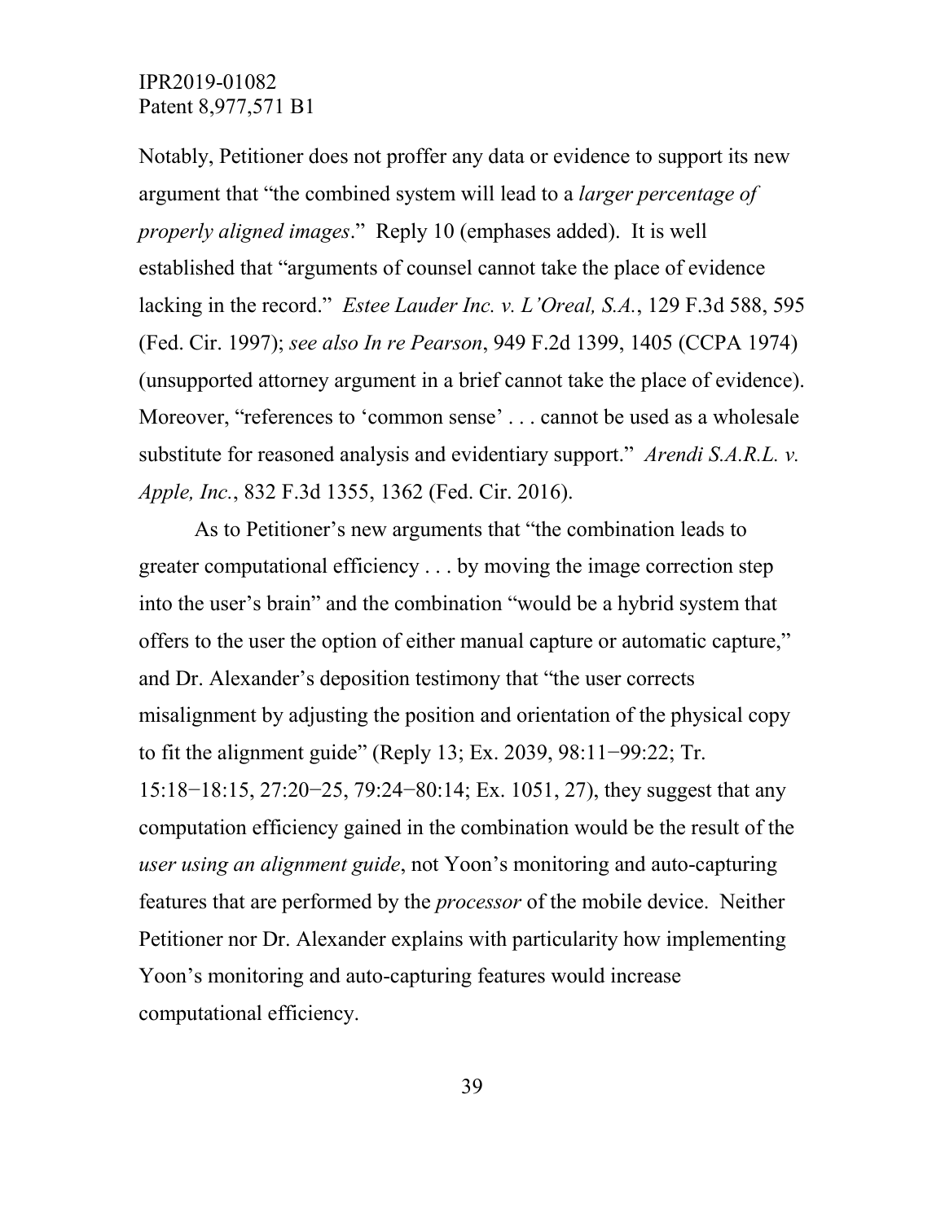Notably, Petitioner does not proffer any data or evidence to support its new argument that "the combined system will lead to a *larger percentage of properly aligned images*." Reply 10 (emphases added). It is well established that "arguments of counsel cannot take the place of evidence lacking in the record." *Estee Lauder Inc. v. L'Oreal, S.A.*, 129 F.3d 588, 595 (Fed. Cir. 1997); *see also In re Pearson*, 949 F.2d 1399, 1405 (CCPA 1974) (unsupported attorney argument in a brief cannot take the place of evidence). Moreover, "references to 'common sense' . . . cannot be used as a wholesale substitute for reasoned analysis and evidentiary support." *Arendi S.A.R.L. v. Apple, Inc.*, 832 F.3d 1355, 1362 (Fed. Cir. 2016).

As to Petitioner's new arguments that "the combination leads to greater computational efficiency . . . by moving the image correction step into the user's brain" and the combination "would be a hybrid system that offers to the user the option of either manual capture or automatic capture," and Dr. Alexander's deposition testimony that "the user corrects misalignment by adjusting the position and orientation of the physical copy to fit the alignment guide" (Reply 13; Ex. 2039, 98:11−99:22; Tr. 15:18−18:15, 27:20−25, 79:24−80:14; Ex. 1051, 27), they suggest that any computation efficiency gained in the combination would be the result of the *user using an alignment guide*, not Yoon's monitoring and auto-capturing features that are performed by the *processor* of the mobile device. Neither Petitioner nor Dr. Alexander explains with particularity how implementing Yoon's monitoring and auto-capturing features would increase computational efficiency.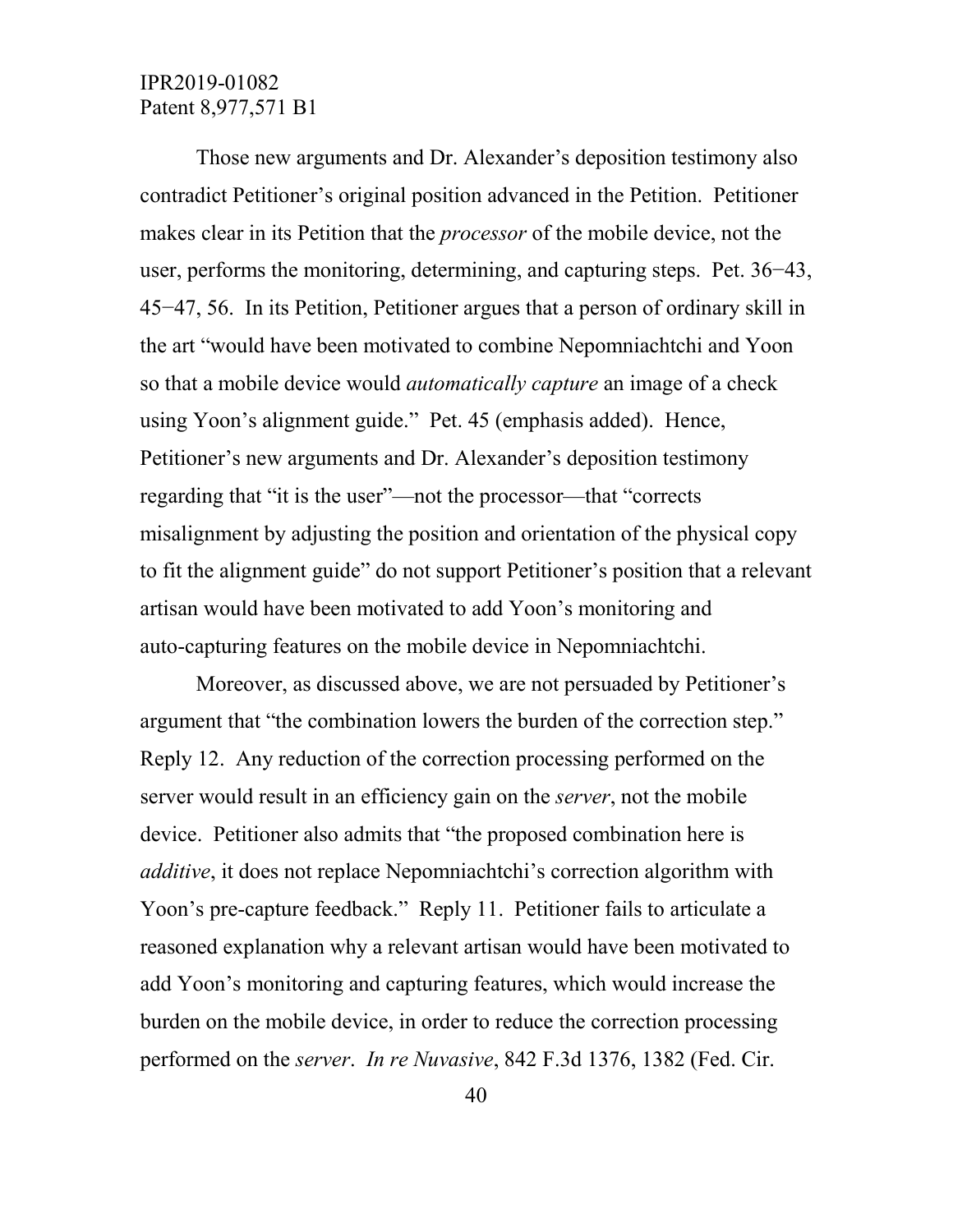Those new arguments and Dr. Alexander's deposition testimony also contradict Petitioner's original position advanced in the Petition. Petitioner makes clear in its Petition that the *processor* of the mobile device, not the user, performs the monitoring, determining, and capturing steps. Pet. 36−43, 45−47, 56. In its Petition, Petitioner argues that a person of ordinary skill in the art "would have been motivated to combine Nepomniachtchi and Yoon so that a mobile device would *automatically capture* an image of a check using Yoon's alignment guide." Pet. 45 (emphasis added). Hence, Petitioner's new arguments and Dr. Alexander's deposition testimony regarding that "it is the user"—not the processor—that "corrects misalignment by adjusting the position and orientation of the physical copy to fit the alignment guide" do not support Petitioner's position that a relevant artisan would have been motivated to add Yoon's monitoring and auto-capturing features on the mobile device in Nepomniachtchi.

Moreover, as discussed above, we are not persuaded by Petitioner's argument that "the combination lowers the burden of the correction step." Reply 12. Any reduction of the correction processing performed on the server would result in an efficiency gain on the *server*, not the mobile device. Petitioner also admits that "the proposed combination here is *additive*, it does not replace Nepomniachtchi's correction algorithm with Yoon's pre-capture feedback." Reply 11. Petitioner fails to articulate a reasoned explanation why a relevant artisan would have been motivated to add Yoon's monitoring and capturing features, which would increase the burden on the mobile device, in order to reduce the correction processing performed on the *server*. *In re Nuvasive*, 842 F.3d 1376, 1382 (Fed. Cir.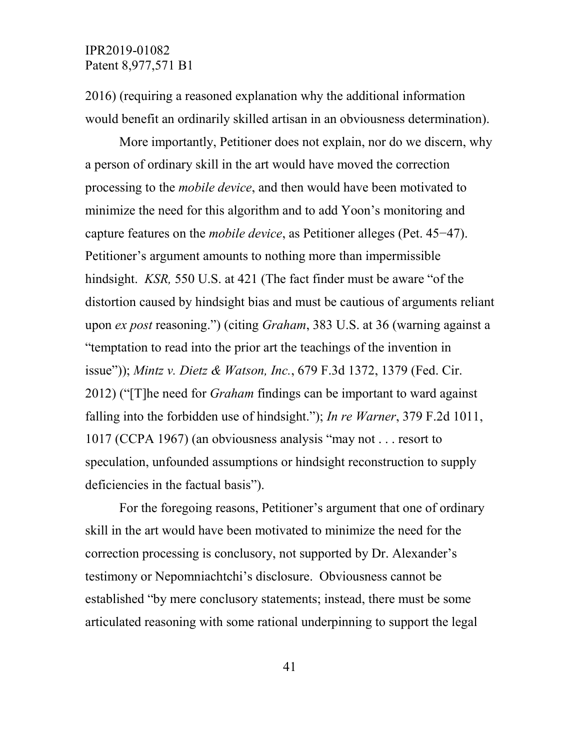2016) (requiring a reasoned explanation why the additional information would benefit an ordinarily skilled artisan in an obviousness determination).

More importantly, Petitioner does not explain, nor do we discern, why a person of ordinary skill in the art would have moved the correction processing to the *mobile device*, and then would have been motivated to minimize the need for this algorithm and to add Yoon's monitoring and capture features on the *mobile device*, as Petitioner alleges (Pet. 45−47). Petitioner's argument amounts to nothing more than impermissible hindsight. *KSR,* 550 U.S. at 421 (The fact finder must be aware "of the distortion caused by hindsight bias and must be cautious of arguments reliant upon *ex post* reasoning.") (citing *Graham*, 383 U.S. at 36 (warning against a "temptation to read into the prior art the teachings of the invention in issue")); *Mintz v. Dietz & Watson, Inc.*, 679 F.3d 1372, 1379 (Fed. Cir. 2012) ("[T]he need for *Graham* findings can be important to ward against falling into the forbidden use of hindsight."); *In re Warner*, 379 F.2d 1011, 1017 (CCPA 1967) (an obviousness analysis "may not . . . resort to speculation, unfounded assumptions or hindsight reconstruction to supply deficiencies in the factual basis").

For the foregoing reasons, Petitioner's argument that one of ordinary skill in the art would have been motivated to minimize the need for the correction processing is conclusory, not supported by Dr. Alexander's testimony or Nepomniachtchi's disclosure. Obviousness cannot be established "by mere conclusory statements; instead, there must be some articulated reasoning with some rational underpinning to support the legal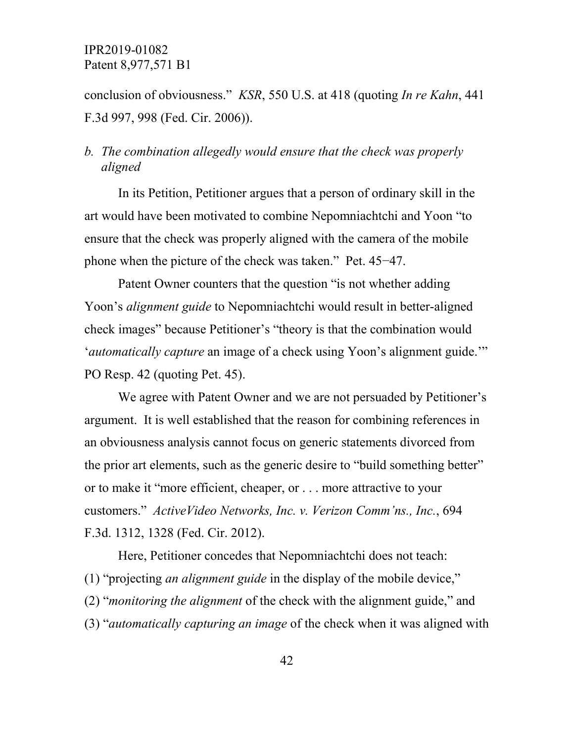conclusion of obviousness." *KSR*, 550 U.S. at 418 (quoting *In re Kahn*, 441 F.3d 997, 998 (Fed. Cir. 2006)).

*b. The combination allegedly would ensure that the check was properly aligned*

In its Petition, Petitioner argues that a person of ordinary skill in the art would have been motivated to combine Nepomniachtchi and Yoon "to ensure that the check was properly aligned with the camera of the mobile phone when the picture of the check was taken." Pet. 45−47.

Patent Owner counters that the question "is not whether adding Yoon's *alignment guide* to Nepomniachtchi would result in better-aligned check images" because Petitioner's "theory is that the combination would '*automatically capture* an image of a check using Yoon's alignment guide.'" PO Resp. 42 (quoting Pet. 45).

We agree with Patent Owner and we are not persuaded by Petitioner's argument. It is well established that the reason for combining references in an obviousness analysis cannot focus on generic statements divorced from the prior art elements, such as the generic desire to "build something better" or to make it "more efficient, cheaper, or . . . more attractive to your customers." *ActiveVideo Networks, Inc. v. Verizon Comm'ns., Inc.*, 694 F.3d. 1312, 1328 (Fed. Cir. 2012).

Here, Petitioner concedes that Nepomniachtchi does not teach:
(1) "projecting *an alignment guide* in the display of the mobile device,"
(2) "*monitoring the alignment* of the check with the alignment guide," and
(3) "*automatically capturing an image* of the check when it was aligned with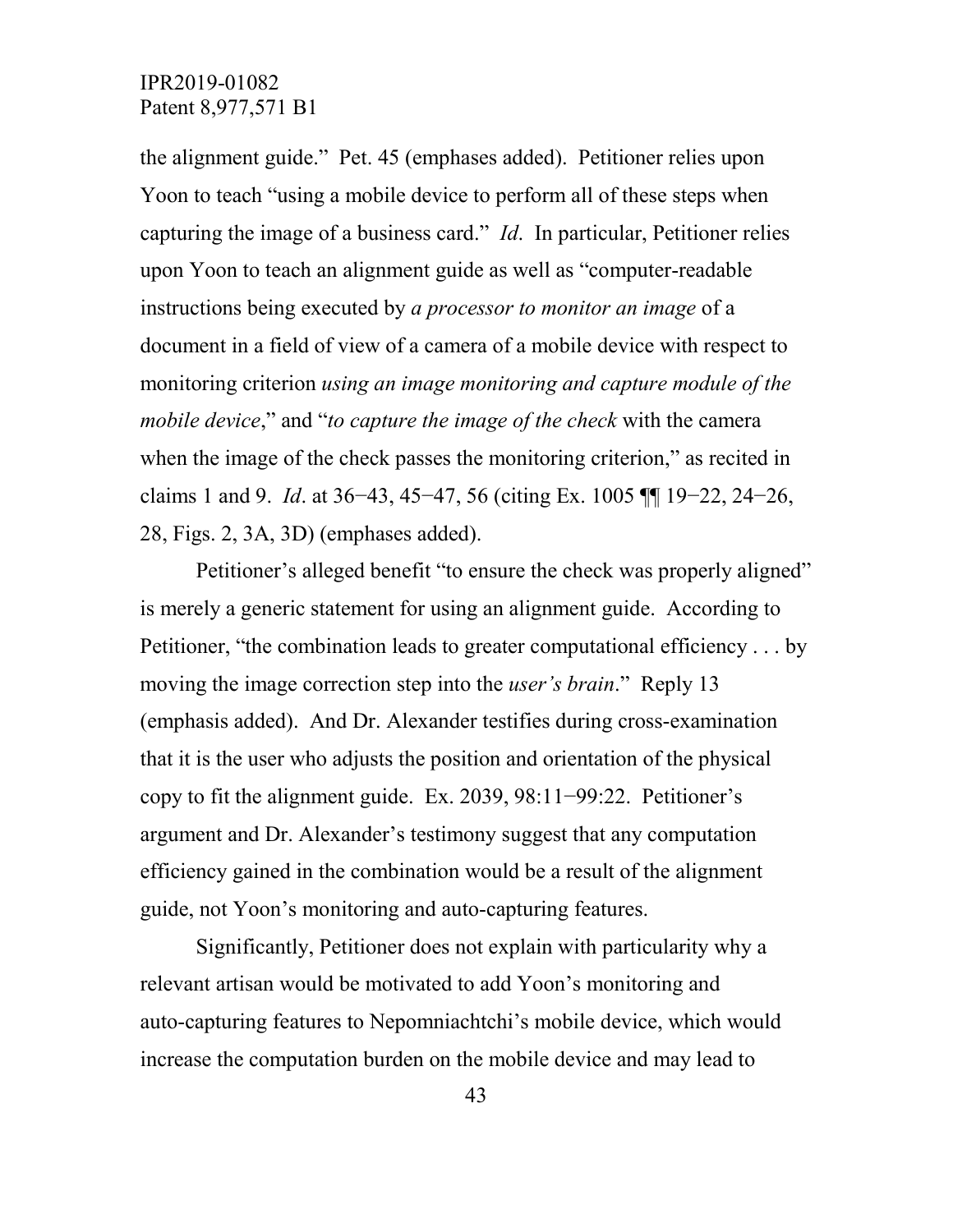the alignment guide." Pet. 45 (emphases added). Petitioner relies upon Yoon to teach "using a mobile device to perform all of these steps when capturing the image of a business card." *Id*. In particular, Petitioner relies upon Yoon to teach an alignment guide as well as "computer-readable instructions being executed by *a processor to monitor an image* of a document in a field of view of a camera of a mobile device with respect to monitoring criterion *using an image monitoring and capture module of the mobile device*," and "*to capture the image of the check* with the camera when the image of the check passes the monitoring criterion," as recited in claims 1 and 9. *Id*. at 36−43, 45−47, 56 (citing Ex. 1005 ¶¶ 19−22, 24−26, 28, Figs. 2, 3A, 3D) (emphases added).

Petitioner's alleged benefit "to ensure the check was properly aligned" is merely a generic statement for using an alignment guide. According to Petitioner, "the combination leads to greater computational efficiency . . . by moving the image correction step into the *user's brain*." Reply 13 (emphasis added). And Dr. Alexander testifies during cross-examination that it is the user who adjusts the position and orientation of the physical copy to fit the alignment guide. Ex. 2039, 98:11−99:22. Petitioner's argument and Dr. Alexander's testimony suggest that any computation efficiency gained in the combination would be a result of the alignment guide, not Yoon's monitoring and auto-capturing features.

Significantly, Petitioner does not explain with particularity why a relevant artisan would be motivated to add Yoon's monitoring and auto-capturing features to Nepomniachtchi's mobile device, which would increase the computation burden on the mobile device and may lead to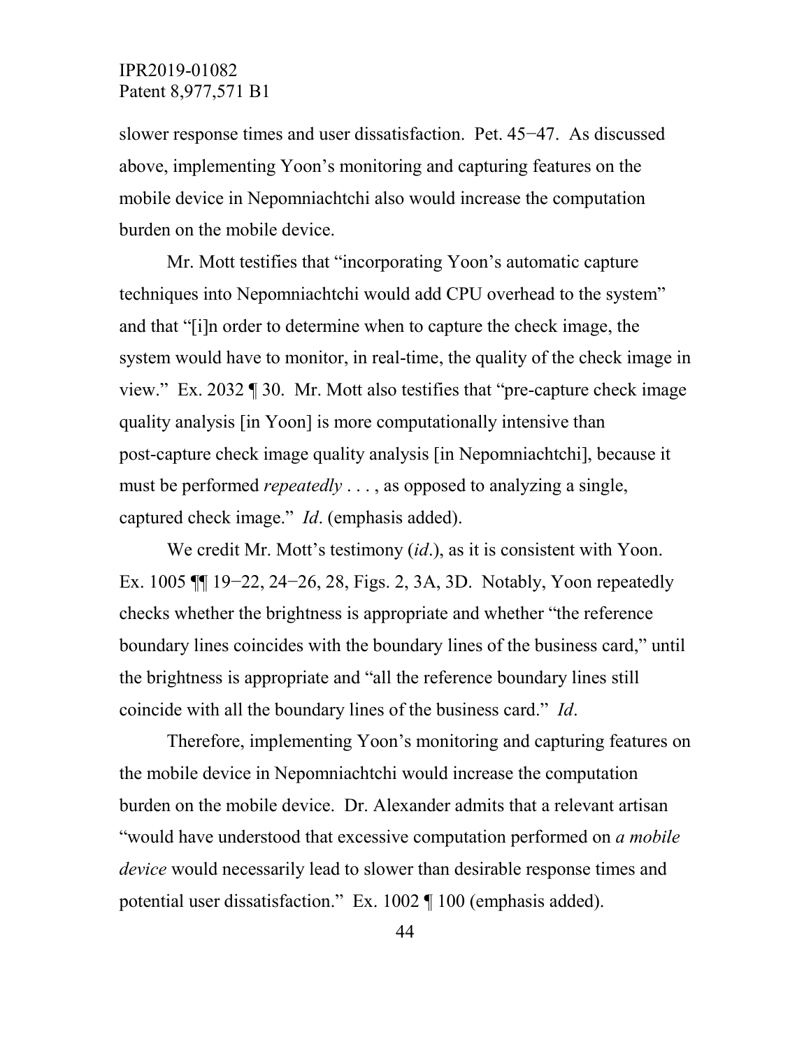slower response times and user dissatisfaction. Pet. 45−47. As discussed above, implementing Yoon's monitoring and capturing features on the mobile device in Nepomniachtchi also would increase the computation burden on the mobile device.

Mr. Mott testifies that "incorporating Yoon's automatic capture techniques into Nepomniachtchi would add CPU overhead to the system" and that "[i]n order to determine when to capture the check image, the system would have to monitor, in real-time, the quality of the check image in view." Ex. 2032 ¶ 30. Mr. Mott also testifies that "pre-capture check image quality analysis [in Yoon] is more computationally intensive than post-capture check image quality analysis [in Nepomniachtchi], because it must be performed *repeatedly* . . . , as opposed to analyzing a single, captured check image." *Id*. (emphasis added).

We credit Mr. Mott's testimony (*id*.), as it is consistent with Yoon. Ex. 1005 ¶¶ 19−22, 24−26, 28, Figs. 2, 3A, 3D. Notably, Yoon repeatedly checks whether the brightness is appropriate and whether "the reference boundary lines coincides with the boundary lines of the business card," until the brightness is appropriate and "all the reference boundary lines still coincide with all the boundary lines of the business card." *Id*.

Therefore, implementing Yoon's monitoring and capturing features on the mobile device in Nepomniachtchi would increase the computation burden on the mobile device. Dr. Alexander admits that a relevant artisan "would have understood that excessive computation performed on *a mobile device* would necessarily lead to slower than desirable response times and potential user dissatisfaction." Ex. 1002 ¶ 100 (emphasis added).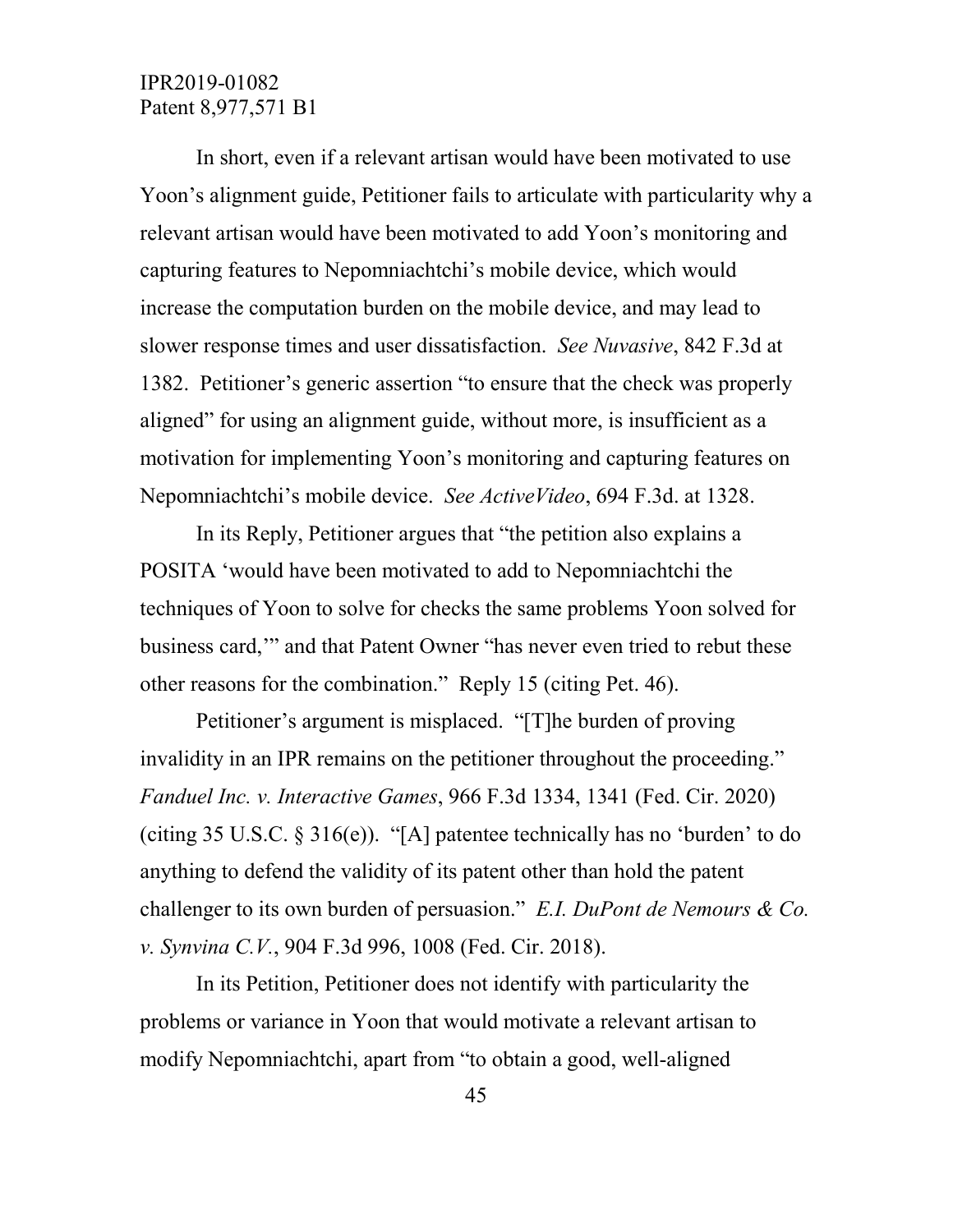In short, even if a relevant artisan would have been motivated to use Yoon's alignment guide, Petitioner fails to articulate with particularity why a relevant artisan would have been motivated to add Yoon's monitoring and capturing features to Nepomniachtchi's mobile device, which would increase the computation burden on the mobile device, and may lead to slower response times and user dissatisfaction. *See Nuvasive*, 842 F.3d at 1382. Petitioner's generic assertion "to ensure that the check was properly aligned" for using an alignment guide, without more, is insufficient as a motivation for implementing Yoon's monitoring and capturing features on Nepomniachtchi's mobile device. *See ActiveVideo*, 694 F.3d. at 1328.

In its Reply, Petitioner argues that "the petition also explains a POSITA 'would have been motivated to add to Nepomniachtchi the techniques of Yoon to solve for checks the same problems Yoon solved for business card,'" and that Patent Owner "has never even tried to rebut these other reasons for the combination." Reply 15 (citing Pet. 46).

Petitioner's argument is misplaced. "[T]he burden of proving invalidity in an IPR remains on the petitioner throughout the proceeding." *Fanduel Inc. v. Interactive Games*, 966 F.3d 1334, 1341 (Fed. Cir. 2020) (citing 35 U.S.C. § 316(e)). "[A] patentee technically has no 'burden' to do anything to defend the validity of its patent other than hold the patent challenger to its own burden of persuasion." *E.I. DuPont de Nemours & Co. v. Synvina C.V.*, 904 F.3d 996, 1008 (Fed. Cir. 2018).

In its Petition, Petitioner does not identify with particularity the problems or variance in Yoon that would motivate a relevant artisan to modify Nepomniachtchi, apart from "to obtain a good, well-aligned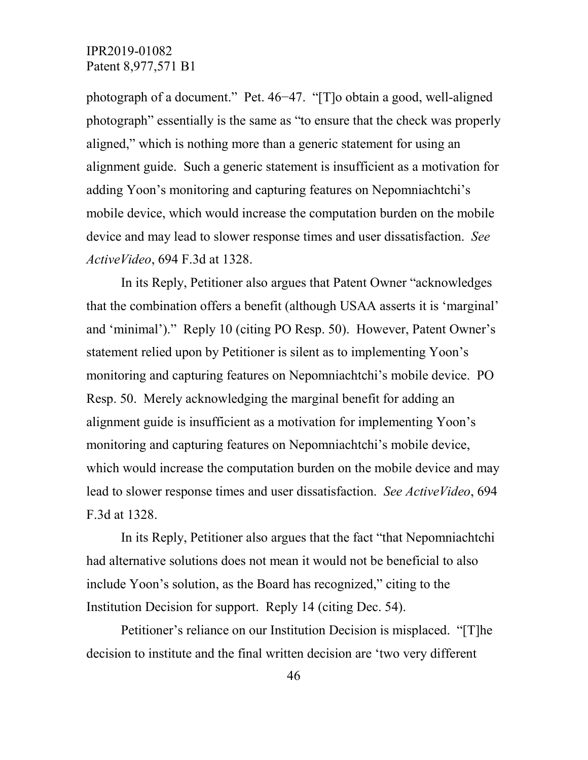photograph of a document." Pet. 46−47. "[T]o obtain a good, well-aligned photograph" essentially is the same as "to ensure that the check was properly aligned," which is nothing more than a generic statement for using an alignment guide. Such a generic statement is insufficient as a motivation for adding Yoon's monitoring and capturing features on Nepomniachtchi's mobile device, which would increase the computation burden on the mobile device and may lead to slower response times and user dissatisfaction. *See ActiveVideo*, 694 F.3d at 1328.

In its Reply, Petitioner also argues that Patent Owner "acknowledges that the combination offers a benefit (although USAA asserts it is 'marginal' and 'minimal')." Reply 10 (citing PO Resp. 50). However, Patent Owner's statement relied upon by Petitioner is silent as to implementing Yoon's monitoring and capturing features on Nepomniachtchi's mobile device. PO Resp. 50. Merely acknowledging the marginal benefit for adding an alignment guide is insufficient as a motivation for implementing Yoon's monitoring and capturing features on Nepomniachtchi's mobile device, which would increase the computation burden on the mobile device and may lead to slower response times and user dissatisfaction. *See ActiveVideo*, 694 F.3d at 1328.

In its Reply, Petitioner also argues that the fact "that Nepomniachtchi had alternative solutions does not mean it would not be beneficial to also include Yoon's solution, as the Board has recognized," citing to the Institution Decision for support. Reply 14 (citing Dec. 54).

Petitioner's reliance on our Institution Decision is misplaced. "[T]he decision to institute and the final written decision are 'two very different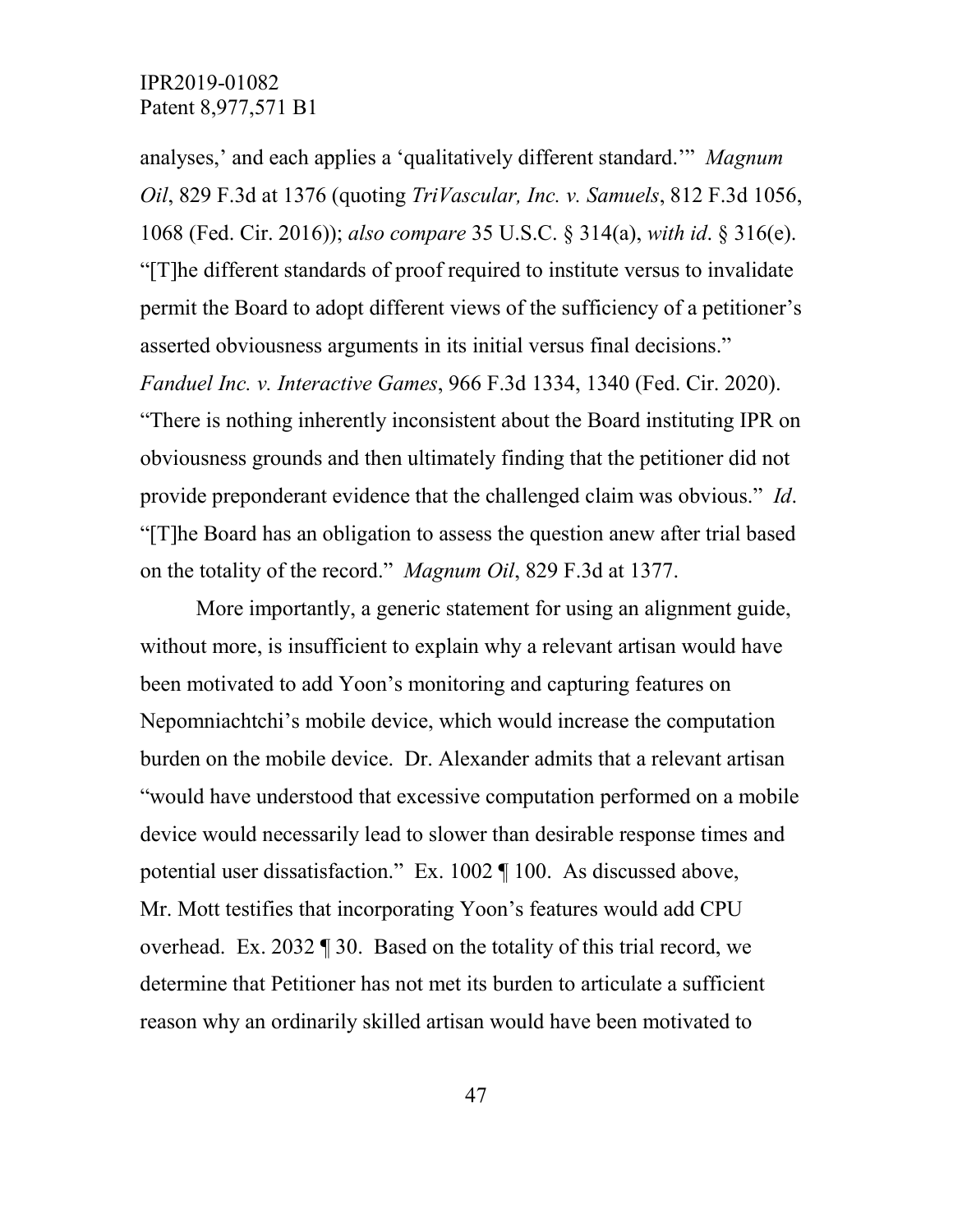analyses,' and each applies a 'qualitatively different standard.'" *Magnum Oil*, 829 F.3d at 1376 (quoting *TriVascular, Inc. v. Samuels*, 812 F.3d 1056, 1068 (Fed. Cir. 2016)); *also compare* 35 U.S.C. § 314(a), *with id*. § 316(e). "[T]he different standards of proof required to institute versus to invalidate permit the Board to adopt different views of the sufficiency of a petitioner's asserted obviousness arguments in its initial versus final decisions." *Fanduel Inc. v. Interactive Games*, 966 F.3d 1334, 1340 (Fed. Cir. 2020). "There is nothing inherently inconsistent about the Board instituting IPR on obviousness grounds and then ultimately finding that the petitioner did not provide preponderant evidence that the challenged claim was obvious." *Id*. "[T]he Board has an obligation to assess the question anew after trial based on the totality of the record." *Magnum Oil*, 829 F.3d at 1377.

More importantly, a generic statement for using an alignment guide, without more, is insufficient to explain why a relevant artisan would have been motivated to add Yoon's monitoring and capturing features on Nepomniachtchi's mobile device, which would increase the computation burden on the mobile device. Dr. Alexander admits that a relevant artisan "would have understood that excessive computation performed on a mobile device would necessarily lead to slower than desirable response times and potential user dissatisfaction." Ex. 1002 ¶ 100. As discussed above, Mr. Mott testifies that incorporating Yoon's features would add CPU overhead. Ex. 2032 ¶ 30. Based on the totality of this trial record, we determine that Petitioner has not met its burden to articulate a sufficient reason why an ordinarily skilled artisan would have been motivated to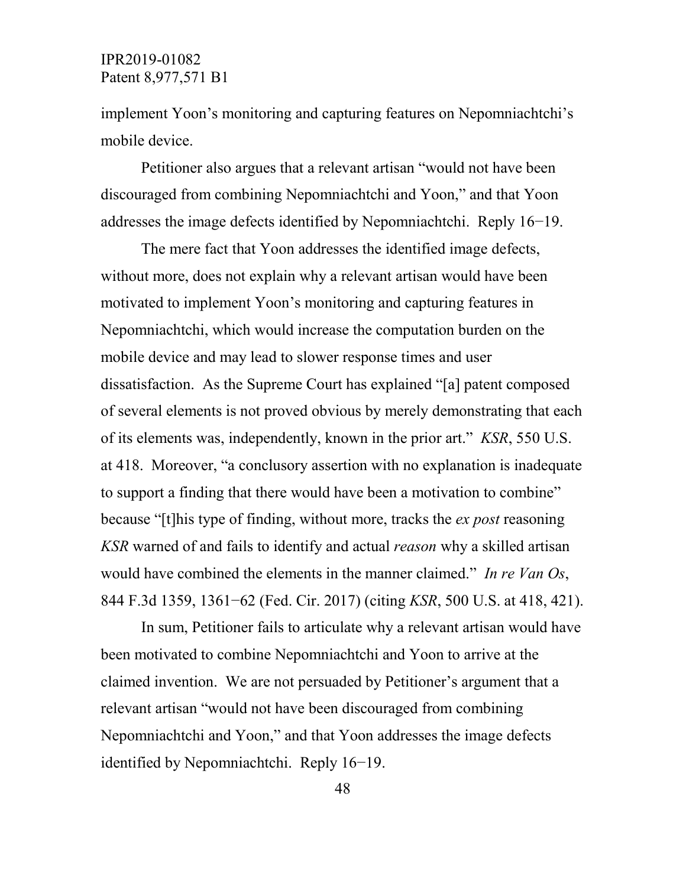implement Yoon's monitoring and capturing features on Nepomniachtchi's mobile device.

Petitioner also argues that a relevant artisan "would not have been discouraged from combining Nepomniachtchi and Yoon," and that Yoon addresses the image defects identified by Nepomniachtchi. Reply 16−19.

The mere fact that Yoon addresses the identified image defects, without more, does not explain why a relevant artisan would have been motivated to implement Yoon's monitoring and capturing features in Nepomniachtchi, which would increase the computation burden on the mobile device and may lead to slower response times and user dissatisfaction. As the Supreme Court has explained "[a] patent composed of several elements is not proved obvious by merely demonstrating that each of its elements was, independently, known in the prior art." *KSR*, 550 U.S. at 418. Moreover, "a conclusory assertion with no explanation is inadequate to support a finding that there would have been a motivation to combine" because "[t]his type of finding, without more, tracks the *ex post* reasoning *KSR* warned of and fails to identify and actual *reason* why a skilled artisan would have combined the elements in the manner claimed." *In re Van Os*, 844 F.3d 1359, 1361−62 (Fed. Cir. 2017) (citing *KSR*, 500 U.S. at 418, 421).

In sum, Petitioner fails to articulate why a relevant artisan would have been motivated to combine Nepomniachtchi and Yoon to arrive at the claimed invention. We are not persuaded by Petitioner's argument that a relevant artisan "would not have been discouraged from combining Nepomniachtchi and Yoon," and that Yoon addresses the image defects identified by Nepomniachtchi. Reply 16−19.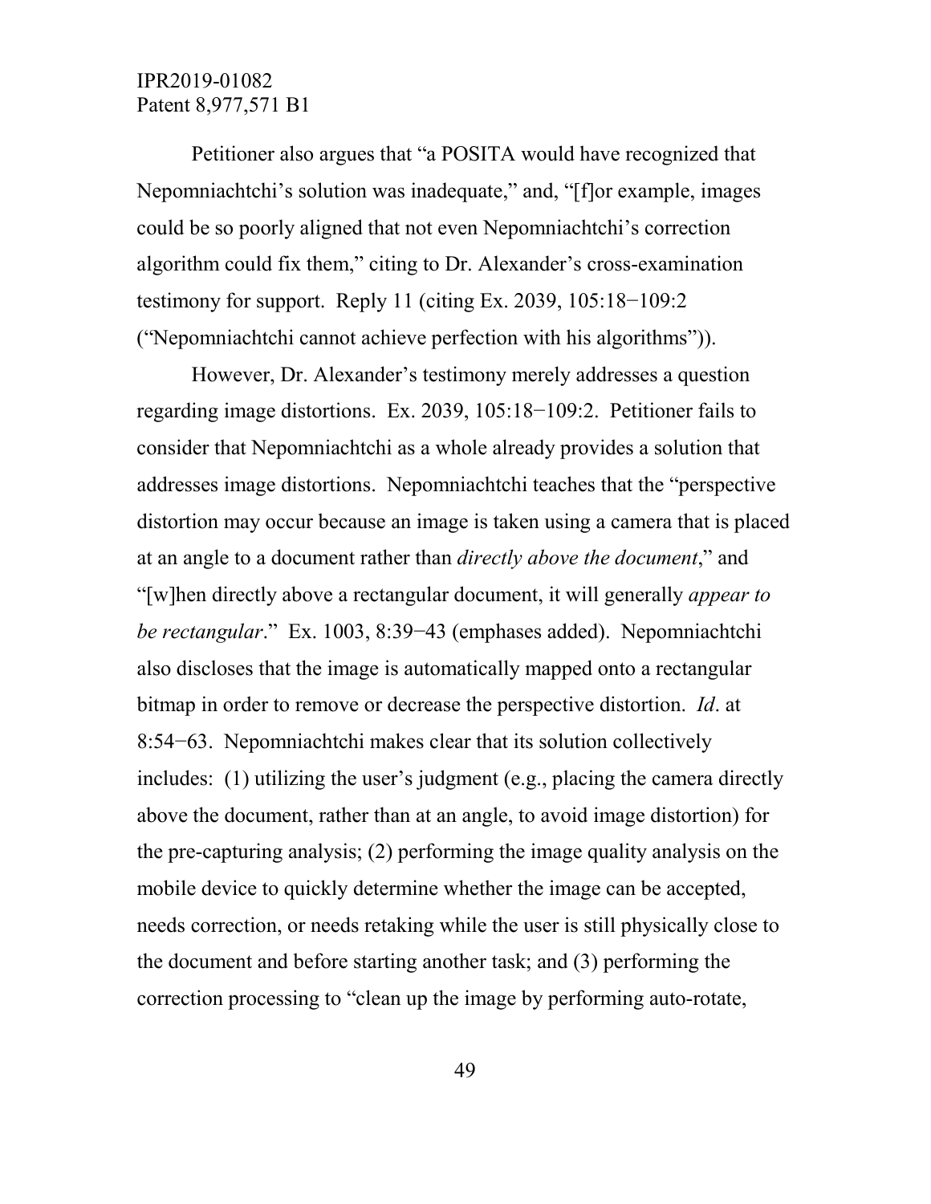Petitioner also argues that "a POSITA would have recognized that Nepomniachtchi's solution was inadequate," and, "[f]or example, images could be so poorly aligned that not even Nepomniachtchi's correction algorithm could fix them," citing to Dr. Alexander's cross-examination testimony for support. Reply 11 (citing Ex. 2039, 105:18−109:2 ("Nepomniachtchi cannot achieve perfection with his algorithms")).

However, Dr. Alexander's testimony merely addresses a question regarding image distortions. Ex. 2039, 105:18−109:2. Petitioner fails to consider that Nepomniachtchi as a whole already provides a solution that addresses image distortions. Nepomniachtchi teaches that the "perspective distortion may occur because an image is taken using a camera that is placed at an angle to a document rather than *directly above the document*," and "[w]hen directly above a rectangular document, it will generally *appear to be rectangular*." Ex. 1003, 8:39−43 (emphases added). Nepomniachtchi also discloses that the image is automatically mapped onto a rectangular bitmap in order to remove or decrease the perspective distortion. *Id*. at 8:54−63. Nepomniachtchi makes clear that its solution collectively includes: (1) utilizing the user's judgment (e.g., placing the camera directly above the document, rather than at an angle, to avoid image distortion) for the pre-capturing analysis; (2) performing the image quality analysis on the mobile device to quickly determine whether the image can be accepted, needs correction, or needs retaking while the user is still physically close to the document and before starting another task; and (3) performing the correction processing to "clean up the image by performing auto-rotate,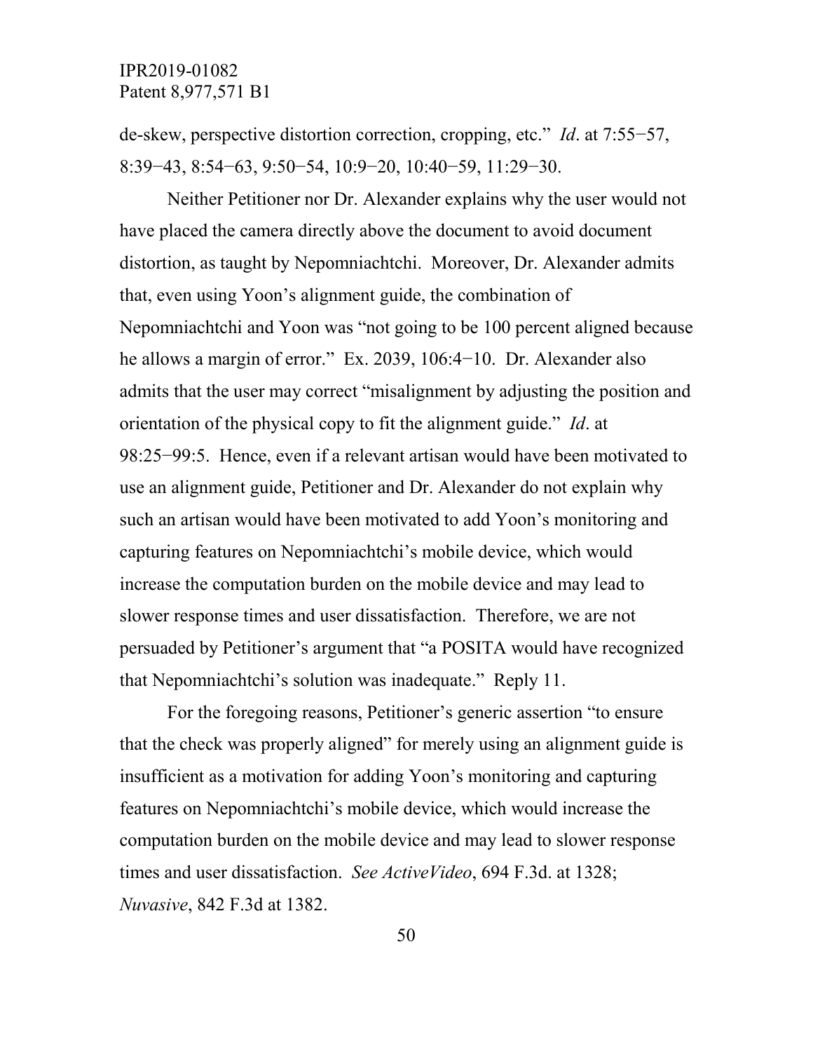de-skew, perspective distortion correction, cropping, etc." *Id*. at 7:55−57, 8:39−43, 8:54−63, 9:50−54, 10:9−20, 10:40−59, 11:29−30.

Neither Petitioner nor Dr. Alexander explains why the user would not have placed the camera directly above the document to avoid document distortion, as taught by Nepomniachtchi. Moreover, Dr. Alexander admits that, even using Yoon's alignment guide, the combination of Nepomniachtchi and Yoon was "not going to be 100 percent aligned because he allows a margin of error." Ex. 2039, 106:4−10. Dr. Alexander also admits that the user may correct "misalignment by adjusting the position and orientation of the physical copy to fit the alignment guide." *Id*. at 98:25−99:5. Hence, even if a relevant artisan would have been motivated to use an alignment guide, Petitioner and Dr. Alexander do not explain why such an artisan would have been motivated to add Yoon's monitoring and capturing features on Nepomniachtchi's mobile device, which would increase the computation burden on the mobile device and may lead to slower response times and user dissatisfaction. Therefore, we are not persuaded by Petitioner's argument that "a POSITA would have recognized that Nepomniachtchi's solution was inadequate." Reply 11.

For the foregoing reasons, Petitioner's generic assertion "to ensure that the check was properly aligned" for merely using an alignment guide is insufficient as a motivation for adding Yoon's monitoring and capturing features on Nepomniachtchi's mobile device, which would increase the computation burden on the mobile device and may lead to slower response times and user dissatisfaction. *See ActiveVideo*, 694 F.3d. at 1328; *Nuvasive*, 842 F.3d at 1382.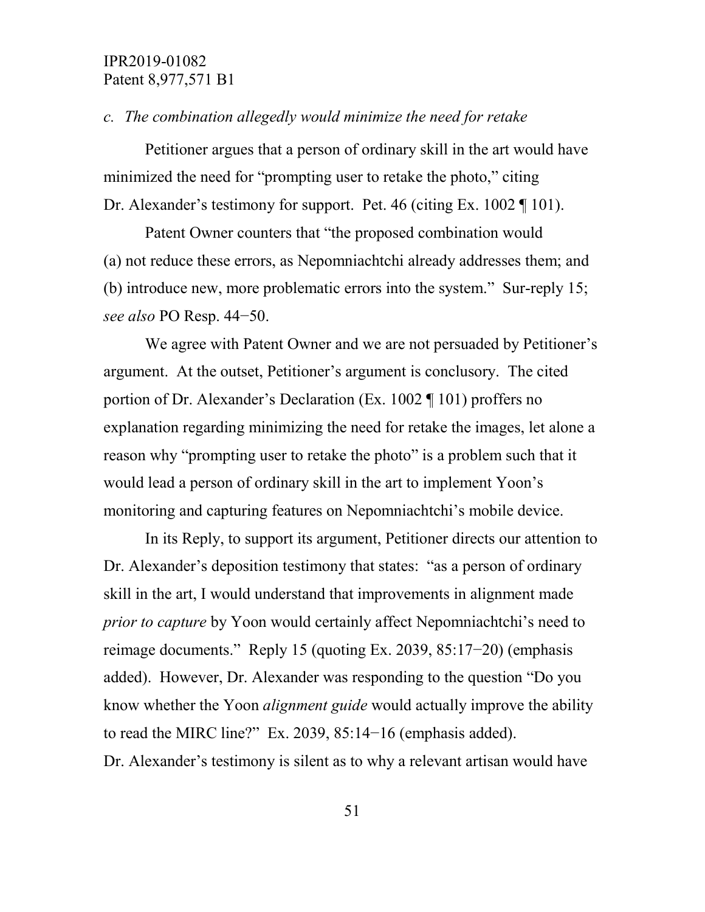*c. The combination allegedly would minimize the need for retake*

Petitioner argues that a person of ordinary skill in the art would have minimized the need for "prompting user to retake the photo," citing Dr. Alexander's testimony for support. Pet. 46 (citing Ex. 1002 ¶ 101).

Patent Owner counters that "the proposed combination would (a) not reduce these errors, as Nepomniachtchi already addresses them; and (b) introduce new, more problematic errors into the system." Sur-reply 15; *see also* PO Resp. 44−50.

We agree with Patent Owner and we are not persuaded by Petitioner's argument. At the outset, Petitioner's argument is conclusory. The cited portion of Dr. Alexander's Declaration (Ex. 1002 ¶ 101) proffers no explanation regarding minimizing the need for retake the images, let alone a reason why "prompting user to retake the photo" is a problem such that it would lead a person of ordinary skill in the art to implement Yoon's monitoring and capturing features on Nepomniachtchi's mobile device.

In its Reply, to support its argument, Petitioner directs our attention to Dr. Alexander's deposition testimony that states: "as a person of ordinary skill in the art, I would understand that improvements in alignment made *prior to capture* by Yoon would certainly affect Nepomniachtchi's need to reimage documents." Reply 15 (quoting Ex. 2039, 85:17−20) (emphasis added). However, Dr. Alexander was responding to the question "Do you know whether the Yoon *alignment guide* would actually improve the ability to read the MIRC line?" Ex. 2039, 85:14−16 (emphasis added). Dr. Alexander's testimony is silent as to why a relevant artisan would have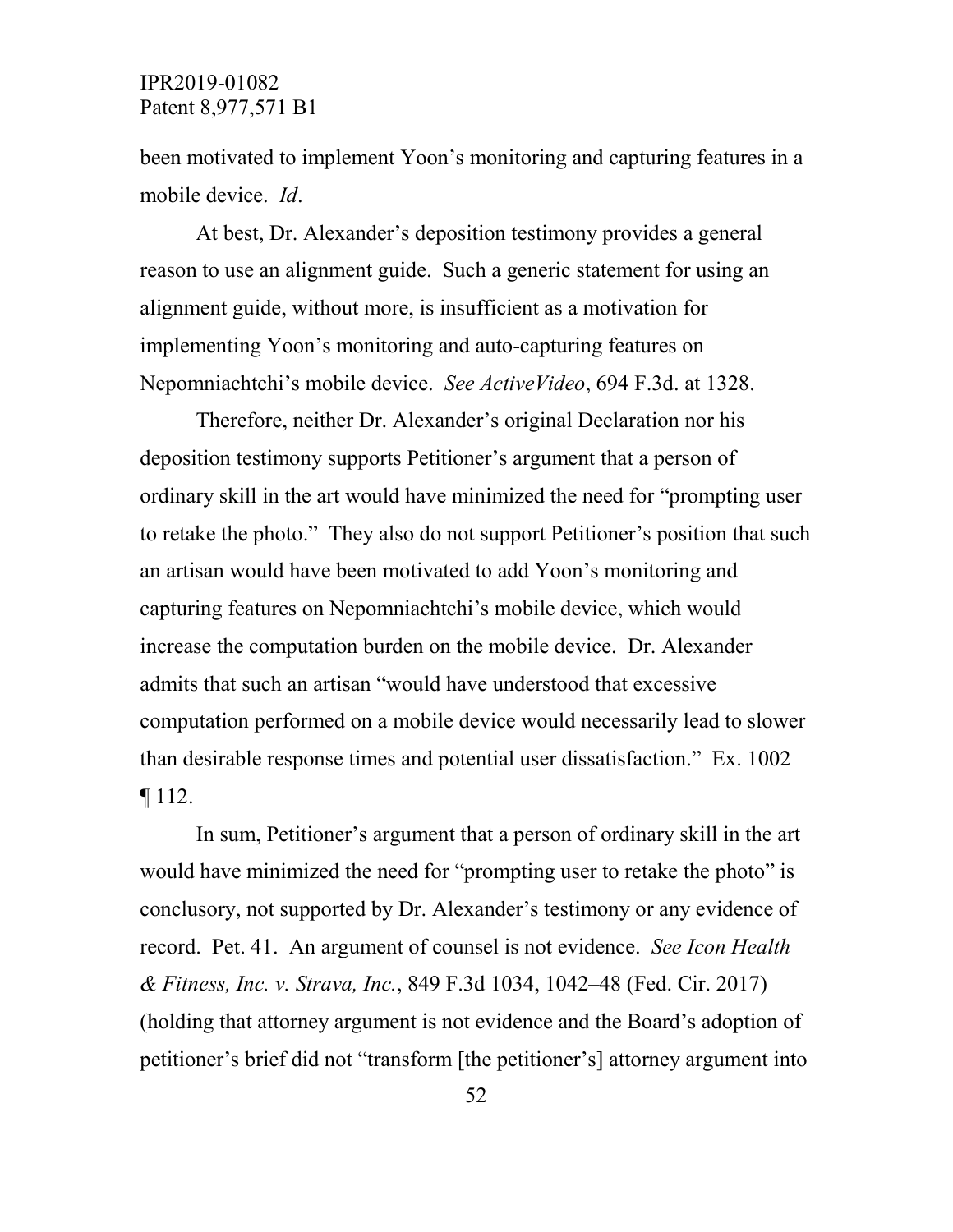been motivated to implement Yoon's monitoring and capturing features in a mobile device. *Id*.

At best, Dr. Alexander's deposition testimony provides a general reason to use an alignment guide. Such a generic statement for using an alignment guide, without more, is insufficient as a motivation for implementing Yoon's monitoring and auto-capturing features on Nepomniachtchi's mobile device. *See ActiveVideo*, 694 F.3d. at 1328.

Therefore, neither Dr. Alexander's original Declaration nor his deposition testimony supports Petitioner's argument that a person of ordinary skill in the art would have minimized the need for "prompting user to retake the photo." They also do not support Petitioner's position that such an artisan would have been motivated to add Yoon's monitoring and capturing features on Nepomniachtchi's mobile device, which would increase the computation burden on the mobile device. Dr. Alexander admits that such an artisan "would have understood that excessive computation performed on a mobile device would necessarily lead to slower than desirable response times and potential user dissatisfaction." Ex. 1002 ¶ 112.

In sum, Petitioner's argument that a person of ordinary skill in the art would have minimized the need for "prompting user to retake the photo" is conclusory, not supported by Dr. Alexander's testimony or any evidence of record. Pet. 41. An argument of counsel is not evidence. *See Icon Health & Fitness, Inc. v. Strava, Inc.*, 849 F.3d 1034, 1042–48 (Fed. Cir. 2017) (holding that attorney argument is not evidence and the Board's adoption of petitioner's brief did not "transform [the petitioner's] attorney argument into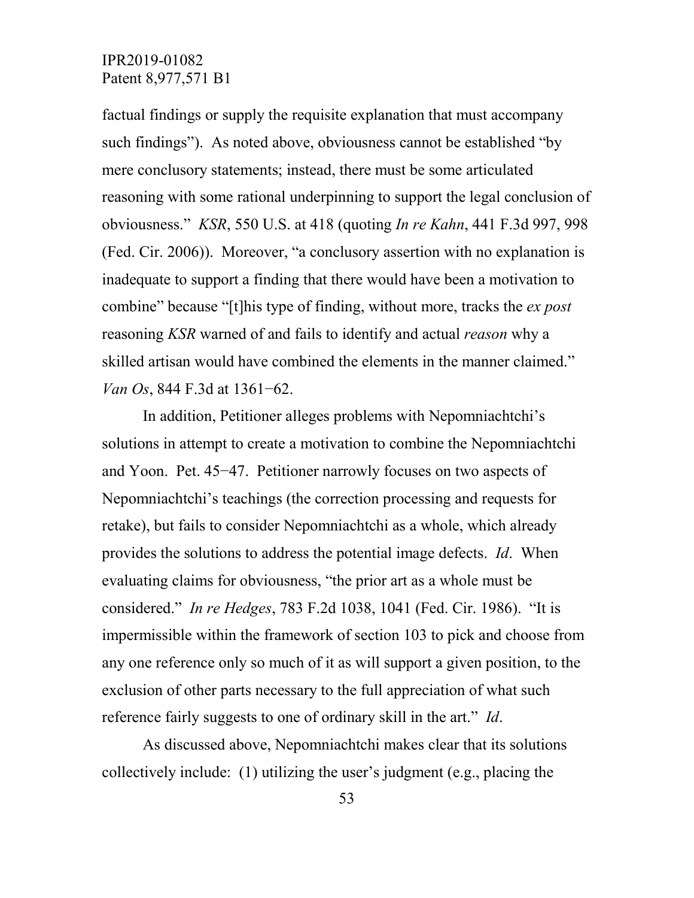factual findings or supply the requisite explanation that must accompany such findings"). As noted above, obviousness cannot be established "by mere conclusory statements; instead, there must be some articulated reasoning with some rational underpinning to support the legal conclusion of obviousness." *KSR*, 550 U.S. at 418 (quoting *In re Kahn*, 441 F.3d 997, 998 (Fed. Cir. 2006)). Moreover, "a conclusory assertion with no explanation is inadequate to support a finding that there would have been a motivation to combine" because "[t]his type of finding, without more, tracks the *ex post* reasoning *KSR* warned of and fails to identify and actual *reason* why a skilled artisan would have combined the elements in the manner claimed." *Van Os*, 844 F.3d at 1361−62.

In addition, Petitioner alleges problems with Nepomniachtchi's solutions in attempt to create a motivation to combine the Nepomniachtchi and Yoon. Pet. 45−47. Petitioner narrowly focuses on two aspects of Nepomniachtchi's teachings (the correction processing and requests for retake), but fails to consider Nepomniachtchi as a whole, which already provides the solutions to address the potential image defects. *Id*. When evaluating claims for obviousness, "the prior art as a whole must be considered." *In re Hedges*, 783 F.2d 1038, 1041 (Fed. Cir. 1986). "It is impermissible within the framework of section 103 to pick and choose from any one reference only so much of it as will support a given position, to the exclusion of other parts necessary to the full appreciation of what such reference fairly suggests to one of ordinary skill in the art." *Id*.

As discussed above, Nepomniachtchi makes clear that its solutions collectively include: (1) utilizing the user's judgment (e.g., placing the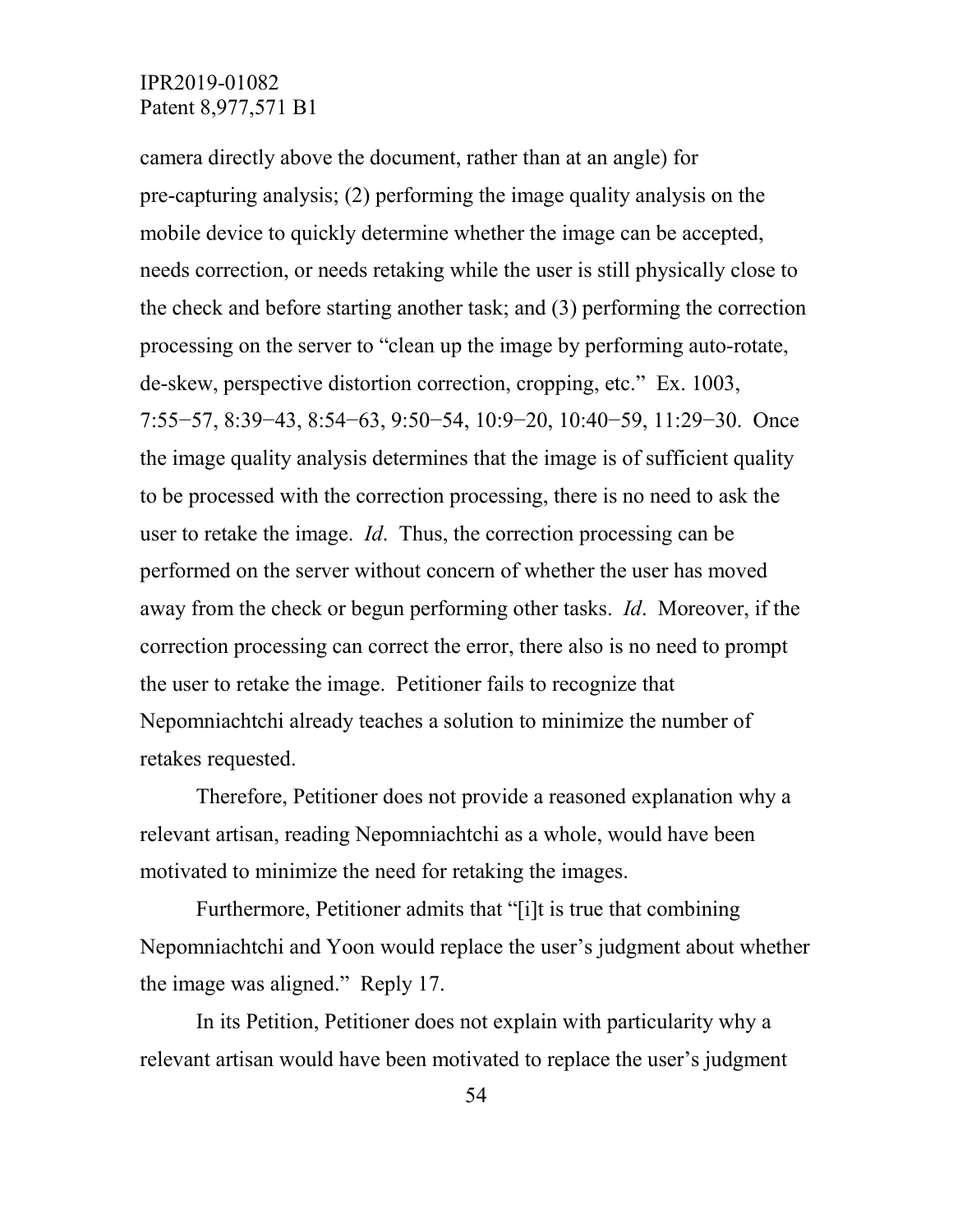camera directly above the document, rather than at an angle) for pre-capturing analysis; (2) performing the image quality analysis on the mobile device to quickly determine whether the image can be accepted, needs correction, or needs retaking while the user is still physically close to the check and before starting another task; and (3) performing the correction processing on the server to "clean up the image by performing auto-rotate, de-skew, perspective distortion correction, cropping, etc." Ex. 1003, 7:55−57, 8:39−43, 8:54−63, 9:50−54, 10:9−20, 10:40−59, 11:29−30. Once the image quality analysis determines that the image is of sufficient quality to be processed with the correction processing, there is no need to ask the user to retake the image. *Id*. Thus, the correction processing can be performed on the server without concern of whether the user has moved away from the check or begun performing other tasks. *Id*. Moreover, if the correction processing can correct the error, there also is no need to prompt the user to retake the image. Petitioner fails to recognize that Nepomniachtchi already teaches a solution to minimize the number of retakes requested.

Therefore, Petitioner does not provide a reasoned explanation why a relevant artisan, reading Nepomniachtchi as a whole, would have been motivated to minimize the need for retaking the images.

Furthermore, Petitioner admits that "[i]t is true that combining Nepomniachtchi and Yoon would replace the user's judgment about whether the image was aligned." Reply 17.

In its Petition, Petitioner does not explain with particularity why a relevant artisan would have been motivated to replace the user's judgment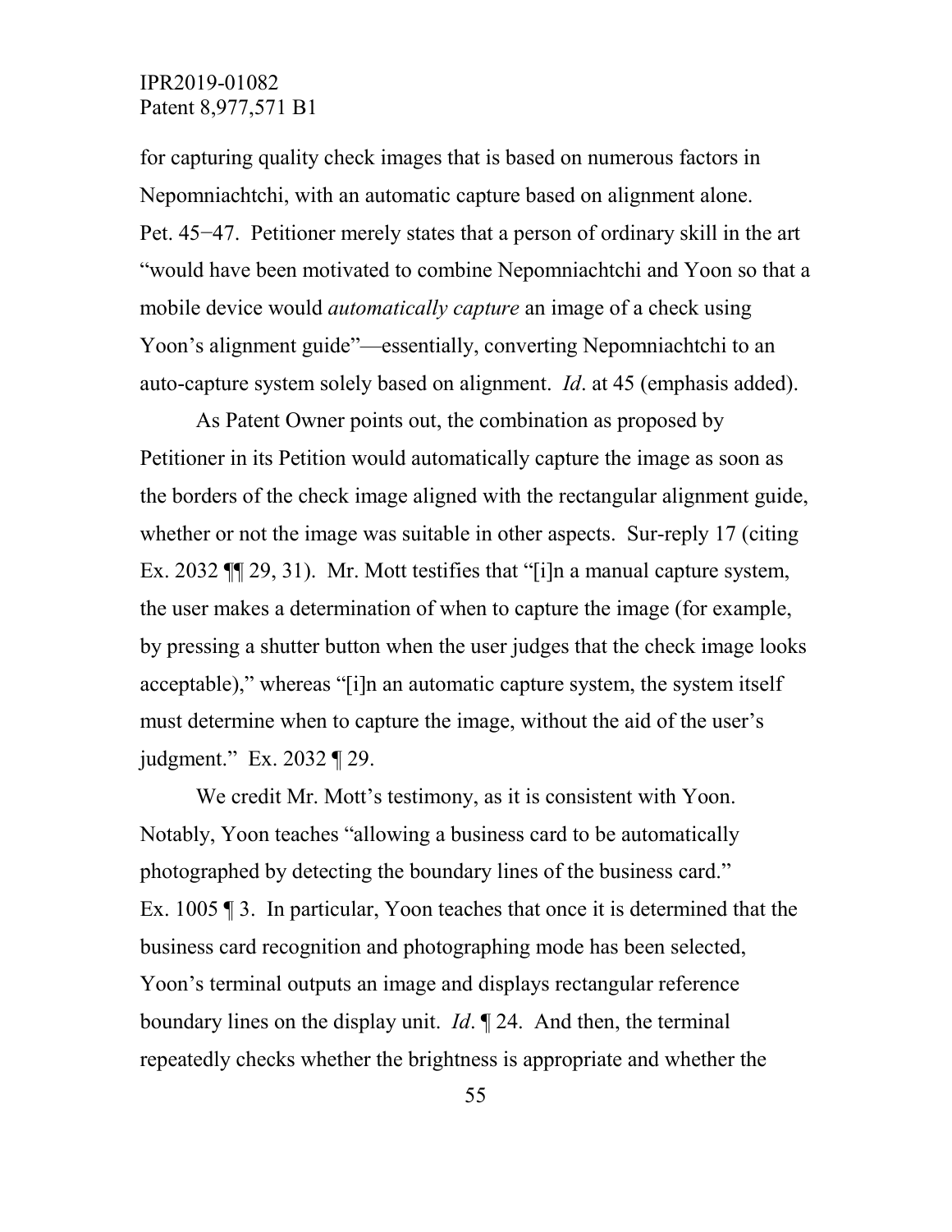for capturing quality check images that is based on numerous factors in Nepomniachtchi, with an automatic capture based on alignment alone. Pet. 45−47. Petitioner merely states that a person of ordinary skill in the art "would have been motivated to combine Nepomniachtchi and Yoon so that a mobile device would *automatically capture* an image of a check using Yoon's alignment guide"—essentially, converting Nepomniachtchi to an auto-capture system solely based on alignment. *Id*. at 45 (emphasis added).

As Patent Owner points out, the combination as proposed by Petitioner in its Petition would automatically capture the image as soon as the borders of the check image aligned with the rectangular alignment guide, whether or not the image was suitable in other aspects. Sur-reply 17 (citing Ex. 2032 ¶¶ 29, 31). Mr. Mott testifies that "[i]n a manual capture system, the user makes a determination of when to capture the image (for example, by pressing a shutter button when the user judges that the check image looks acceptable)," whereas "[i]n an automatic capture system, the system itself must determine when to capture the image, without the aid of the user's judgment." Ex. 2032 ¶ 29.

We credit Mr. Mott's testimony, as it is consistent with Yoon. Notably, Yoon teaches "allowing a business card to be automatically photographed by detecting the boundary lines of the business card." Ex. 1005 ¶ 3. In particular, Yoon teaches that once it is determined that the business card recognition and photographing mode has been selected, Yoon's terminal outputs an image and displays rectangular reference boundary lines on the display unit. *Id*. ¶ 24. And then, the terminal repeatedly checks whether the brightness is appropriate and whether the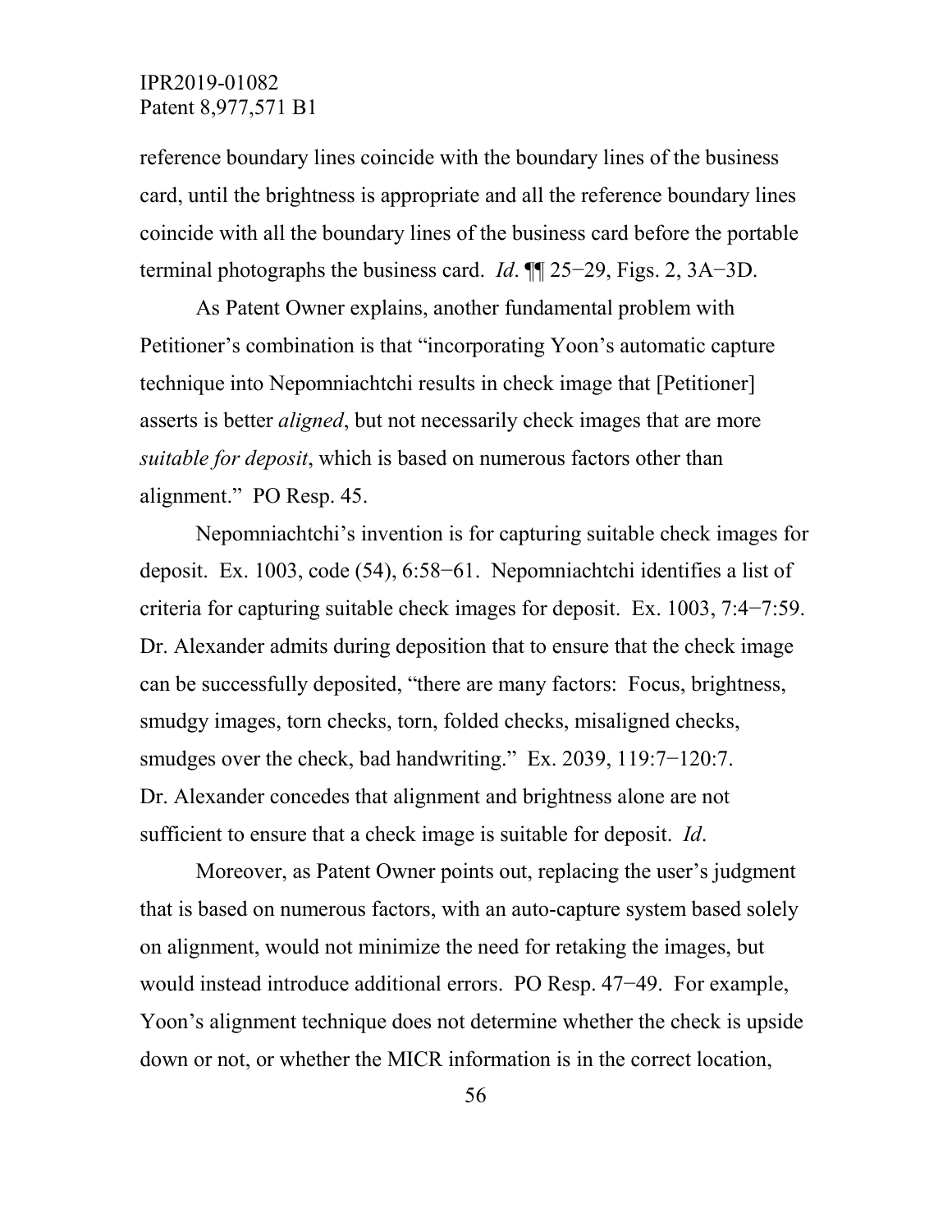reference boundary lines coincide with the boundary lines of the business card, until the brightness is appropriate and all the reference boundary lines coincide with all the boundary lines of the business card before the portable terminal photographs the business card. *Id*. ¶¶ 25−29, Figs. 2, 3A−3D.

As Patent Owner explains, another fundamental problem with Petitioner's combination is that "incorporating Yoon's automatic capture technique into Nepomniachtchi results in check image that [Petitioner] asserts is better *aligned*, but not necessarily check images that are more *suitable for deposit*, which is based on numerous factors other than alignment." PO Resp. 45.

Nepomniachtchi's invention is for capturing suitable check images for deposit. Ex. 1003, code (54), 6:58−61. Nepomniachtchi identifies a list of criteria for capturing suitable check images for deposit. Ex. 1003, 7:4−7:59. Dr. Alexander admits during deposition that to ensure that the check image can be successfully deposited, "there are many factors: Focus, brightness, smudgy images, torn checks, torn, folded checks, misaligned checks, smudges over the check, bad handwriting." Ex. 2039, 119:7−120:7. Dr. Alexander concedes that alignment and brightness alone are not sufficient to ensure that a check image is suitable for deposit. *Id*.

Moreover, as Patent Owner points out, replacing the user's judgment that is based on numerous factors, with an auto-capture system based solely on alignment, would not minimize the need for retaking the images, but would instead introduce additional errors. PO Resp. 47−49. For example, Yoon's alignment technique does not determine whether the check is upside down or not, or whether the MICR information is in the correct location,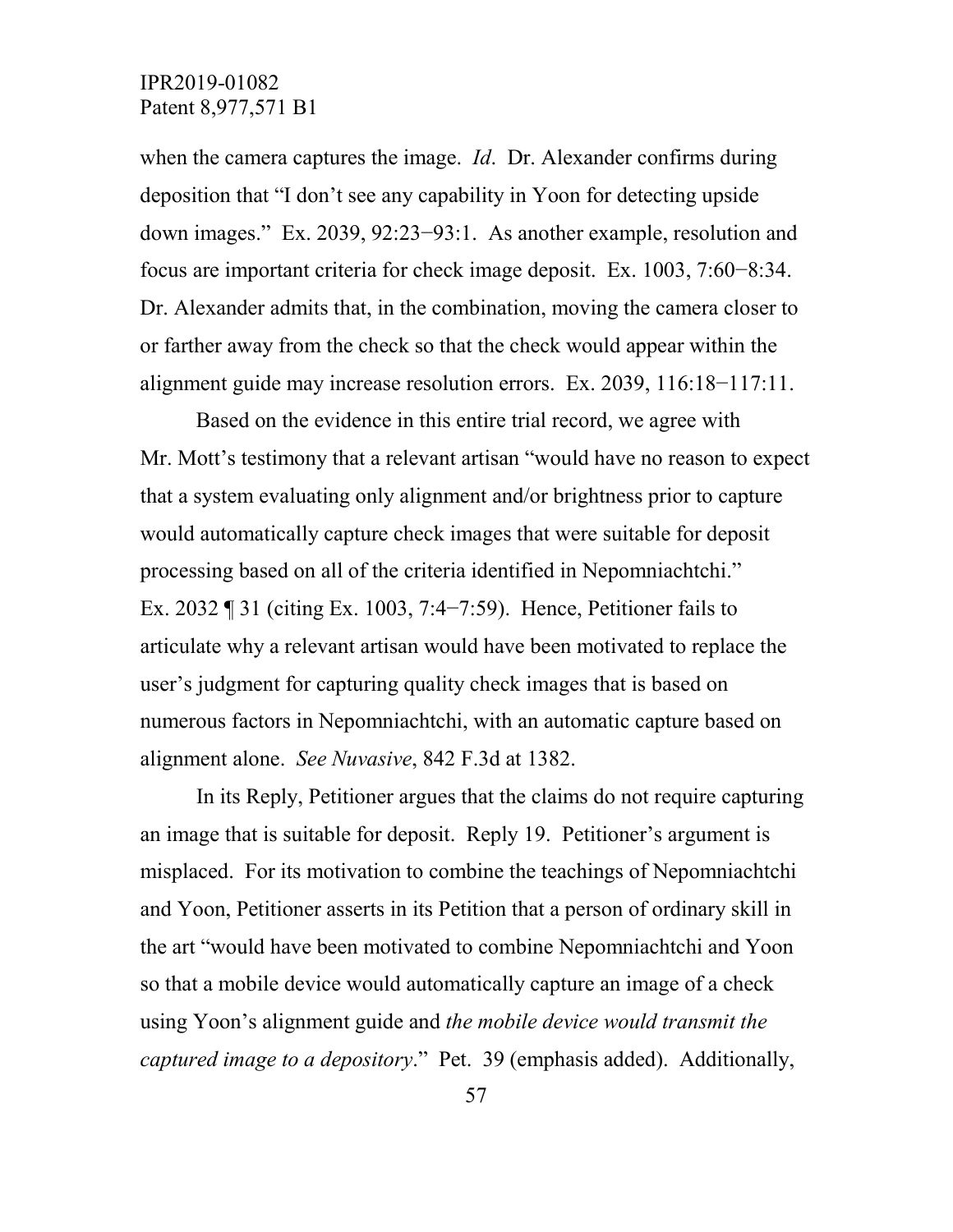when the camera captures the image. *Id*. Dr. Alexander confirms during deposition that "I don't see any capability in Yoon for detecting upside down images." Ex. 2039, 92:23−93:1. As another example, resolution and focus are important criteria for check image deposit. Ex. 1003, 7:60−8:34. Dr. Alexander admits that, in the combination, moving the camera closer to or farther away from the check so that the check would appear within the alignment guide may increase resolution errors. Ex. 2039, 116:18−117:11.

Based on the evidence in this entire trial record, we agree with Mr. Mott's testimony that a relevant artisan "would have no reason to expect that a system evaluating only alignment and/or brightness prior to capture would automatically capture check images that were suitable for deposit processing based on all of the criteria identified in Nepomniachtchi." Ex. 2032 ¶ 31 (citing Ex. 1003, 7:4−7:59). Hence, Petitioner fails to articulate why a relevant artisan would have been motivated to replace the user's judgment for capturing quality check images that is based on numerous factors in Nepomniachtchi, with an automatic capture based on alignment alone. *See Nuvasive*, 842 F.3d at 1382.

In its Reply, Petitioner argues that the claims do not require capturing an image that is suitable for deposit. Reply 19. Petitioner's argument is misplaced. For its motivation to combine the teachings of Nepomniachtchi and Yoon, Petitioner asserts in its Petition that a person of ordinary skill in the art "would have been motivated to combine Nepomniachtchi and Yoon so that a mobile device would automatically capture an image of a check using Yoon's alignment guide and *the mobile device would transmit the captured image to a depository*." Pet. 39 (emphasis added). Additionally,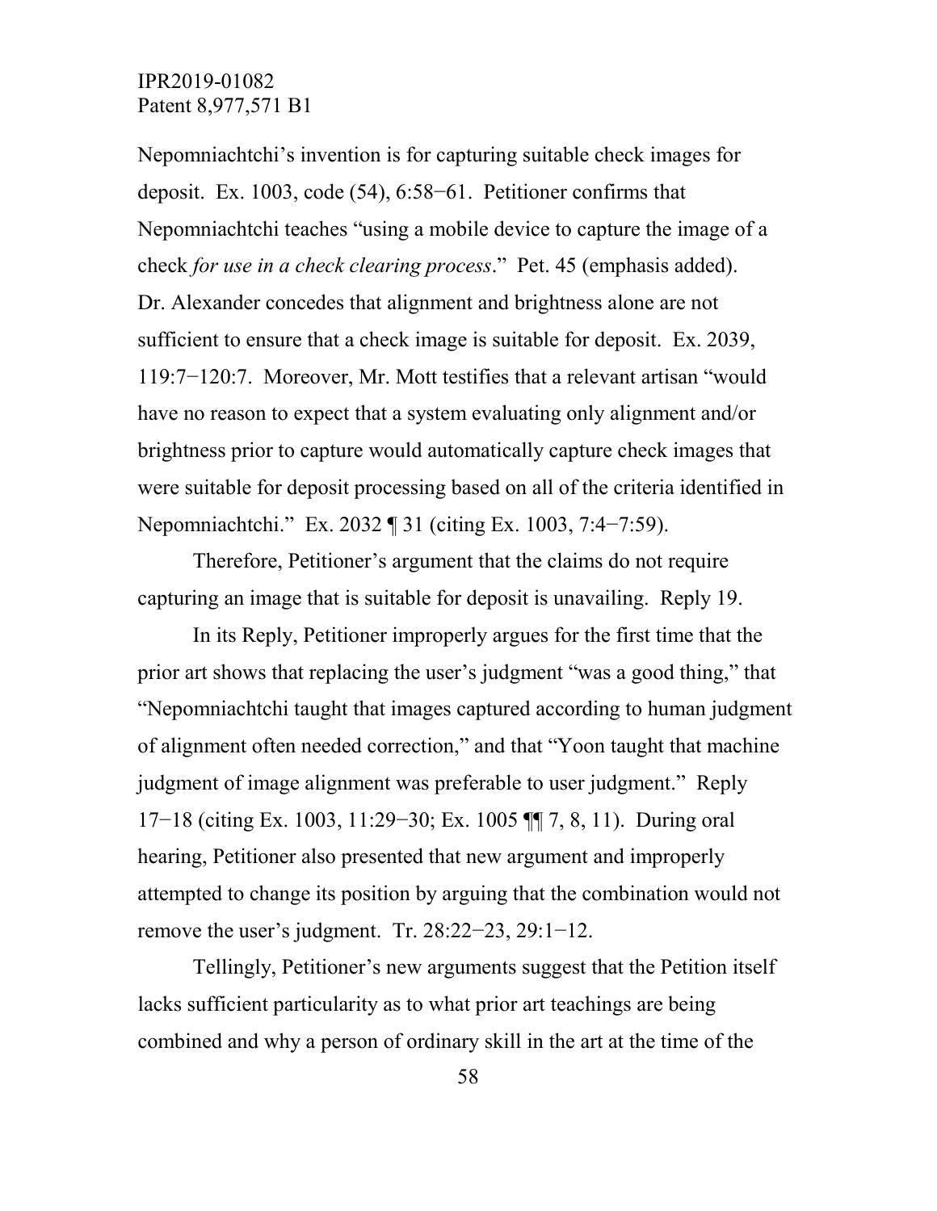Nepomniachtchi's invention is for capturing suitable check images for deposit. Ex. 1003, code (54), 6:58−61. Petitioner confirms that Nepomniachtchi teaches "using a mobile device to capture the image of a check *for use in a check clearing process*." Pet. 45 (emphasis added). Dr. Alexander concedes that alignment and brightness alone are not sufficient to ensure that a check image is suitable for deposit. Ex. 2039, 119:7−120:7. Moreover, Mr. Mott testifies that a relevant artisan "would have no reason to expect that a system evaluating only alignment and/or brightness prior to capture would automatically capture check images that were suitable for deposit processing based on all of the criteria identified in Nepomniachtchi." Ex. 2032 ¶ 31 (citing Ex. 1003, 7:4−7:59).

Therefore, Petitioner's argument that the claims do not require capturing an image that is suitable for deposit is unavailing. Reply 19.

In its Reply, Petitioner improperly argues for the first time that the prior art shows that replacing the user's judgment "was a good thing," that "Nepomniachtchi taught that images captured according to human judgment of alignment often needed correction," and that "Yoon taught that machine judgment of image alignment was preferable to user judgment." Reply 17−18 (citing Ex. 1003, 11:29−30; Ex. 1005 ¶¶ 7, 8, 11). During oral hearing, Petitioner also presented that new argument and improperly attempted to change its position by arguing that the combination would not remove the user's judgment. Tr. 28:22−23, 29:1−12.

Tellingly, Petitioner's new arguments suggest that the Petition itself lacks sufficient particularity as to what prior art teachings are being combined and why a person of ordinary skill in the art at the time of the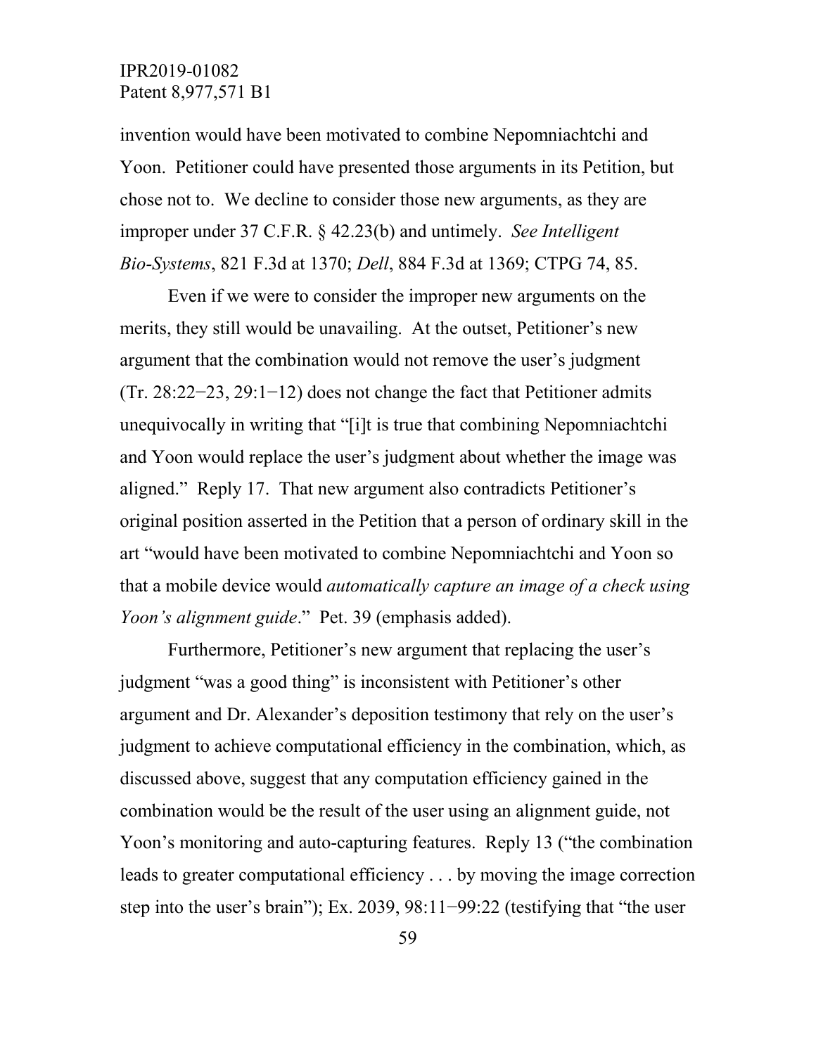invention would have been motivated to combine Nepomniachtchi and Yoon. Petitioner could have presented those arguments in its Petition, but chose not to. We decline to consider those new arguments, as they are improper under 37 C.F.R. § 42.23(b) and untimely. *See Intelligent Bio-Systems*, 821 F.3d at 1370; *Dell*, 884 F.3d at 1369; CTPG 74, 85.

Even if we were to consider the improper new arguments on the merits, they still would be unavailing. At the outset, Petitioner's new argument that the combination would not remove the user's judgment (Tr. 28:22−23, 29:1−12) does not change the fact that Petitioner admits unequivocally in writing that "[i]t is true that combining Nepomniachtchi and Yoon would replace the user's judgment about whether the image was aligned." Reply 17. That new argument also contradicts Petitioner's original position asserted in the Petition that a person of ordinary skill in the art "would have been motivated to combine Nepomniachtchi and Yoon so that a mobile device would *automatically capture an image of a check using Yoon's alignment guide*." Pet. 39 (emphasis added).

Furthermore, Petitioner's new argument that replacing the user's judgment "was a good thing" is inconsistent with Petitioner's other argument and Dr. Alexander's deposition testimony that rely on the user's judgment to achieve computational efficiency in the combination, which, as discussed above, suggest that any computation efficiency gained in the combination would be the result of the user using an alignment guide, not Yoon's monitoring and auto-capturing features. Reply 13 ("the combination leads to greater computational efficiency . . . by moving the image correction step into the user's brain"); Ex. 2039, 98:11−99:22 (testifying that "the user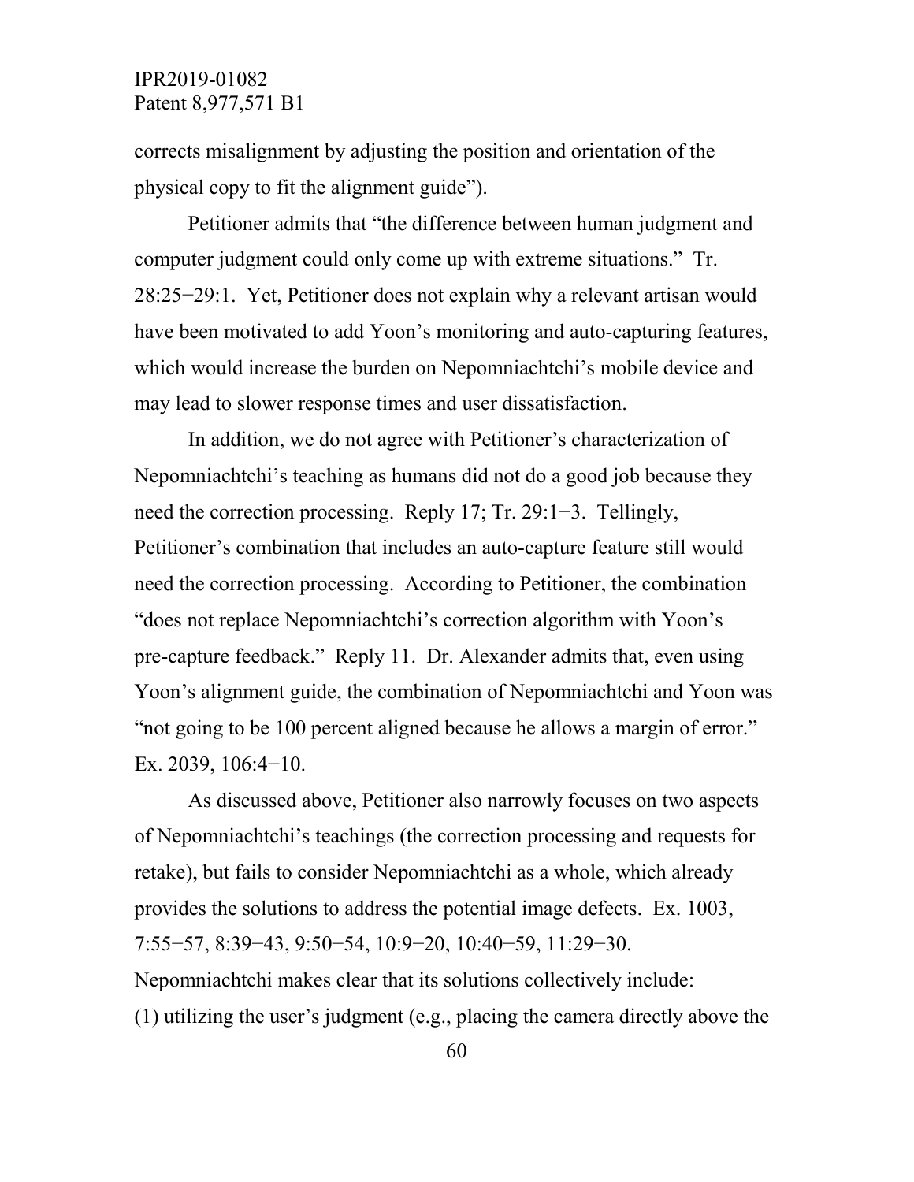corrects misalignment by adjusting the position and orientation of the physical copy to fit the alignment guide").

Petitioner admits that "the difference between human judgment and computer judgment could only come up with extreme situations." Tr. 28:25−29:1. Yet, Petitioner does not explain why a relevant artisan would have been motivated to add Yoon's monitoring and auto-capturing features, which would increase the burden on Nepomniachtchi's mobile device and may lead to slower response times and user dissatisfaction.

In addition, we do not agree with Petitioner's characterization of Nepomniachtchi's teaching as humans did not do a good job because they need the correction processing. Reply 17; Tr. 29:1−3. Tellingly, Petitioner's combination that includes an auto-capture feature still would need the correction processing. According to Petitioner, the combination "does not replace Nepomniachtchi's correction algorithm with Yoon's pre-capture feedback." Reply 11. Dr. Alexander admits that, even using Yoon's alignment guide, the combination of Nepomniachtchi and Yoon was "not going to be 100 percent aligned because he allows a margin of error." Ex. 2039, 106:4−10.

As discussed above, Petitioner also narrowly focuses on two aspects of Nepomniachtchi's teachings (the correction processing and requests for retake), but fails to consider Nepomniachtchi as a whole, which already provides the solutions to address the potential image defects. Ex. 1003, 7:55−57, 8:39−43, 9:50−54, 10:9−20, 10:40−59, 11:29−30. Nepomniachtchi makes clear that its solutions collectively include: (1) utilizing the user's judgment (e.g., placing the camera directly above the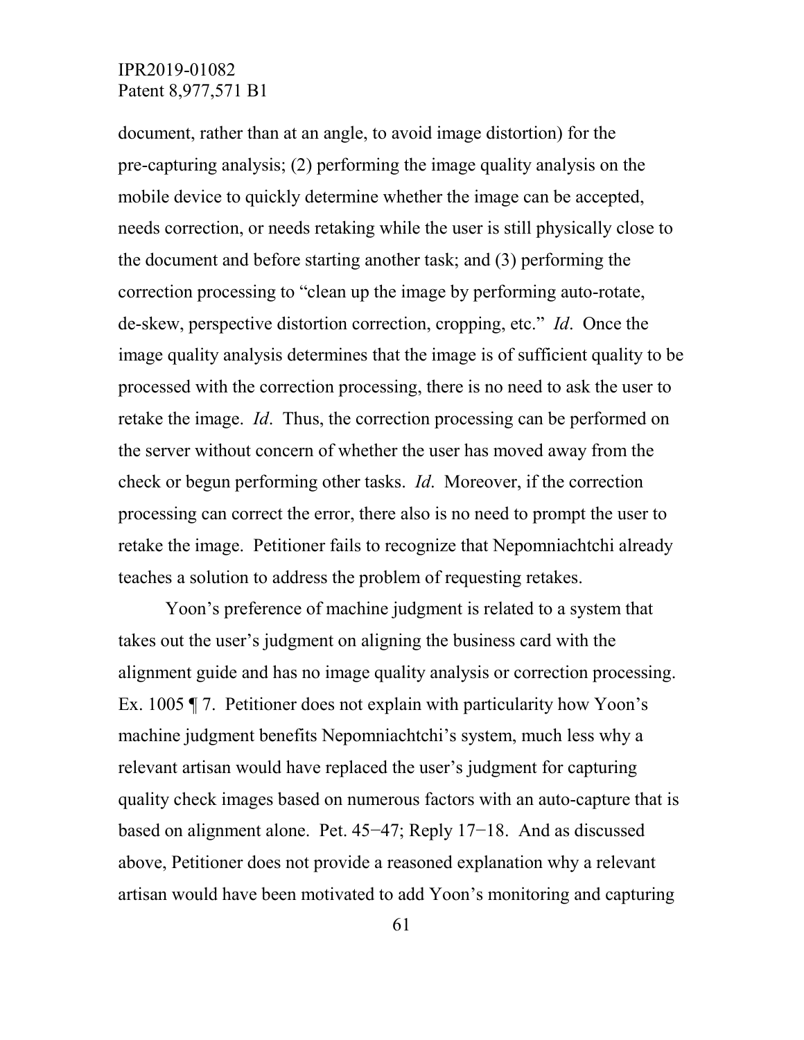document, rather than at an angle, to avoid image distortion) for the pre-capturing analysis; (2) performing the image quality analysis on the mobile device to quickly determine whether the image can be accepted, needs correction, or needs retaking while the user is still physically close to the document and before starting another task; and (3) performing the correction processing to "clean up the image by performing auto-rotate, de-skew, perspective distortion correction, cropping, etc." *Id*. Once the image quality analysis determines that the image is of sufficient quality to be processed with the correction processing, there is no need to ask the user to retake the image. *Id*. Thus, the correction processing can be performed on the server without concern of whether the user has moved away from the check or begun performing other tasks. *Id*. Moreover, if the correction processing can correct the error, there also is no need to prompt the user to retake the image. Petitioner fails to recognize that Nepomniachtchi already teaches a solution to address the problem of requesting retakes.

Yoon's preference of machine judgment is related to a system that takes out the user's judgment on aligning the business card with the alignment guide and has no image quality analysis or correction processing. Ex. 1005 ¶ 7. Petitioner does not explain with particularity how Yoon's machine judgment benefits Nepomniachtchi's system, much less why a relevant artisan would have replaced the user's judgment for capturing quality check images based on numerous factors with an auto-capture that is based on alignment alone. Pet. 45−47; Reply 17−18. And as discussed above, Petitioner does not provide a reasoned explanation why a relevant artisan would have been motivated to add Yoon's monitoring and capturing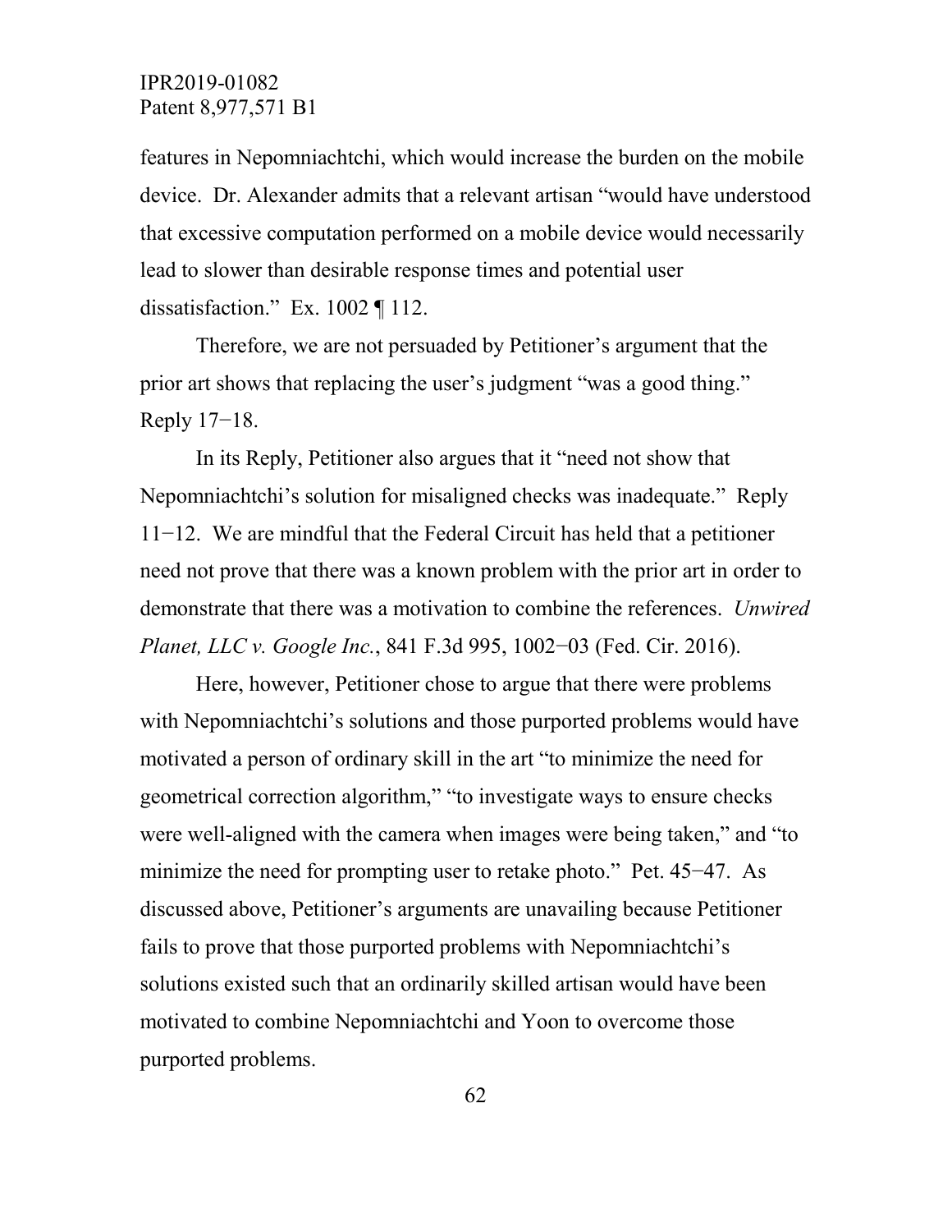features in Nepomniachtchi, which would increase the burden on the mobile device. Dr. Alexander admits that a relevant artisan "would have understood that excessive computation performed on a mobile device would necessarily lead to slower than desirable response times and potential user dissatisfaction." Ex. 1002 ¶ 112.

Therefore, we are not persuaded by Petitioner's argument that the prior art shows that replacing the user's judgment "was a good thing." Reply 17−18.

In its Reply, Petitioner also argues that it "need not show that Nepomniachtchi's solution for misaligned checks was inadequate." Reply 11−12. We are mindful that the Federal Circuit has held that a petitioner need not prove that there was a known problem with the prior art in order to demonstrate that there was a motivation to combine the references. *Unwired Planet, LLC v. Google Inc.*, 841 F.3d 995, 1002−03 (Fed. Cir. 2016).

Here, however, Petitioner chose to argue that there were problems with Nepomniachtchi's solutions and those purported problems would have motivated a person of ordinary skill in the art "to minimize the need for geometrical correction algorithm," "to investigate ways to ensure checks were well-aligned with the camera when images were being taken," and "to minimize the need for prompting user to retake photo." Pet. 45−47. As discussed above, Petitioner's arguments are unavailing because Petitioner fails to prove that those purported problems with Nepomniachtchi's solutions existed such that an ordinarily skilled artisan would have been motivated to combine Nepomniachtchi and Yoon to overcome those purported problems.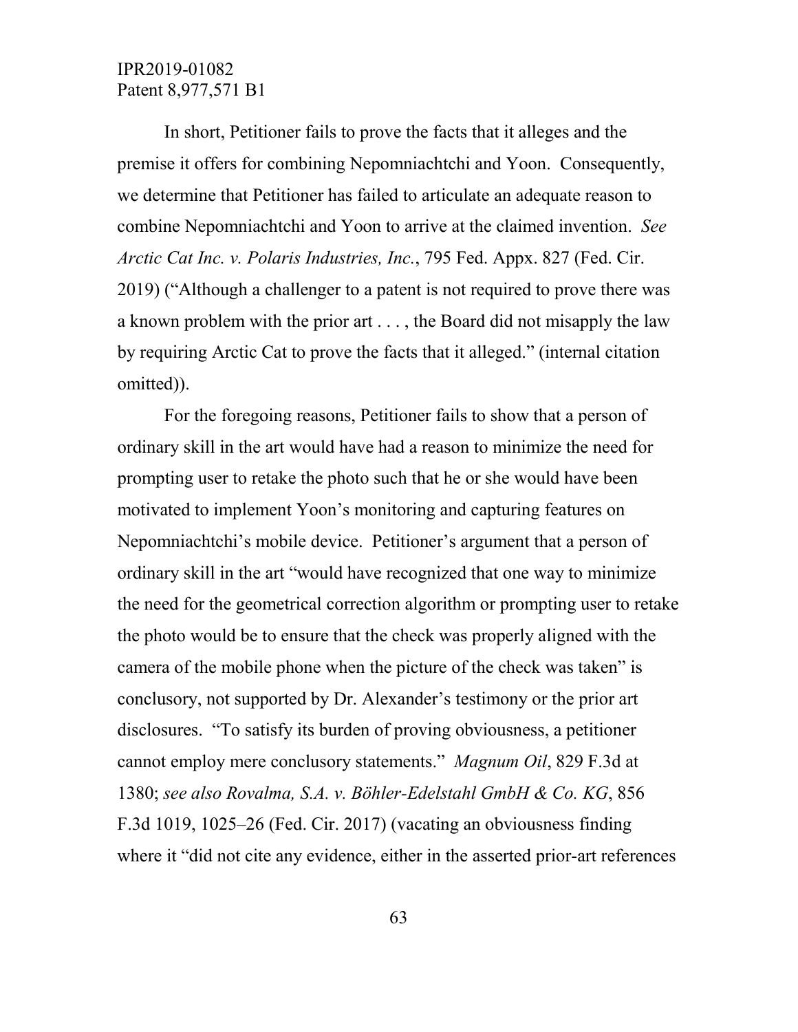In short, Petitioner fails to prove the facts that it alleges and the premise it offers for combining Nepomniachtchi and Yoon. Consequently, we determine that Petitioner has failed to articulate an adequate reason to combine Nepomniachtchi and Yoon to arrive at the claimed invention. *See Arctic Cat Inc. v. Polaris Industries, Inc.*, 795 Fed. Appx. 827 (Fed. Cir. 2019) ("Although a challenger to a patent is not required to prove there was a known problem with the prior art . . . , the Board did not misapply the law by requiring Arctic Cat to prove the facts that it alleged." (internal citation omitted)).

For the foregoing reasons, Petitioner fails to show that a person of ordinary skill in the art would have had a reason to minimize the need for prompting user to retake the photo such that he or she would have been motivated to implement Yoon's monitoring and capturing features on Nepomniachtchi's mobile device. Petitioner's argument that a person of ordinary skill in the art "would have recognized that one way to minimize the need for the geometrical correction algorithm or prompting user to retake the photo would be to ensure that the check was properly aligned with the camera of the mobile phone when the picture of the check was taken" is conclusory, not supported by Dr. Alexander's testimony or the prior art disclosures. "To satisfy its burden of proving obviousness, a petitioner cannot employ mere conclusory statements." *Magnum Oil*, 829 F.3d at 1380; *see also Rovalma, S.A. v. Böhler-Edelstahl GmbH & Co. KG*, 856 F.3d 1019, 1025–26 (Fed. Cir. 2017) (vacating an obviousness finding where it "did not cite any evidence, either in the asserted prior-art references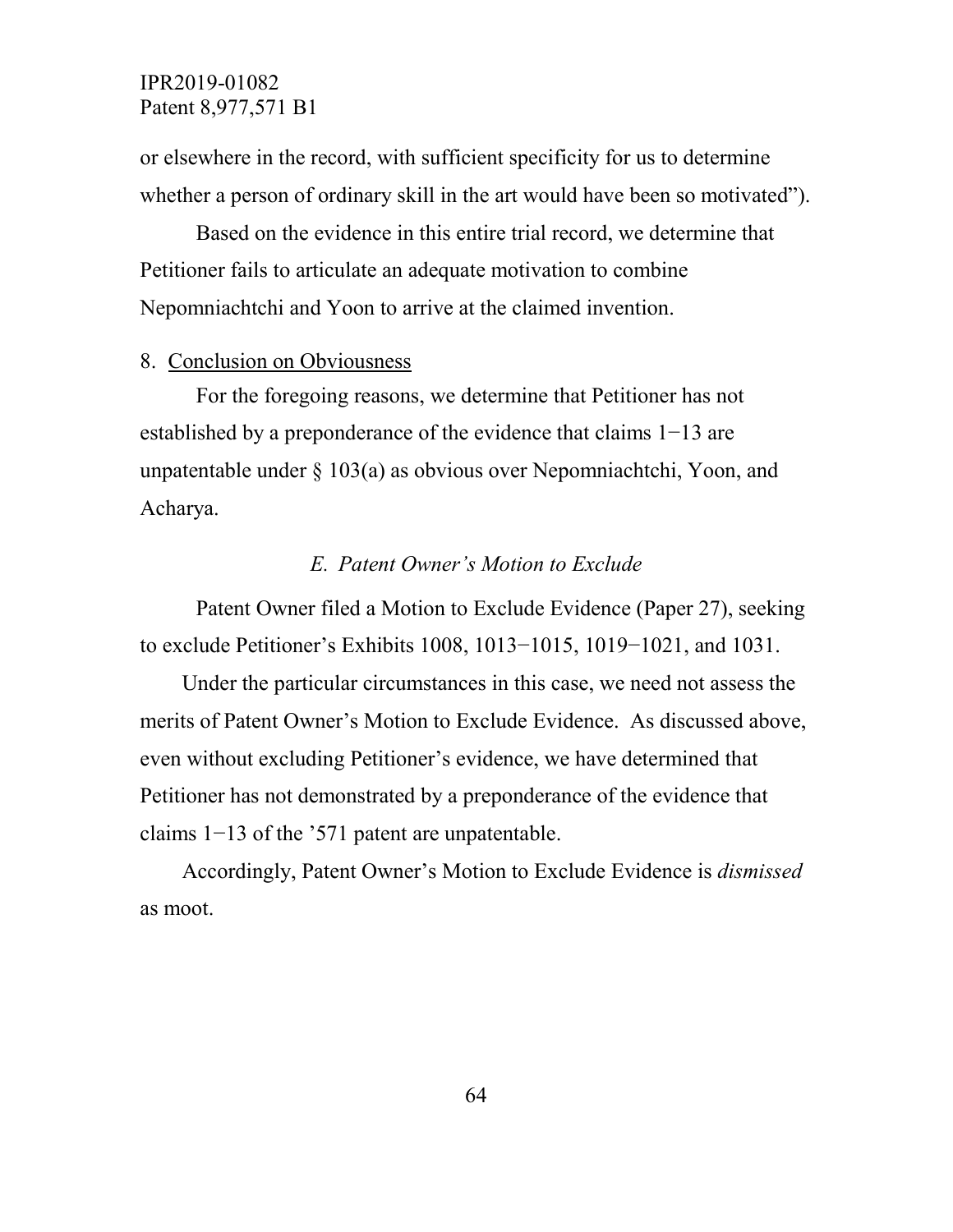or elsewhere in the record, with sufficient specificity for us to determine whether a person of ordinary skill in the art would have been so motivated").

Based on the evidence in this entire trial record, we determine that Petitioner fails to articulate an adequate motivation to combine Nepomniachtchi and Yoon to arrive at the claimed invention.

8. Conclusion on Obviousness

For the foregoing reasons, we determine that Petitioner has not established by a preponderance of the evidence that claims 1−13 are unpatentable under § 103(a) as obvious over Nepomniachtchi, Yoon, and Acharya.

### *E. Patent Owner's Motion to Exclude*

Patent Owner filed a Motion to Exclude Evidence (Paper 27), seeking to exclude Petitioner's Exhibits 1008, 1013−1015, 1019−1021, and 1031.

Under the particular circumstances in this case, we need not assess the merits of Patent Owner's Motion to Exclude Evidence. As discussed above, even without excluding Petitioner's evidence, we have determined that Petitioner has not demonstrated by a preponderance of the evidence that claims 1−13 of the '571 patent are unpatentable.

Accordingly, Patent Owner's Motion to Exclude Evidence is *dismissed* as moot.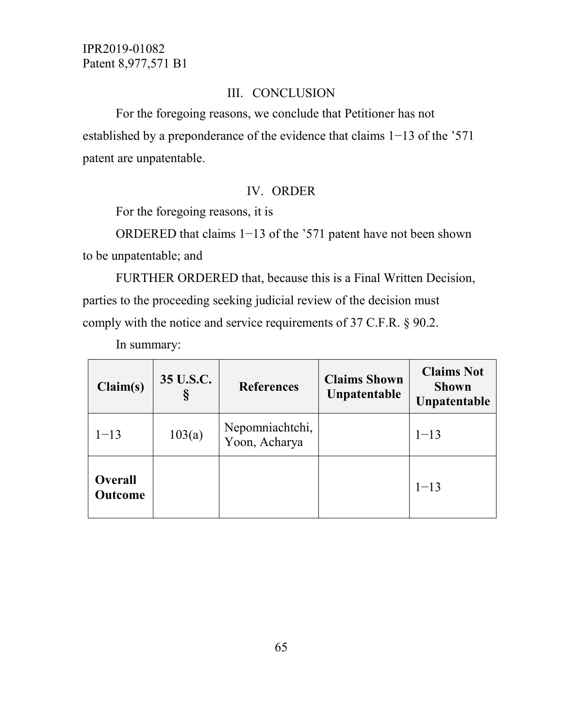## III. CONCLUSION

For the foregoing reasons, we conclude that Petitioner has not established by a preponderance of the evidence that claims 1−13 of the ’571 patent are unpatentable.

## IV. ORDER

For the foregoing reasons, it is

ORDERED that claims 1−13 of the ’571 patent have not been shown to be unpatentable; and

FURTHER ORDERED that, because this is a Final Written Decision, parties to the proceeding seeking judicial review of the decision must comply with the notice and service requirements of 37 C.F.R. § 90.2.

In summary:

| Claim(s) | 35 U.S.C. § | References | Claims Shown Unpatentable | Claims Not Shown Unpatentable |
|---|---|---|---|---|
| 1−13 | 103(a) | Nepomniachtchi, Yoon, Acharya | | 1−13 |
| **Overall Outcome** | | | | 1−13 |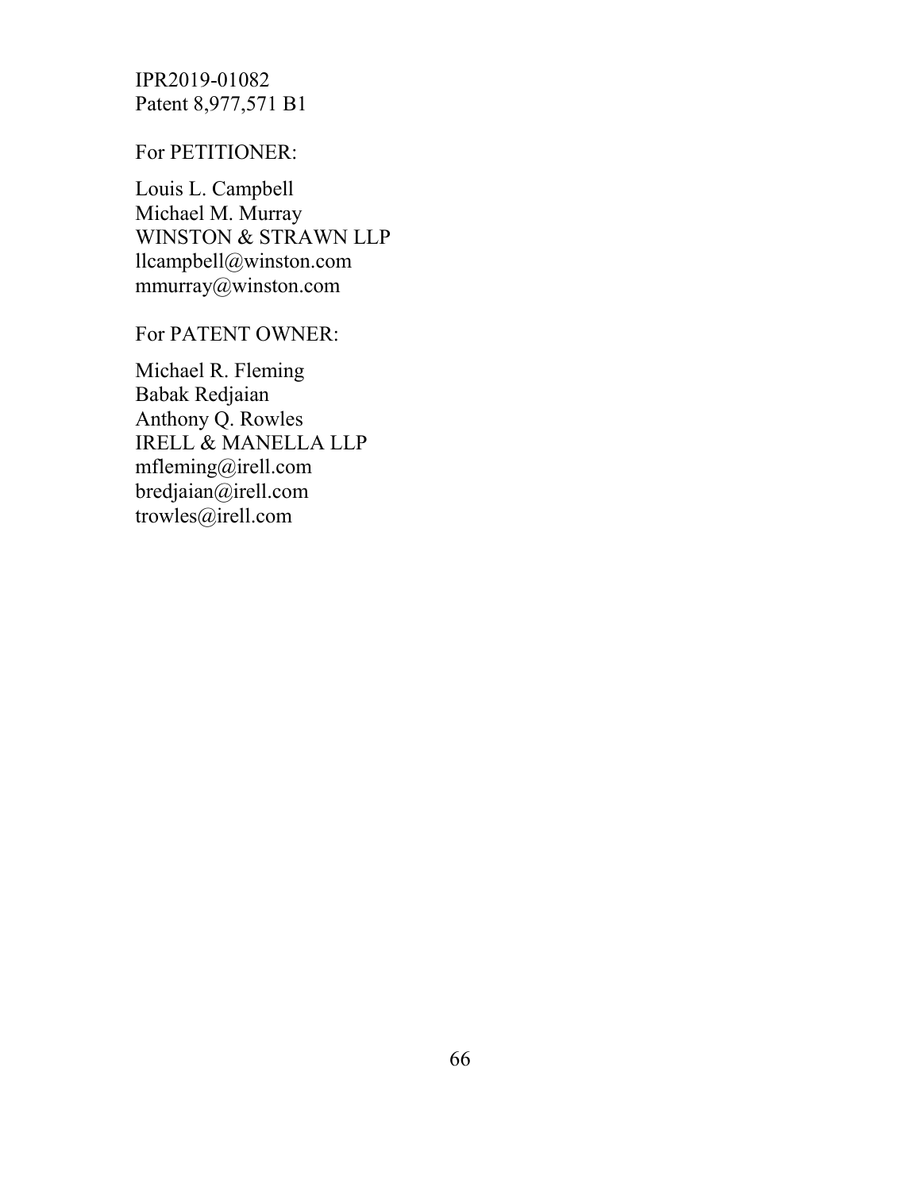For PETITIONER:

Louis L. Campbell
Michael M. Murray
WINSTON & STRAWN LLP
llcampbell@winston.com
mmurray@winston.com

For PATENT OWNER:

Michael R. Fleming
Babak Redjaian
Anthony Q. Rowles
IRELL & MANELLA LLP
mfleming@irell.com
bredjaian@irell.com
trowles@irell.com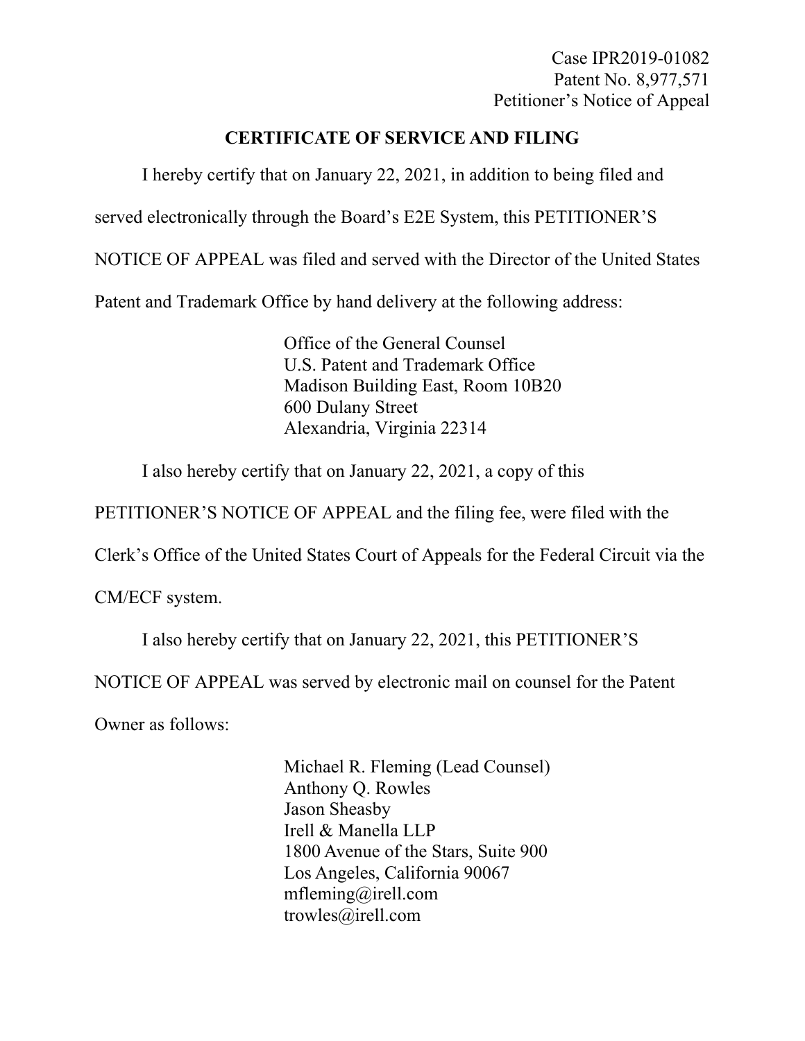Case IPR2019-01082
Patent No. 8,977,571
Petitioner's Notice of Appeal

## CERTIFICATE OF SERVICE AND FILING

I hereby certify that on January 22, 2021, in addition to being filed and served electronically through the Board's E2E System, this PETITIONER'S NOTICE OF APPEAL was filed and served with the Director of the United States Patent and Trademark Office by hand delivery at the following address:

Office of the General Counsel
U.S. Patent and Trademark Office
Madison Building East, Room 10B20
600 Dulany Street
Alexandria, Virginia 22314

I also hereby certify that on January 22, 2021, a copy of this PETITIONER'S NOTICE OF APPEAL and the filing fee, were filed with the Clerk's Office of the United States Court of Appeals for the Federal Circuit via the CM/ECF system.

I also hereby certify that on January 22, 2021, this PETITIONER'S NOTICE OF APPEAL was served by electronic mail on counsel for the Patent Owner as follows:

Michael R. Fleming (Lead Counsel)
Anthony Q. Rowles
Jason Sheasby
Irell & Manella LLP
1800 Avenue of the Stars, Suite 900
Los Angeles, California 90067
mfleming@irell.com
trowles@irell.com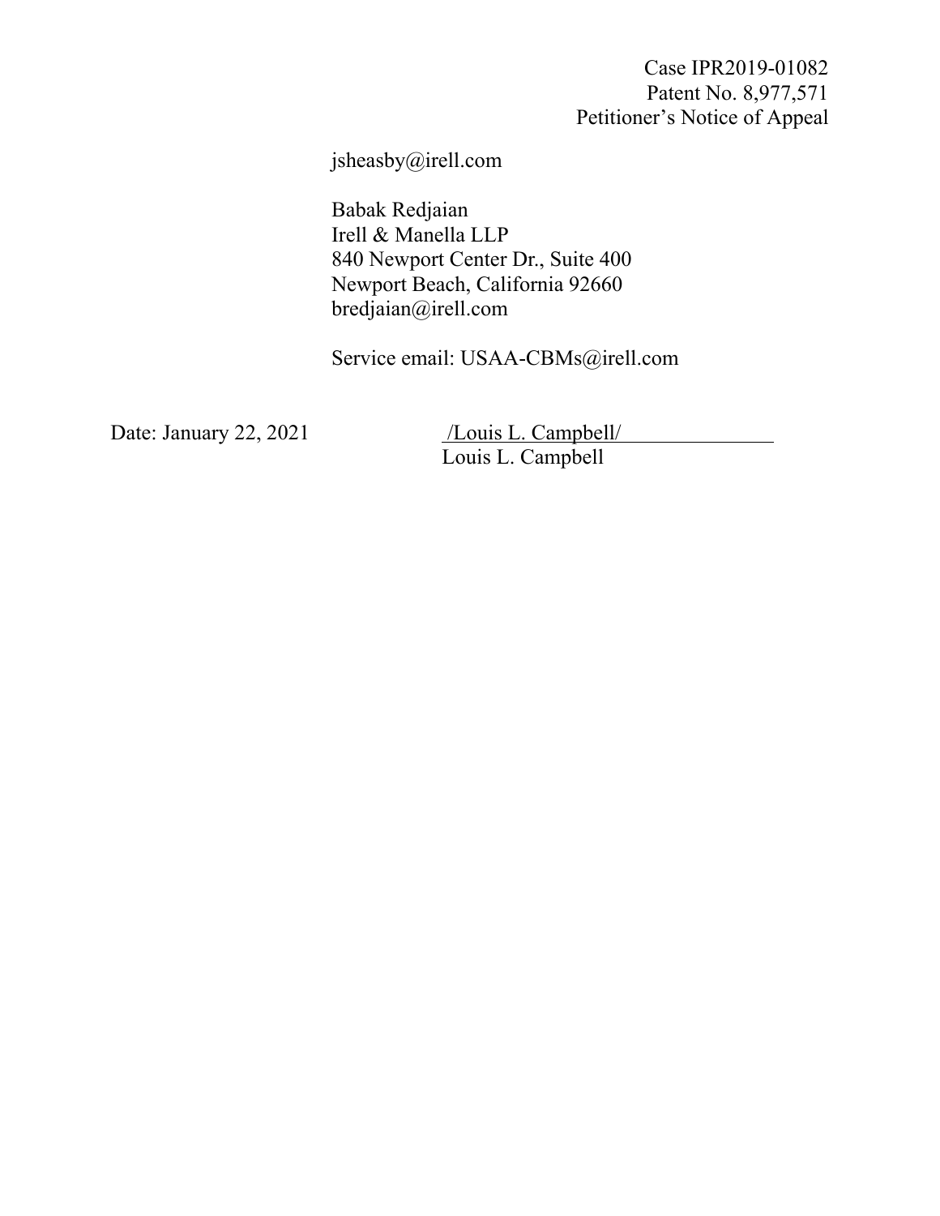jsheasby@irell.com

Babak Redjaian
Irell & Manella LLP
840 Newport Center Dr., Suite 400
Newport Beach, California 92660
bredjaian@irell.com

Service email: USAA-CBMs@irell.com

Date: January 22, 2021

/Louis L. Campbell/
Louis L. Campbell